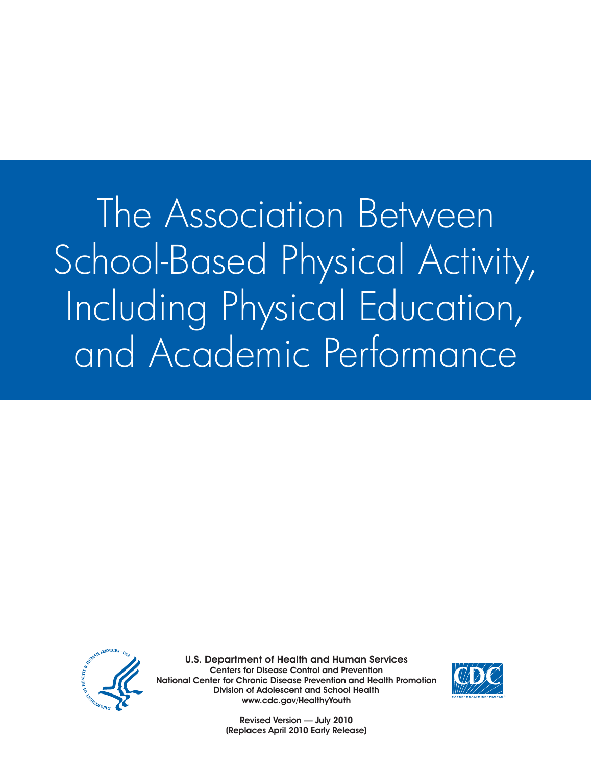# The Association Between School-Based Physical Activity, Including Physical Education, and Academic Performance

**U.S. Department of Health and Human Services**
Centers for Disease Control and Prevention
National Center for Chronic Disease Prevention and Health Promotion
Division of Adolescent and School Health
www.cdc.gov/HealthyYouth

Revised Version — July 2010
(Replaces April 2010 Early Release)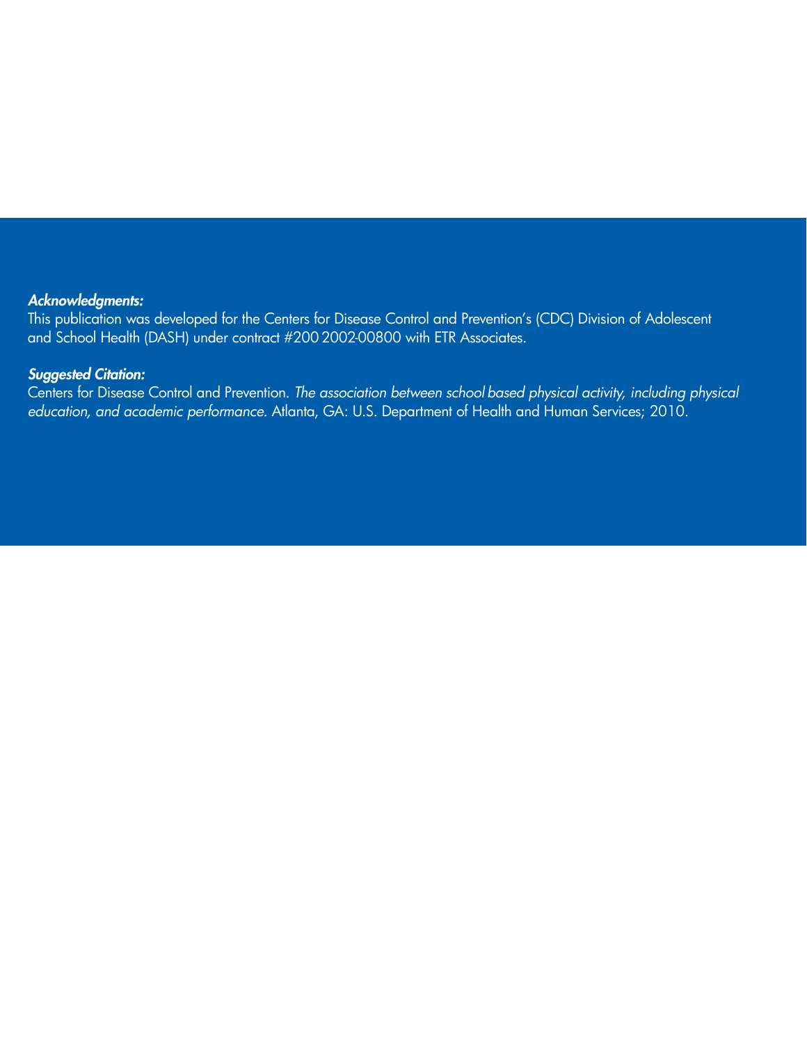***Acknowledgments:***
This publication was developed for the Centers for Disease Control and Prevention's (CDC) Division of Adolescent and School Health (DASH) under contract #200 2002-00800 with ETR Associates.

***Suggested Citation:***
Centers for Disease Control and Prevention. *The association between school based physical activity, including physical education, and academic performance.* Atlanta, GA: U.S. Department of Health and Human Services; 2010.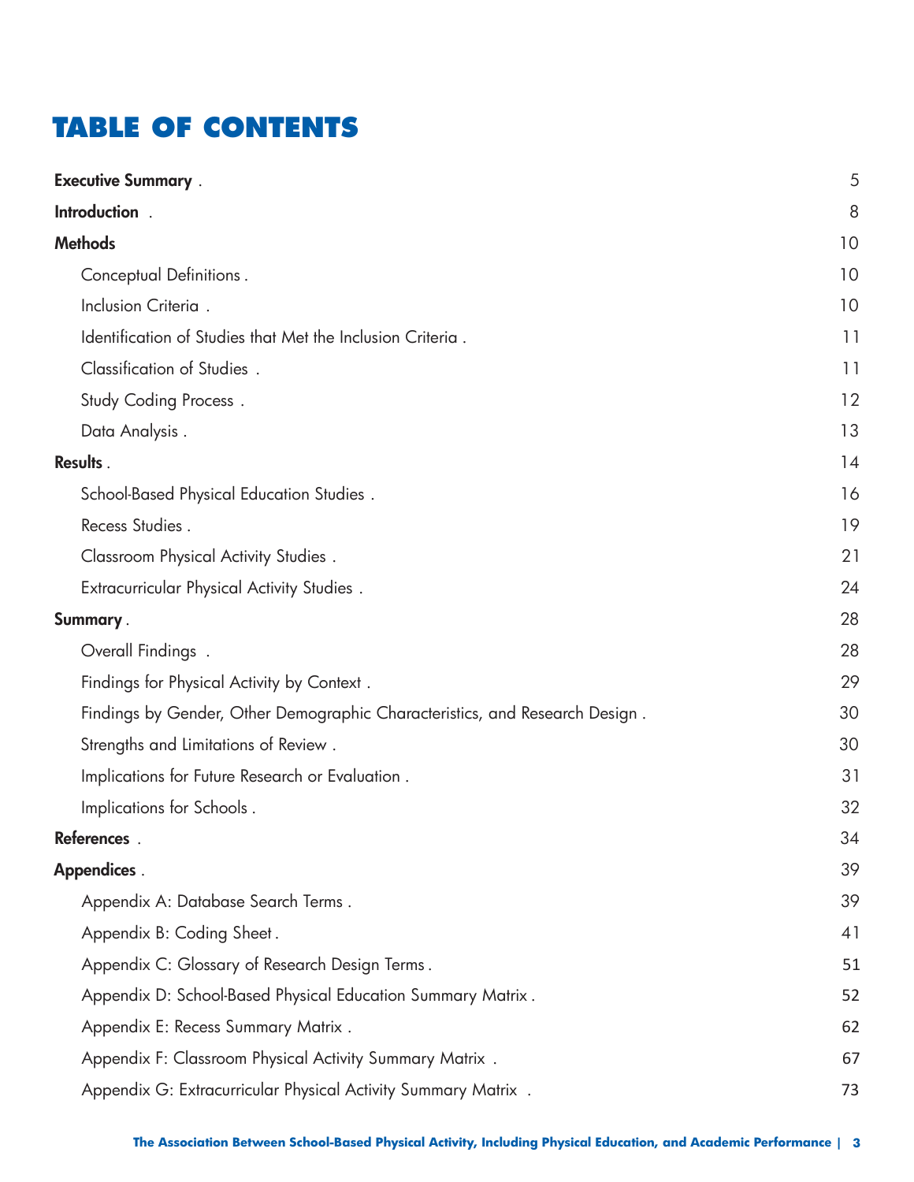# TABLE OF CONTENTS

**Executive Summary** . 5

**Introduction** . 8

**Methods** 10

- Conceptual Definitions . 10
- Inclusion Criteria . 10
- Identification of Studies that Met the Inclusion Criteria . 11
- Classification of Studies . 11
- Study Coding Process . 12
- Data Analysis . 13

**Results** . 14

- School-Based Physical Education Studies . 16
- Recess Studies . 19
- Classroom Physical Activity Studies . 21
- Extracurricular Physical Activity Studies . 24

**Summary** . 28

- Overall Findings . 28
- Findings for Physical Activity by Context . 29
- Findings by Gender, Other Demographic Characteristics, and Research Design . 30
- Strengths and Limitations of Review . 30
- Implications for Future Research or Evaluation . 31
- Implications for Schools . 32

**References** . 34

**Appendices** . 39

- Appendix A: Database Search Terms . 39
- Appendix B: Coding Sheet . 41
- Appendix C: Glossary of Research Design Terms . 51
- Appendix D: School-Based Physical Education Summary Matrix . 52
- Appendix E: Recess Summary Matrix . 62
- Appendix F: Classroom Physical Activity Summary Matrix . 67
- Appendix G: Extracurricular Physical Activity Summary Matrix . 73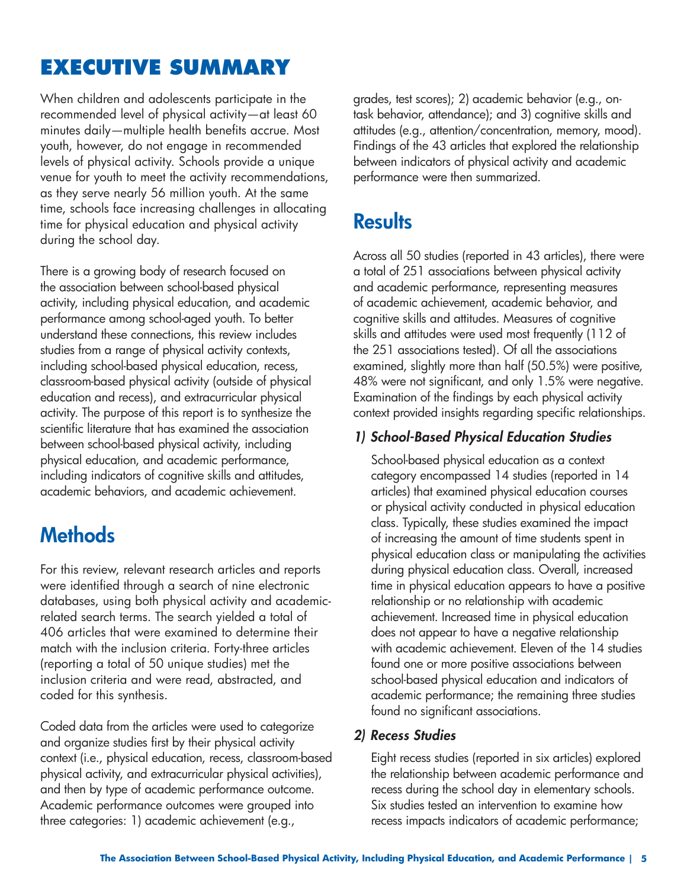# EXECUTIVE SUMMARY

When children and adolescents participate in the recommended level of physical activity—at least 60 minutes daily—multiple health benefits accrue. Most youth, however, do not engage in recommended levels of physical activity. Schools provide a unique venue for youth to meet the activity recommendations, as they serve nearly 56 million youth. At the same time, schools face increasing challenges in allocating time for physical education and physical activity during the school day.

There is a growing body of research focused on the association between school-based physical activity, including physical education, and academic performance among school-aged youth. To better understand these connections, this review includes studies from a range of physical activity contexts, including school-based physical education, recess, classroom-based physical activity (outside of physical education and recess), and extracurricular physical activity. The purpose of this report is to synthesize the scientific literature that has examined the association between school-based physical activity, including physical education, and academic performance, including indicators of cognitive skills and attitudes, academic behaviors, and academic achievement.

## Methods

For this review, relevant research articles and reports were identified through a search of nine electronic databases, using both physical activity and academic-related search terms. The search yielded a total of 406 articles that were examined to determine their match with the inclusion criteria. Forty-three articles (reporting a total of 50 unique studies) met the inclusion criteria and were read, abstracted, and coded for this synthesis.

Coded data from the articles were used to categorize and organize studies first by their physical activity context (i.e., physical education, recess, classroom-based physical activity, and extracurricular physical activities), and then by type of academic performance outcome. Academic performance outcomes were grouped into three categories: 1) academic achievement (e.g., grades, test scores); 2) academic behavior (e.g., on-task behavior, attendance); and 3) cognitive skills and attitudes (e.g., attention/concentration, memory, mood). Findings of the 43 articles that explored the relationship between indicators of physical activity and academic performance were then summarized.

## Results

Across all 50 studies (reported in 43 articles), there were a total of 251 associations between physical activity and academic performance, representing measures of academic achievement, academic behavior, and cognitive skills and attitudes. Measures of cognitive skills and attitudes were used most frequently (112 of the 251 associations tested). Of all the associations examined, slightly more than half (50.5%) were positive, 48% were not significant, and only 1.5% were negative. Examination of the findings by each physical activity context provided insights regarding specific relationships.

### *1) School-Based Physical Education Studies*

School-based physical education as a context category encompassed 14 studies (reported in 14 articles) that examined physical education courses or physical activity conducted in physical education class. Typically, these studies examined the impact of increasing the amount of time students spent in physical education class or manipulating the activities during physical education class. Overall, increased time in physical education appears to have a positive relationship or no relationship with academic achievement. Increased time in physical education does not appear to have a negative relationship with academic achievement. Eleven of the 14 studies found one or more positive associations between school-based physical education and indicators of academic performance; the remaining three studies found no significant associations.

### *2) Recess Studies*

Eight recess studies (reported in six articles) explored the relationship between academic performance and recess during the school day in elementary schools. Six studies tested an intervention to examine how recess impacts indicators of academic performance;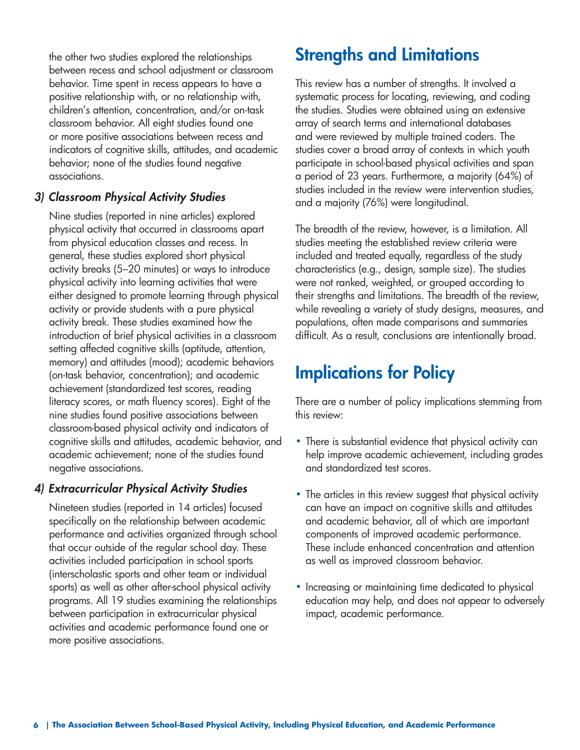the other two studies explored the relationships between recess and school adjustment or classroom behavior. Time spent in recess appears to have a positive relationship with, or no relationship with, children's attention, concentration, and/or on-task classroom behavior. All eight studies found one or more positive associations between recess and indicators of cognitive skills, attitudes, and academic behavior; none of the studies found negative associations.

### *3) Classroom Physical Activity Studies*

Nine studies (reported in nine articles) explored physical activity that occurred in classrooms apart from physical education classes and recess. In general, these studies explored short physical activity breaks (5–20 minutes) or ways to introduce physical activity into learning activities that were either designed to promote learning through physical activity or provide students with a pure physical activity break. These studies examined how the introduction of brief physical activities in a classroom setting affected cognitive skills (aptitude, attention, memory) and attitudes (mood); academic behaviors (on-task behavior, concentration); and academic achievement (standardized test scores, reading literacy scores, or math fluency scores). Eight of the nine studies found positive associations between classroom-based physical activity and indicators of cognitive skills and attitudes, academic behavior, and academic achievement; none of the studies found negative associations.

### *4) Extracurricular Physical Activity Studies*

Nineteen studies (reported in 14 articles) focused specifically on the relationship between academic performance and activities organized through school that occur outside of the regular school day. These activities included participation in school sports (interscholastic sports and other team or individual sports) as well as other after-school physical activity programs. All 19 studies examining the relationships between participation in extracurricular physical activities and academic performance found one or more positive associations.

## Strengths and Limitations

This review has a number of strengths. It involved a systematic process for locating, reviewing, and coding the studies. Studies were obtained using an extensive array of search terms and international databases and were reviewed by multiple trained coders. The studies cover a broad array of contexts in which youth participate in school-based physical activities and span a period of 23 years. Furthermore, a majority (64%) of studies included in the review were intervention studies, and a majority (76%) were longitudinal.

The breadth of the review, however, is a limitation. All studies meeting the established review criteria were included and treated equally, regardless of the study characteristics (e.g., design, sample size). The studies were not ranked, weighted, or grouped according to their strengths and limitations. The breadth of the review, while revealing a variety of study designs, measures, and populations, often made comparisons and summaries difficult. As a result, conclusions are intentionally broad.

## Implications for Policy

There are a number of policy implications stemming from this review:

- There is substantial evidence that physical activity can help improve academic achievement, including grades and standardized test scores.
- The articles in this review suggest that physical activity can have an impact on cognitive skills and attitudes and academic behavior, all of which are important components of improved academic performance. These include enhanced concentration and attention as well as improved classroom behavior.
- Increasing or maintaining time dedicated to physical education may help, and does not appear to adversely impact, academic performance.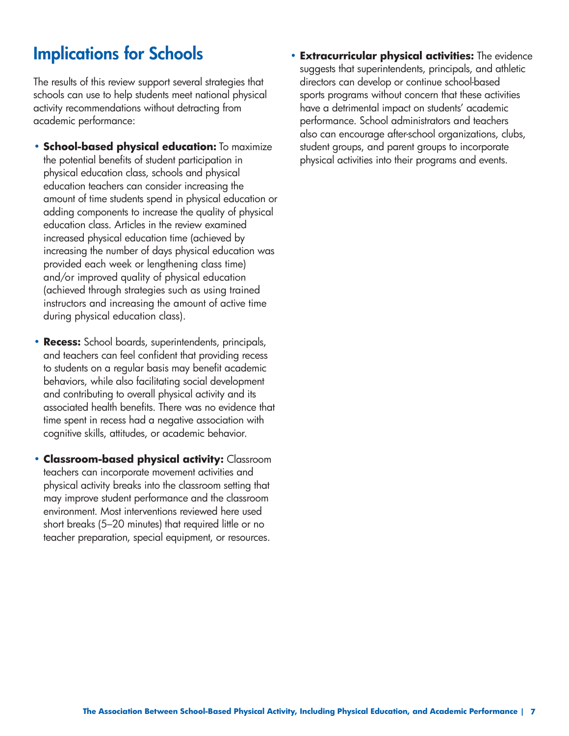## Implications for Schools

The results of this review support several strategies that schools can use to help students meet national physical activity recommendations without detracting from academic performance:

- **School-based physical education:** To maximize the potential benefits of student participation in physical education class, schools and physical education teachers can consider increasing the amount of time students spend in physical education or adding components to increase the quality of physical education class. Articles in the review examined increased physical education time (achieved by increasing the number of days physical education was provided each week or lengthening class time) and/or improved quality of physical education (achieved through strategies such as using trained instructors and increasing the amount of active time during physical education class).

- **Recess:** School boards, superintendents, principals, and teachers can feel confident that providing recess to students on a regular basis may benefit academic behaviors, while also facilitating social development and contributing to overall physical activity and its associated health benefits. There was no evidence that time spent in recess had a negative association with cognitive skills, attitudes, or academic behavior.

- **Classroom-based physical activity:** Classroom teachers can incorporate movement activities and physical activity breaks into the classroom setting that may improve student performance and the classroom environment. Most interventions reviewed here used short breaks (5–20 minutes) that required little or no teacher preparation, special equipment, or resources.

- **Extracurricular physical activities:** The evidence suggests that superintendents, principals, and athletic directors can develop or continue school-based sports programs without concern that these activities have a detrimental impact on students' academic performance. School administrators and teachers also can encourage after-school organizations, clubs, student groups, and parent groups to incorporate physical activities into their programs and events.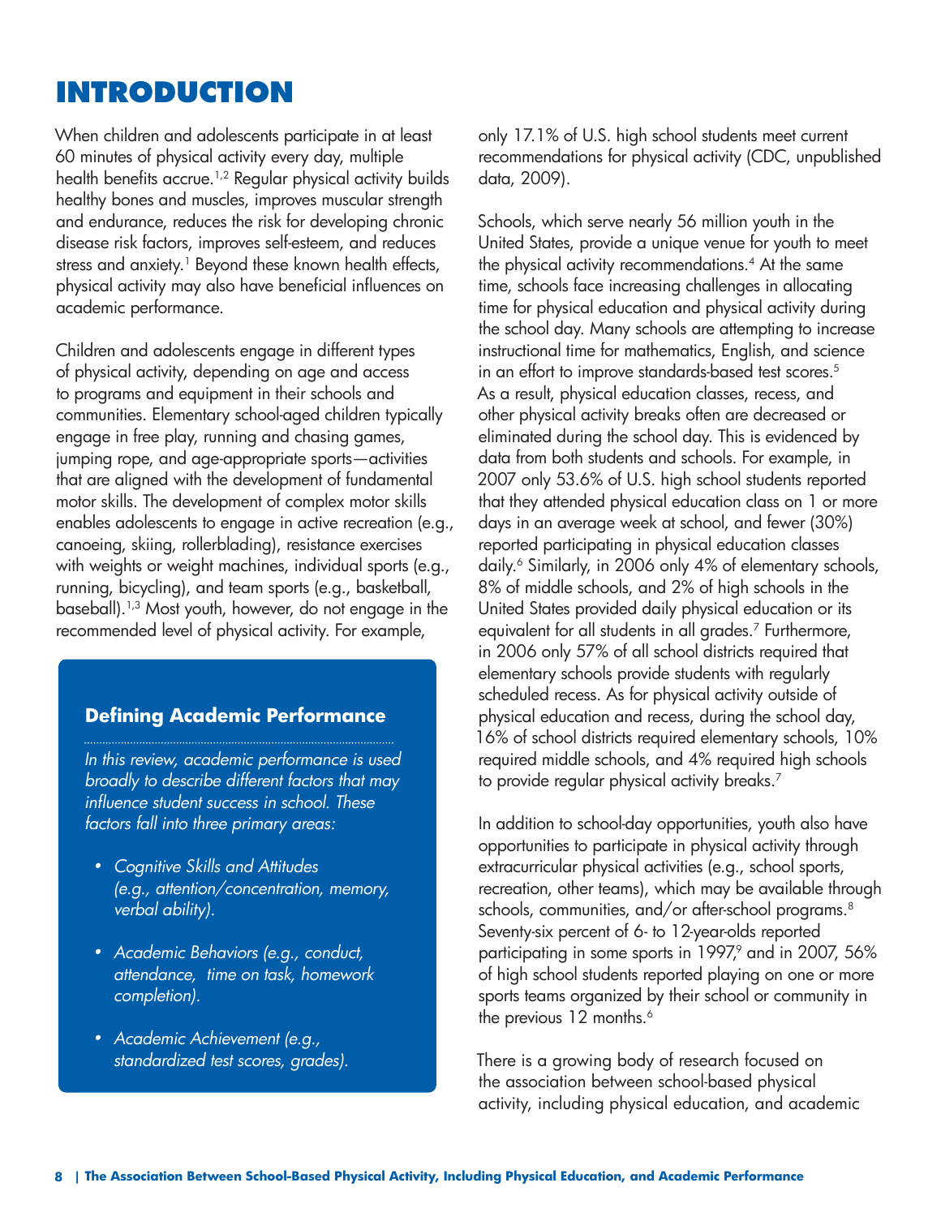# INTRODUCTION

When children and adolescents participate in at least 60 minutes of physical activity every day, multiple health benefits accrue.[1,2] Regular physical activity builds healthy bones and muscles, improves muscular strength and endurance, reduces the risk for developing chronic disease risk factors, improves self-esteem, and reduces stress and anxiety.[1] Beyond these known health effects, physical activity may also have beneficial influences on academic performance.

Children and adolescents engage in different types of physical activity, depending on age and access to programs and equipment in their schools and communities. Elementary school-aged children typically engage in free play, running and chasing games, jumping rope, and age-appropriate sports—activities that are aligned with the development of fundamental motor skills. The development of complex motor skills enables adolescents to engage in active recreation (e.g., canoeing, skiing, rollerblading), resistance exercises with weights or weight machines, individual sports (e.g., running, bicycling), and team sports (e.g., basketball, baseball).[1,3] Most youth, however, do not engage in the recommended level of physical activity. For example, only 17.1% of U.S. high school students meet current recommendations for physical activity (CDC, unpublished data, 2009).

### Defining Academic Performance

*In this review, academic performance is used broadly to describe different factors that may influence student success in school. These factors fall into three primary areas:*

- *Cognitive Skills and Attitudes (e.g., attention/concentration, memory, verbal ability).*
- *Academic Behaviors (e.g., conduct, attendance, time on task, homework completion).*
- *Academic Achievement (e.g., standardized test scores, grades).*

Schools, which serve nearly 56 million youth in the United States, provide a unique venue for youth to meet the physical activity recommendations.[4] At the same time, schools face increasing challenges in allocating time for physical education and physical activity during the school day. Many schools are attempting to increase instructional time for mathematics, English, and science in an effort to improve standards-based test scores.[5] As a result, physical education classes, recess, and other physical activity breaks often are decreased or eliminated during the school day. This is evidenced by data from both students and schools. For example, in 2007 only 53.6% of U.S. high school students reported that they attended physical education class on 1 or more days in an average week at school, and fewer (30%) reported participating in physical education classes daily.[6] Similarly, in 2006 only 4% of elementary schools, 8% of middle schools, and 2% of high schools in the United States provided daily physical education or its equivalent for all students in all grades.[7] Furthermore, in 2006 only 57% of all school districts required that elementary schools provide students with regularly scheduled recess. As for physical activity outside of physical education and recess, during the school day, 16% of school districts required elementary schools, 10% required middle schools, and 4% required high schools to provide regular physical activity breaks.[7]

In addition to school-day opportunities, youth also have opportunities to participate in physical activity through extracurricular physical activities (e.g., school sports, recreation, other teams), which may be available through schools, communities, and/or after-school programs.[8] Seventy-six percent of 6- to 12-year-olds reported participating in some sports in 1997,[9] and in 2007, 56% of high school students reported playing on one or more sports teams organized by their school or community in the previous 12 months.[6]

There is a growing body of research focused on the association between school-based physical activity, including physical education, and academic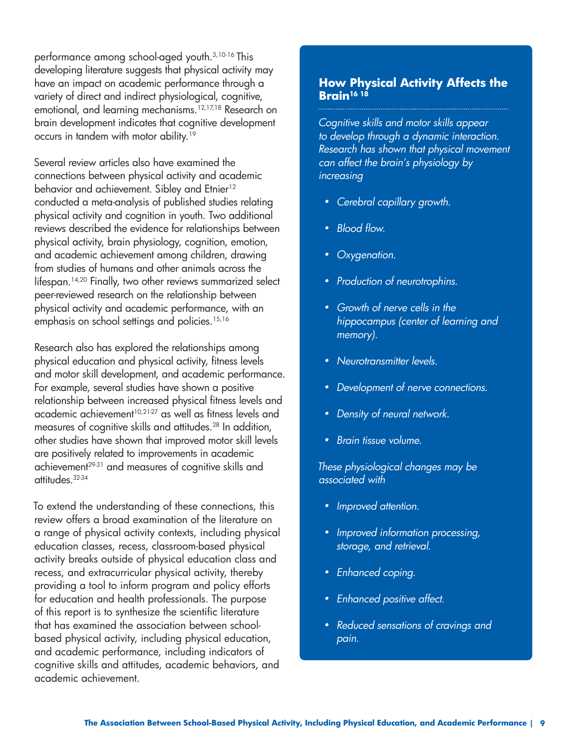performance among school-aged youth.[3,10-16] This developing literature suggests that physical activity may have an impact on academic performance through a variety of direct and indirect physiological, cognitive, emotional, and learning mechanisms.[12,17,18] Research on brain development indicates that cognitive development occurs in tandem with motor ability.[19]

Several review articles also have examined the connections between physical activity and academic behavior and achievement. Sibley and Etnier[12] conducted a meta-analysis of published studies relating physical activity and cognition in youth. Two additional reviews described the evidence for relationships between physical activity, brain physiology, cognition, emotion, and academic achievement among children, drawing from studies of humans and other animals across the lifespan.[14,20] Finally, two other reviews summarized select peer-reviewed research on the relationship between physical activity and academic performance, with an emphasis on school settings and policies.[15,16]

Research also has explored the relationships among physical education and physical activity, fitness levels and motor skill development, and academic performance. For example, several studies have shown a positive relationship between increased physical fitness levels and academic achievement[10,21-27] as well as fitness levels and measures of cognitive skills and attitudes.[28] In addition, other studies have shown that improved motor skill levels are positively related to improvements in academic achievement[29-31] and measures of cognitive skills and attitudes.[32-34]

To extend the understanding of these connections, this review offers a broad examination of the literature on a range of physical activity contexts, including physical education classes, recess, classroom-based physical activity breaks outside of physical education class and recess, and extracurricular physical activity, thereby providing a tool to inform program and policy efforts for education and health professionals. The purpose of this report is to synthesize the scientific literature that has examined the association between school-based physical activity, including physical education, and academic performance, including indicators of cognitive skills and attitudes, academic behaviors, and academic achievement.

### How Physical Activity Affects the Brain[16 18]

*Cognitive skills and motor skills appear to develop through a dynamic interaction. Research has shown that physical movement can affect the brain's physiology by increasing*

- *Cerebral capillary growth.*
- *Blood flow.*
- *Oxygenation.*
- *Production of neurotrophins.*
- *Growth of nerve cells in the hippocampus (center of learning and memory).*
- *Neurotransmitter levels.*
- *Development of nerve connections.*
- *Density of neural network.*
- *Brain tissue volume.*

*These physiological changes may be associated with*

- *Improved attention.*
- *Improved information processing, storage, and retrieval.*
- *Enhanced coping.*
- *Enhanced positive affect.*
- *Reduced sensations of cravings and pain.*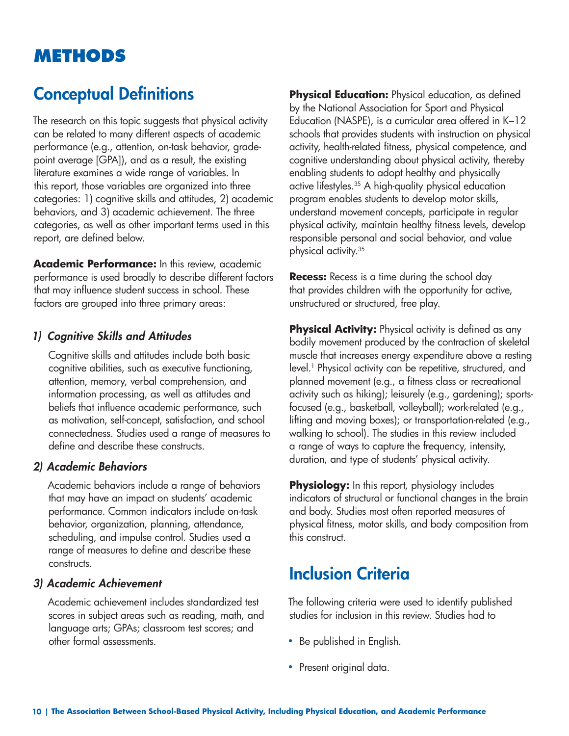# METHODS

## Conceptual Definitions

The research on this topic suggests that physical activity can be related to many different aspects of academic performance (e.g., attention, on-task behavior, grade-point average [GPA]), and as a result, the existing literature examines a wide range of variables. In this report, those variables are organized into three categories: 1) cognitive skills and attitudes, 2) academic behaviors, and 3) academic achievement. The three categories, as well as other important terms used in this report, are defined below.

**Academic Performance:** In this review, academic performance is used broadly to describe different factors that may influence student success in school. These factors are grouped into three primary areas:

### *1) Cognitive Skills and Attitudes*

Cognitive skills and attitudes include both basic cognitive abilities, such as executive functioning, attention, memory, verbal comprehension, and information processing, as well as attitudes and beliefs that influence academic performance, such as motivation, self-concept, satisfaction, and school connectedness. Studies used a range of measures to define and describe these constructs.

### *2) Academic Behaviors*

Academic behaviors include a range of behaviors that may have an impact on students' academic performance. Common indicators include on-task behavior, organization, planning, attendance, scheduling, and impulse control. Studies used a range of measures to define and describe these constructs.

### *3) Academic Achievement*

Academic achievement includes standardized test scores in subject areas such as reading, math, and language arts; GPAs; classroom test scores; and other formal assessments.

**Physical Education:** Physical education, as defined by the National Association for Sport and Physical Education (NASPE), is a curricular area offered in K–12 schools that provides students with instruction on physical activity, health-related fitness, physical competence, and cognitive understanding about physical activity, thereby enabling students to adopt healthy and physically active lifestyles.[35] A high-quality physical education program enables students to develop motor skills, understand movement concepts, participate in regular physical activity, maintain healthy fitness levels, develop responsible personal and social behavior, and value physical activity.[35]

**Recess:** Recess is a time during the school day that provides children with the opportunity for active, unstructured or structured, free play.

**Physical Activity:** Physical activity is defined as any bodily movement produced by the contraction of skeletal muscle that increases energy expenditure above a resting level.[1] Physical activity can be repetitive, structured, and planned movement (e.g., a fitness class or recreational activity such as hiking); leisurely (e.g., gardening); sports-focused (e.g., basketball, volleyball); work-related (e.g., lifting and moving boxes); or transportation-related (e.g., walking to school). The studies in this review included a range of ways to capture the frequency, intensity, duration, and type of students' physical activity.

**Physiology:** In this report, physiology includes indicators of structural or functional changes in the brain and body. Studies most often reported measures of physical fitness, motor skills, and body composition from this construct.

## Inclusion Criteria

The following criteria were used to identify published studies for inclusion in this review. Studies had to

- Be published in English.
- Present original data.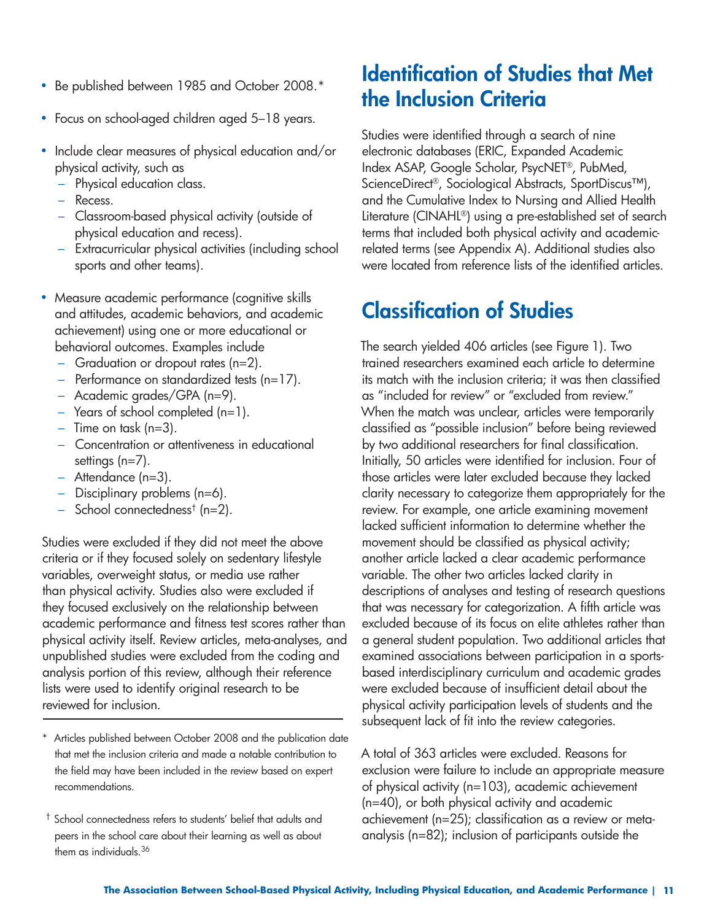- Be published between 1985 and October 2008.*
- Focus on school-aged children aged 5–18 years.
- Include clear measures of physical education and/or physical activity, such as
  - Physical education class.
  - Recess.
  - Classroom-based physical activity (outside of physical education and recess).
  - Extracurricular physical activities (including school sports and other teams).
- Measure academic performance (cognitive skills and attitudes, academic behaviors, and academic achievement) using one or more educational or behavioral outcomes. Examples include
  - Graduation or dropout rates (n=2).
  - Performance on standardized tests (n=17).
  - Academic grades/GPA (n=9).
  - Years of school completed (n=1).
  - Time on task (n=3).
  - Concentration or attentiveness in educational settings (n=7).
  - Attendance (n=3).
  - Disciplinary problems (n=6).
  - School connectedness† (n=2).

Studies were excluded if they did not meet the above criteria or if they focused solely on sedentary lifestyle variables, overweight status, or media use rather than physical activity. Studies also were excluded if they focused exclusively on the relationship between academic performance and fitness test scores rather than physical activity itself. Review articles, meta-analyses, and unpublished studies were excluded from the coding and analysis portion of this review, although their reference lists were used to identify original research to be reviewed for inclusion.

* Articles published between October 2008 and the publication date that met the inclusion criteria and made a notable contribution to the field may have been included in the review based on expert recommendations.

† School connectedness refers to students' belief that adults and peers in the school care about their learning as well as about them as individuals.[36]

## Identification of Studies that Met the Inclusion Criteria

Studies were identified through a search of nine electronic databases (ERIC, Expanded Academic Index ASAP, Google Scholar, PsycNET®, PubMed, ScienceDirect®, Sociological Abstracts, SportDiscus™), and the Cumulative Index to Nursing and Allied Health Literature (CINAHL®) using a pre-established set of search terms that included both physical activity and academic-related terms (see Appendix A). Additional studies also were located from reference lists of the identified articles.

## Classification of Studies

The search yielded 406 articles (see Figure 1). Two trained researchers examined each article to determine its match with the inclusion criteria; it was then classified as "included for review" or "excluded from review." When the match was unclear, articles were temporarily classified as "possible inclusion" before being reviewed by two additional researchers for final classification. Initially, 50 articles were identified for inclusion. Four of those articles were later excluded because they lacked clarity necessary to categorize them appropriately for the review. For example, one article examining movement lacked sufficient information to determine whether the movement should be classified as physical activity; another article lacked a clear academic performance variable. The other two articles lacked clarity in descriptions of analyses and testing of research questions that was necessary for categorization. A fifth article was excluded because of its focus on elite athletes rather than a general student population. Two additional articles that examined associations between participation in a sports-based interdisciplinary curriculum and academic grades were excluded because of insufficient detail about the physical activity participation levels of students and the subsequent lack of fit into the review categories.

A total of 363 articles were excluded. Reasons for exclusion were failure to include an appropriate measure of physical activity (n=103), academic achievement (n=40), or both physical activity and academic achievement (n=25); classification as a review or meta-analysis (n=82); inclusion of participants outside the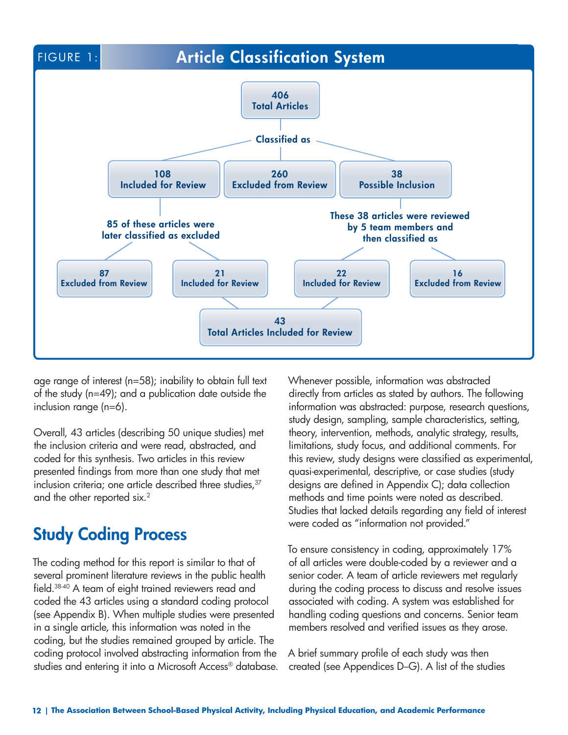## FIGURE 1: Article Classification System

- 406 Total Articles
  - Classified as
    - 108 Included for Review
      - 85 of these articles were later classified as excluded
        - 87 Excluded from Review
        - 21 Included for Review
    - 260 Excluded from Review
    - 38 Possible Inclusion
      - These 38 articles were reviewed by 5 team members and then classified as
        - 22 Included for Review
        - 16 Excluded from Review
- 21 Included for Review + 22 Included for Review → 43 Total Articles Included for Review

age range of interest (n=58); inability to obtain full text of the study (n=49); and a publication date outside the inclusion range (n=6).

Overall, 43 articles (describing 50 unique studies) met the inclusion criteria and were read, abstracted, and coded for this synthesis. Two articles in this review presented findings from more than one study that met inclusion criteria; one article described three studies,[37] and the other reported six.[2]

## Study Coding Process

The coding method for this report is similar to that of several prominent literature reviews in the public health field.[38-40] A team of eight trained reviewers read and coded the 43 articles using a standard coding protocol (see Appendix B). When multiple studies were presented in a single article, this information was noted in the coding, but the studies remained grouped by article. The coding protocol involved abstracting information from the studies and entering it into a Microsoft Access® database.

Whenever possible, information was abstracted directly from articles as stated by authors. The following information was abstracted: purpose, research questions, study design, sampling, sample characteristics, setting, theory, intervention, methods, analytic strategy, results, limitations, study focus, and additional comments. For this review, study designs were classified as experimental, quasi-experimental, descriptive, or case studies (study designs are defined in Appendix C); data collection methods and time points were noted as described. Studies that lacked details regarding any field of interest were coded as "information not provided."

To ensure consistency in coding, approximately 17% of all articles were double-coded by a reviewer and a senior coder. A team of article reviewers met regularly during the coding process to discuss and resolve issues associated with coding. A system was established for handling coding questions and concerns. Senior team members resolved and verified issues as they arose.

A brief summary profile of each study was then created (see Appendices D–G). A list of the studies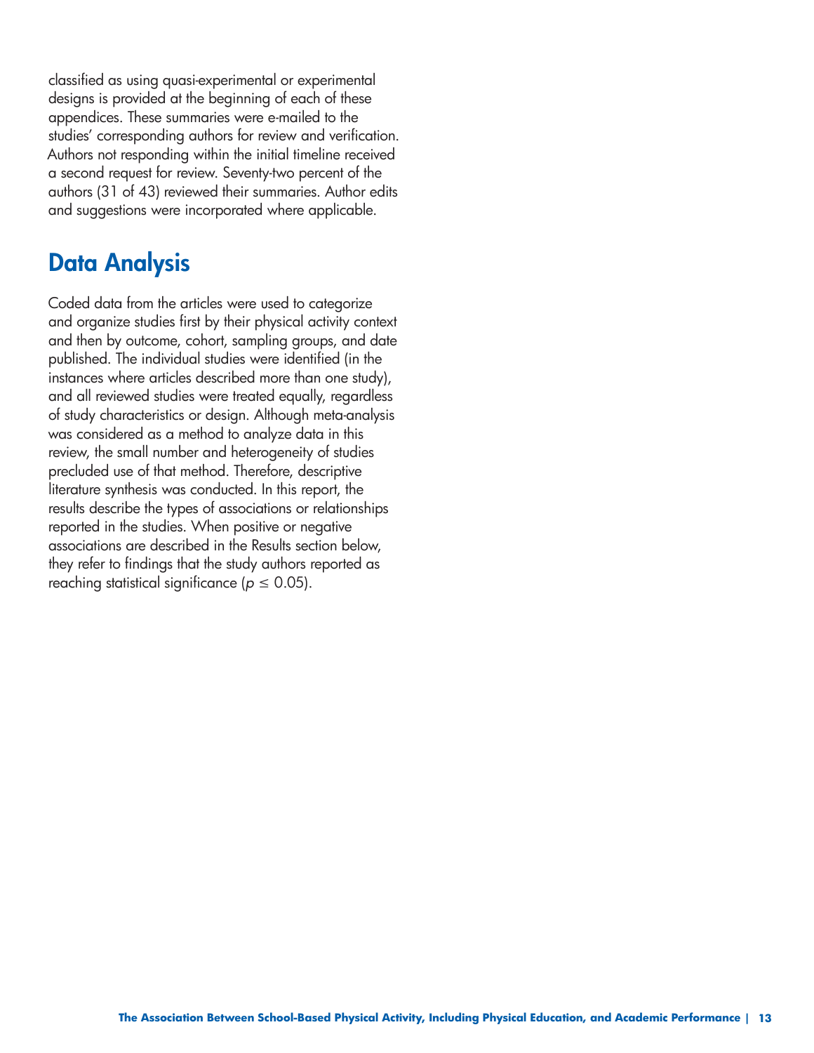classified as using quasi-experimental or experimental designs is provided at the beginning of each of these appendices. These summaries were e-mailed to the studies' corresponding authors for review and verification. Authors not responding within the initial timeline received a second request for review. Seventy-two percent of the authors (31 of 43) reviewed their summaries. Author edits and suggestions were incorporated where applicable.

## Data Analysis

Coded data from the articles were used to categorize and organize studies first by their physical activity context and then by outcome, cohort, sampling groups, and date published. The individual studies were identified (in the instances where articles described more than one study), and all reviewed studies were treated equally, regardless of study characteristics or design. Although meta-analysis was considered as a method to analyze data in this review, the small number and heterogeneity of studies precluded use of that method. Therefore, descriptive literature synthesis was conducted. In this report, the results describe the types of associations or relationships reported in the studies. When positive or negative associations are described in the Results section below, they refer to findings that the study authors reported as reaching statistical significance ($p \leq 0.05$).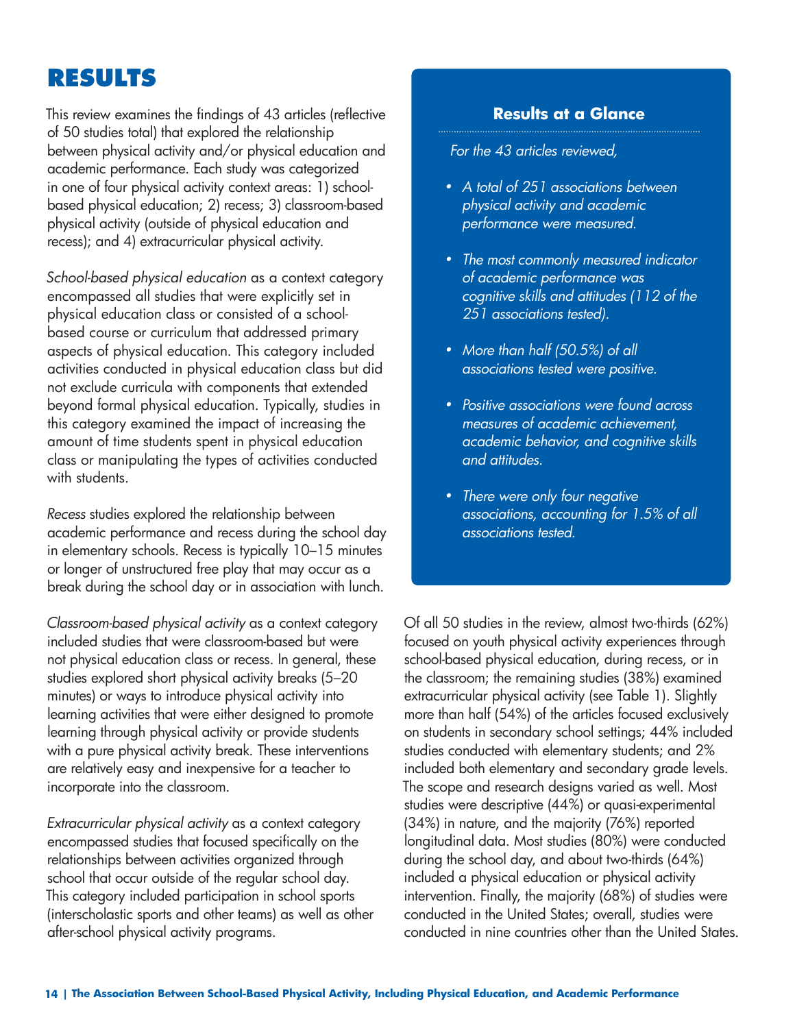# RESULTS

This review examines the findings of 43 articles (reflective of 50 studies total) that explored the relationship between physical activity and/or physical education and academic performance. Each study was categorized in one of four physical activity context areas: 1) school-based physical education; 2) recess; 3) classroom-based physical activity (outside of physical education and recess); and 4) extracurricular physical activity.

*School-based physical education* as a context category encompassed all studies that were explicitly set in physical education class or consisted of a school-based course or curriculum that addressed primary aspects of physical education. This category included activities conducted in physical education class but did not exclude curricula with components that extended beyond formal physical education. Typically, studies in this category examined the impact of increasing the amount of time students spent in physical education class or manipulating the types of activities conducted with students.

*Recess* studies explored the relationship between academic performance and recess during the school day in elementary schools. Recess is typically 10–15 minutes or longer of unstructured free play that may occur as a break during the school day or in association with lunch.

*Classroom-based physical activity* as a context category included studies that were classroom-based but were not physical education class or recess. In general, these studies explored short physical activity breaks (5–20 minutes) or ways to introduce physical activity into learning activities that were either designed to promote learning through physical activity or provide students with a pure physical activity break. These interventions are relatively easy and inexpensive for a teacher to incorporate into the classroom.

*Extracurricular physical activity* as a context category encompassed studies that focused specifically on the relationships between activities organized through school that occur outside of the regular school day. This category included participation in school sports (interscholastic sports and other teams) as well as other after-school physical activity programs.

**Results at a Glance**

*For the 43 articles reviewed,*

- *A total of 251 associations between physical activity and academic performance were measured.*
- *The most commonly measured indicator of academic performance was cognitive skills and attitudes (112 of the 251 associations tested).*
- *More than half (50.5%) of all associations tested were positive.*
- *Positive associations were found across measures of academic achievement, academic behavior, and cognitive skills and attitudes.*
- *There were only four negative associations, accounting for 1.5% of all associations tested.*

Of all 50 studies in the review, almost two-thirds (62%) focused on youth physical activity experiences through school-based physical education, during recess, or in the classroom; the remaining studies (38%) examined extracurricular physical activity (see Table 1). Slightly more than half (54%) of the articles focused exclusively on students in secondary school settings; 44% included studies conducted with elementary students; and 2% included both elementary and secondary grade levels. The scope and research designs varied as well. Most studies were descriptive (44%) or quasi-experimental (34%) in nature, and the majority (76%) reported longitudinal data. Most studies (80%) were conducted during the school day, and about two-thirds (64%) included a physical education or physical activity intervention. Finally, the majority (68%) of studies were conducted in the United States; overall, studies were conducted in nine countries other than the United States.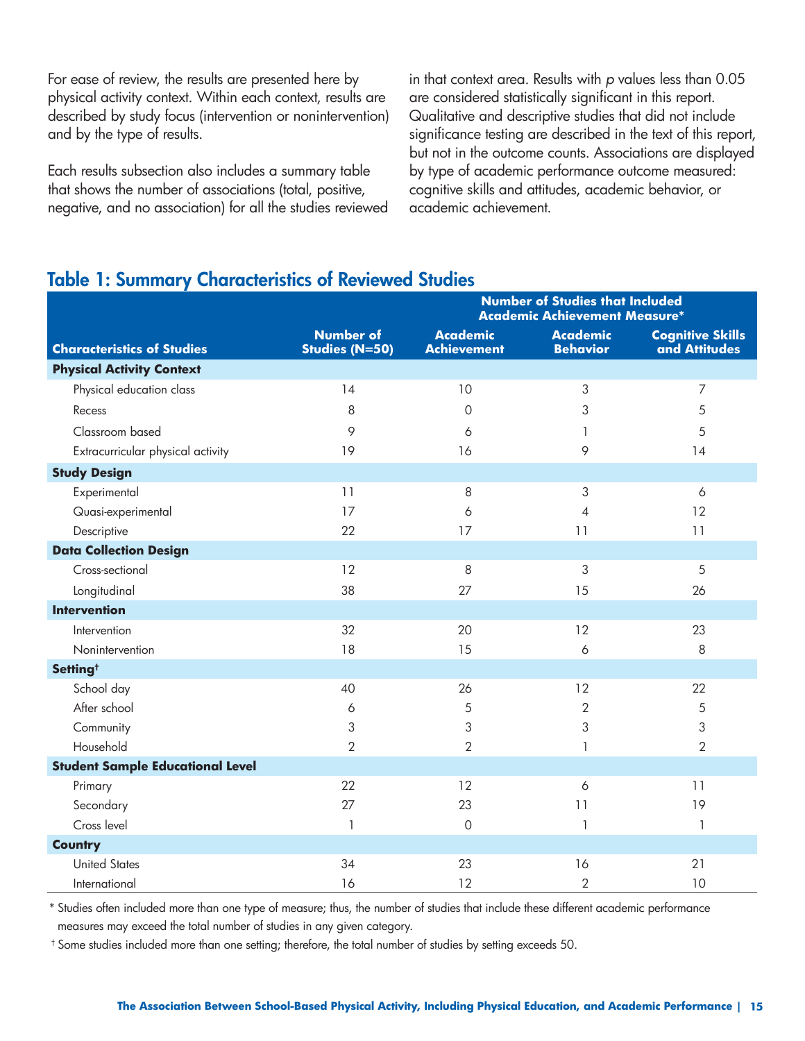For ease of review, the results are presented here by physical activity context. Within each context, results are described by study focus (intervention or nonintervention) and by the type of results.

Each results subsection also includes a summary table that shows the number of associations (total, positive, negative, and no association) for all the studies reviewed in that context area. Results with *p* values less than 0.05 are considered statistically significant in this report. Qualitative and descriptive studies that did not include significance testing are described in the text of this report, but not in the outcome counts. Associations are displayed by type of academic performance outcome measured: cognitive skills and attitudes, academic behavior, or academic achievement.

## Table 1: Summary Characteristics of Reviewed Studies

| | | Number of Studies that Included Academic Achievement Measure* | | |
|---|---|---|---|---|
| **Characteristics of Studies** | **Number of Studies (N=50)** | **Academic Achievement** | **Academic Behavior** | **Cognitive Skills and Attitudes** |
| **Physical Activity Context** | | | | |
| Physical education class | 14 | 10 | 3 | 7 |
| Recess | 8 | 0 | 3 | 5 |
| Classroom based | 9 | 6 | 1 | 5 |
| Extracurricular physical activity | 19 | 16 | 9 | 14 |
| **Study Design** | | | | |
| Experimental | 11 | 8 | 3 | 6 |
| Quasi-experimental | 17 | 6 | 4 | 12 |
| Descriptive | 22 | 17 | 11 | 11 |
| **Data Collection Design** | | | | |
| Cross-sectional | 12 | 8 | 3 | 5 |
| Longitudinal | 38 | 27 | 15 | 26 |
| **Intervention** | | | | |
| Intervention | 32 | 20 | 12 | 23 |
| Nonintervention | 18 | 15 | 6 | 8 |
| **Setting†** | | | | |
| School day | 40 | 26 | 12 | 22 |
| After school | 6 | 5 | 2 | 5 |
| Community | 3 | 3 | 3 | 3 |
| Household | 2 | 2 | 1 | 2 |
| **Student Sample Educational Level** | | | | |
| Primary | 22 | 12 | 6 | 11 |
| Secondary | 27 | 23 | 11 | 19 |
| Cross level | 1 | 0 | 1 | 1 |
| **Country** | | | | |
| United States | 34 | 23 | 16 | 21 |
| International | 16 | 12 | 2 | 10 |

\* Studies often included more than one type of measure; thus, the number of studies that include these different academic performance measures may exceed the total number of studies in any given category.

† Some studies included more than one setting; therefore, the total number of studies by setting exceeds 50.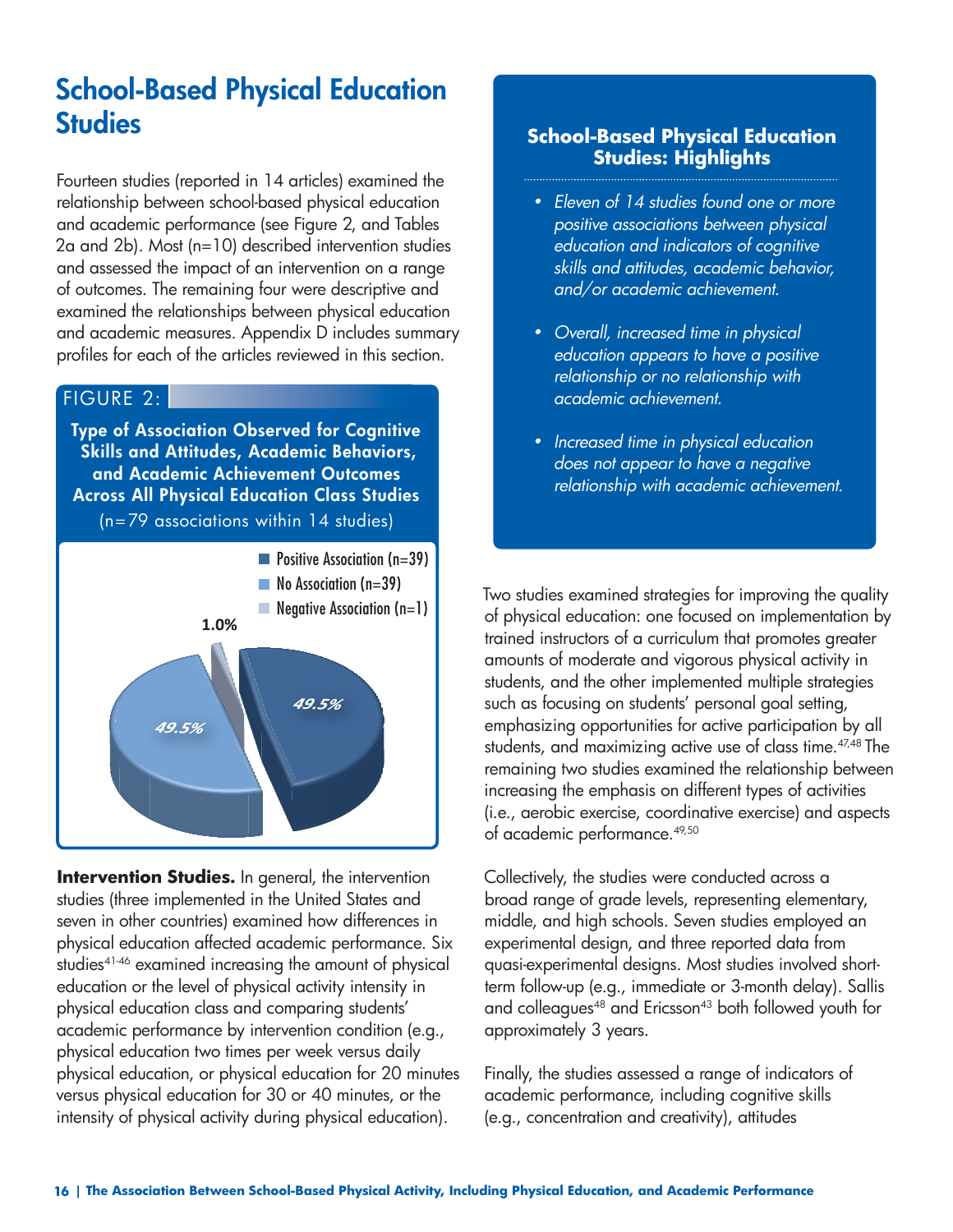# School-Based Physical Education Studies

Fourteen studies (reported in 14 articles) examined the relationship between school-based physical education and academic performance (see Figure 2, and Tables 2a and 2b). Most (n=10) described intervention studies and assessed the impact of an intervention on a range of outcomes. The remaining four were descriptive and examined the relationships between physical education and academic measures. Appendix D includes summary profiles for each of the articles reviewed in this section.

FIGURE 2:

**Type of Association Observed for Cognitive Skills and Attitudes, Academic Behaviors, and Academic Achievement Outcomes Across All Physical Education Class Studies**

(n=79 associations within 14 studies)

- Positive Association (n=39): 49.5%
- No Association (n=39): 49.5%
- Negative Association (n=1): 1.0%

**Intervention Studies.** In general, the intervention studies (three implemented in the United States and seven in other countries) examined how differences in physical education affected academic performance. Six studies[41-46] examined increasing the amount of physical education or the level of physical activity intensity in physical education class and comparing students' academic performance by intervention condition (e.g., physical education two times per week versus daily physical education, or physical education for 20 minutes versus physical education for 30 or 40 minutes, or the intensity of physical activity during physical education).

### School-Based Physical Education Studies: Highlights

- *Eleven of 14 studies found one or more positive associations between physical education and indicators of cognitive skills and attitudes, academic behavior, and/or academic achievement.*
- *Overall, increased time in physical education appears to have a positive relationship or no relationship with academic achievement.*
- *Increased time in physical education does not appear to have a negative relationship with academic achievement.*

Two studies examined strategies for improving the quality of physical education: one focused on implementation by trained instructors of a curriculum that promotes greater amounts of moderate and vigorous physical activity in students, and the other implemented multiple strategies such as focusing on students' personal goal setting, emphasizing opportunities for active participation by all students, and maximizing active use of class time.[47,48] The remaining two studies examined the relationship between increasing the emphasis on different types of activities (i.e., aerobic exercise, coordinative exercise) and aspects of academic performance.[49,50]

Collectively, the studies were conducted across a broad range of grade levels, representing elementary, middle, and high schools. Seven studies employed an experimental design, and three reported data from quasi-experimental designs. Most studies involved short-term follow-up (e.g., immediate or 3-month delay). Sallis and colleagues[48] and Ericsson[43] both followed youth for approximately 3 years.

Finally, the studies assessed a range of indicators of academic performance, including cognitive skills (e.g., concentration and creativity), attitudes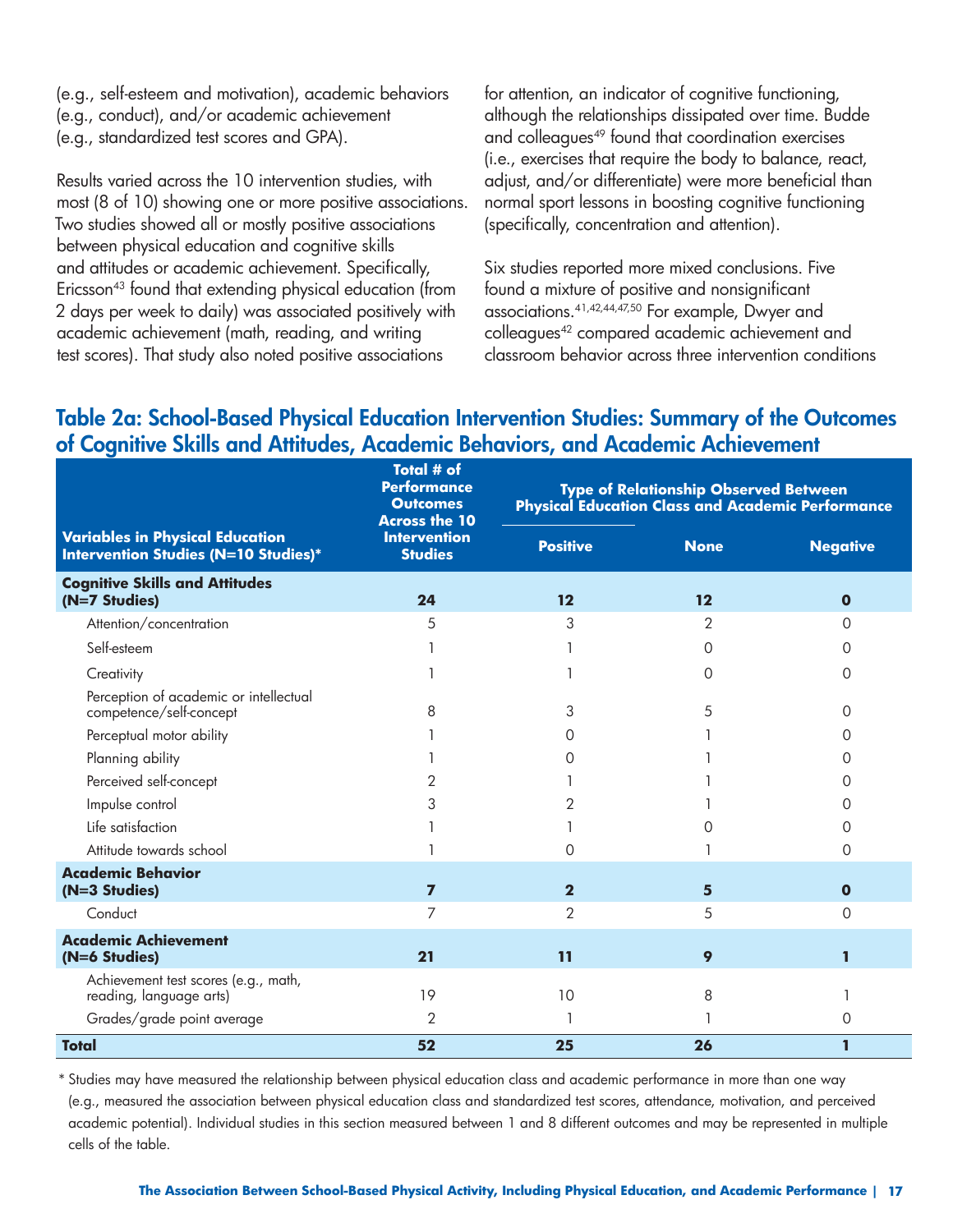(e.g., self-esteem and motivation), academic behaviors (e.g., conduct), and/or academic achievement (e.g., standardized test scores and GPA).

Results varied across the 10 intervention studies, with most (8 of 10) showing one or more positive associations. Two studies showed all or mostly positive associations between physical education and cognitive skills and attitudes or academic achievement. Specifically, Ericsson[43] found that extending physical education (from 2 days per week to daily) was associated positively with academic achievement (math, reading, and writing test scores). That study also noted positive associations for attention, an indicator of cognitive functioning, although the relationships dissipated over time. Budde and colleagues[49] found that coordination exercises (i.e., exercises that require the body to balance, react, adjust, and/or differentiate) were more beneficial than normal sport lessons in boosting cognitive functioning (specifically, concentration and attention).

Six studies reported more mixed conclusions. Five found a mixture of positive and nonsignificant associations.[41,42,44,47,50] For example, Dwyer and colleagues[42] compared academic achievement and classroom behavior across three intervention conditions

## Table 2a: School-Based Physical Education Intervention Studies: Summary of the Outcomes of Cognitive Skills and Attitudes, Academic Behaviors, and Academic Achievement

| Variables in Physical Education Intervention Studies (N=10 Studies)* | Total # of Performance Outcomes Across the 10 Intervention Studies | Type of Relationship Observed Between Physical Education Class and Academic Performance | | |
|---|---|---|---|---|
| | | **Positive** | **None** | **Negative** |
| **Cognitive Skills and Attitudes (N=7 Studies)** | **24** | **12** | **12** | **0** |
| Attention/concentration | 5 | 3 | 2 | 0 |
| Self-esteem | 1 | 1 | 0 | 0 |
| Creativity | 1 | 1 | 0 | 0 |
| Perception of academic or intellectual competence/self-concept | 8 | 3 | 5 | 0 |
| Perceptual motor ability | 1 | 0 | 1 | 0 |
| Planning ability | 1 | 0 | 1 | 0 |
| Perceived self-concept | 2 | 1 | 1 | 0 |
| Impulse control | 3 | 2 | 1 | 0 |
| Life satisfaction | 1 | 1 | 0 | 0 |
| Attitude towards school | 1 | 0 | 1 | 0 |
| **Academic Behavior (N=3 Studies)** | **7** | **2** | **5** | **0** |
| Conduct | 7 | 2 | 5 | 0 |
| **Academic Achievement (N=6 Studies)** | **21** | **11** | **9** | **1** |
| Achievement test scores (e.g., math, reading, language arts) | 19 | 10 | 8 | 1 |
| Grades/grade point average | 2 | 1 | 1 | 0 |
| **Total** | **52** | **25** | **26** | **1** |

* Studies may have measured the relationship between physical education class and academic performance in more than one way (e.g., measured the association between physical education class and standardized test scores, attendance, motivation, and perceived academic potential). Individual studies in this section measured between 1 and 8 different outcomes and may be represented in multiple cells of the table.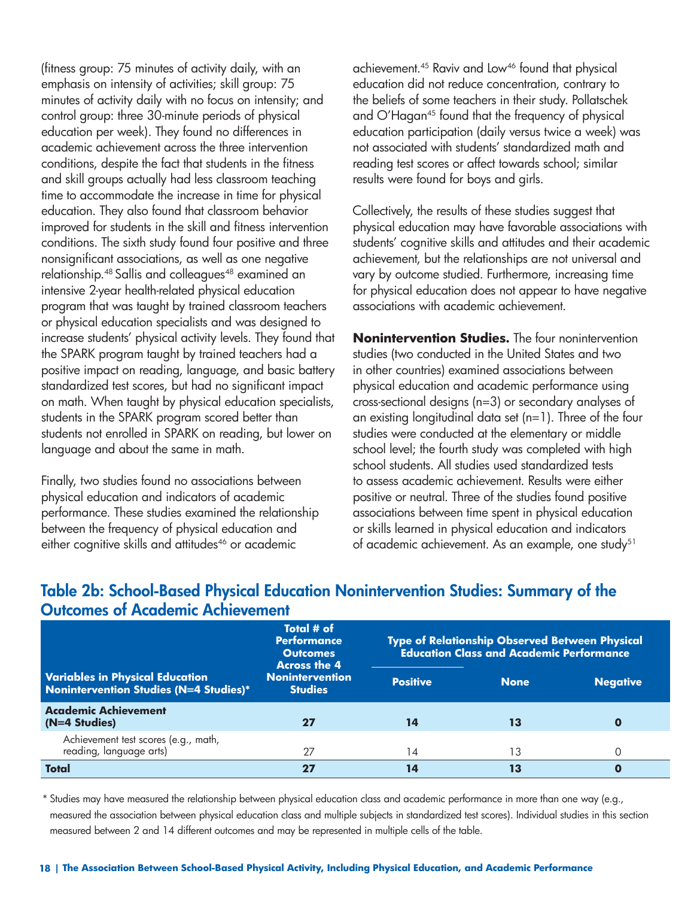(fitness group: 75 minutes of activity daily, with an emphasis on intensity of activities; skill group: 75 minutes of activity daily with no focus on intensity; and control group: three 30-minute periods of physical education per week). They found no differences in academic achievement across the three intervention conditions, despite the fact that students in the fitness and skill groups actually had less classroom teaching time to accommodate the increase in time for physical education. They also found that classroom behavior improved for students in the skill and fitness intervention conditions. The sixth study found four positive and three nonsignificant associations, as well as one negative relationship.[48] Sallis and colleagues[48] examined an intensive 2-year health-related physical education program that was taught by trained classroom teachers or physical education specialists and was designed to increase students' physical activity levels. They found that the SPARK program taught by trained teachers had a positive impact on reading, language, and basic battery standardized test scores, but had no significant impact on math. When taught by physical education specialists, students in the SPARK program scored better than students not enrolled in SPARK on reading, but lower on language and about the same in math.

Finally, two studies found no associations between physical education and indicators of academic performance. These studies examined the relationship between the frequency of physical education and either cognitive skills and attitudes[46] or academic achievement.[45] Raviv and Low[46] found that physical education did not reduce concentration, contrary to the beliefs of some teachers in their study. Pollatschek and O'Hagan[45] found that the frequency of physical education participation (daily versus twice a week) was not associated with students' standardized math and reading test scores or affect towards school; similar results were found for boys and girls.

Collectively, the results of these studies suggest that physical education may have favorable associations with students' cognitive skills and attitudes and their academic achievement, but the relationships are not universal and vary by outcome studied. Furthermore, increasing time for physical education does not appear to have negative associations with academic achievement.

**Nonintervention Studies.** The four nonintervention studies (two conducted in the United States and two in other countries) examined associations between physical education and academic performance using cross-sectional designs (n=3) or secondary analyses of an existing longitudinal data set (n=1). Three of the four studies were conducted at the elementary or middle school level; the fourth study was completed with high school students. All studies used standardized tests to assess academic achievement. Results were either positive or neutral. Three of the studies found positive associations between time spent in physical education or skills learned in physical education and indicators of academic achievement. As an example, one study[51]

## Table 2b: School-Based Physical Education Nonintervention Studies: Summary of the Outcomes of Academic Achievement

| Variables in Physical Education Nonintervention Studies (N=4 Studies)* | Total # of Performance Outcomes Across the 4 Nonintervention Studies | Type of Relationship Observed Between Physical Education Class and Academic Performance | | |
|---|---|---|---|---|
| | | Positive | None | Negative |
| **Academic Achievement (N=4 Studies)** | **27** | **14** | **13** | **0** |
| Achievement test scores (e.g., math, reading, language arts) | 27 | 14 | 13 | 0 |
| **Total** | **27** | **14** | **13** | **0** |

\* Studies may have measured the relationship between physical education class and academic performance in more than one way (e.g., measured the association between physical education class and multiple subjects in standardized test scores). Individual studies in this section measured between 2 and 14 different outcomes and may be represented in multiple cells of the table.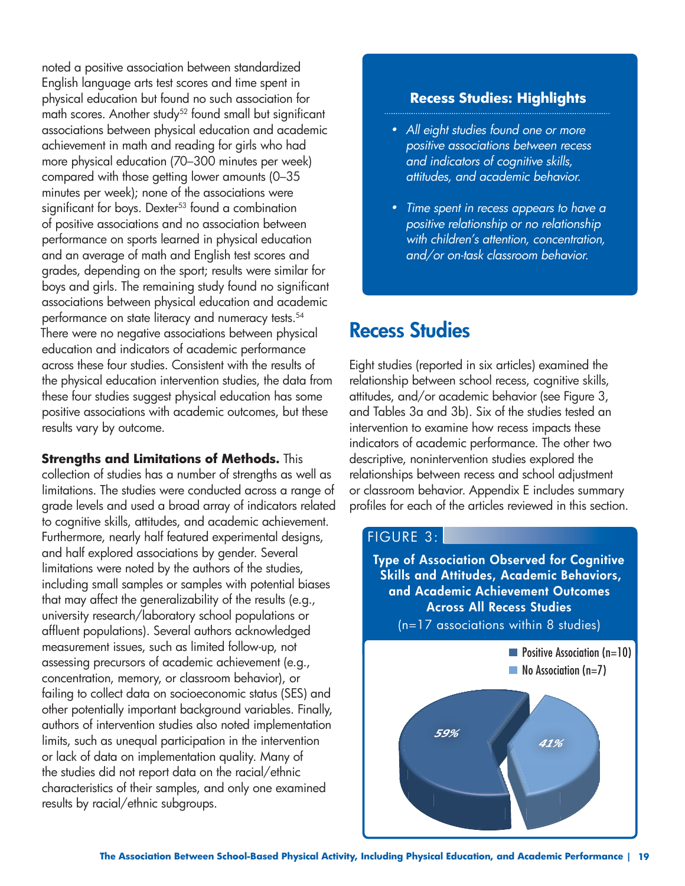noted a positive association between standardized English language arts test scores and time spent in physical education but found no such association for math scores. Another study[52] found small but significant associations between physical education and academic achievement in math and reading for girls who had more physical education (70–300 minutes per week) compared with those getting lower amounts (0–35 minutes per week); none of the associations were significant for boys. Dexter[53] found a combination of positive associations and no association between performance on sports learned in physical education and an average of math and English test scores and grades, depending on the sport; results were similar for boys and girls. The remaining study found no significant associations between physical education and academic performance on state literacy and numeracy tests.[54] There were no negative associations between physical education and indicators of academic performance across these four studies. Consistent with the results of the physical education intervention studies, the data from these four studies suggest physical education has some positive associations with academic outcomes, but these results vary by outcome.

**Strengths and Limitations of Methods.** This collection of studies has a number of strengths as well as limitations. The studies were conducted across a range of grade levels and used a broad array of indicators related to cognitive skills, attitudes, and academic achievement. Furthermore, nearly half featured experimental designs, and half explored associations by gender. Several limitations were noted by the authors of the studies, including small samples or samples with potential biases that may affect the generalizability of the results (e.g., university research/laboratory school populations or affluent populations). Several authors acknowledged measurement issues, such as limited follow-up, not assessing precursors of academic achievement (e.g., concentration, memory, or classroom behavior), or failing to collect data on socioeconomic status (SES) and other potentially important background variables. Finally, authors of intervention studies also noted implementation limits, such as unequal participation in the intervention or lack of data on implementation quality. Many of the studies did not report data on the racial/ethnic characteristics of their samples, and only one examined results by racial/ethnic subgroups.

### Recess Studies: Highlights

- *All eight studies found one or more positive associations between recess and indicators of cognitive skills, attitudes, and academic behavior.*
- *Time spent in recess appears to have a positive relationship or no relationship with children's attention, concentration, and/or on-task classroom behavior.*

## Recess Studies

Eight studies (reported in six articles) examined the relationship between school recess, cognitive skills, attitudes, and/or academic behavior (see Figure 3, and Tables 3a and 3b). Six of the studies tested an intervention to examine how recess impacts these indicators of academic performance. The other two descriptive, nonintervention studies explored the relationships between recess and school adjustment or classroom behavior. Appendix E includes summary profiles for each of the articles reviewed in this section.

FIGURE 3: **Type of Association Observed for Cognitive Skills and Attitudes, Academic Behaviors, and Academic Achievement Outcomes Across All Recess Studies**

(n=17 associations within 8 studies)

| Type of Association | Percentage |
|---|---|
| Positive Association (n=10) | 59% |
| No Association (n=7) | 41% |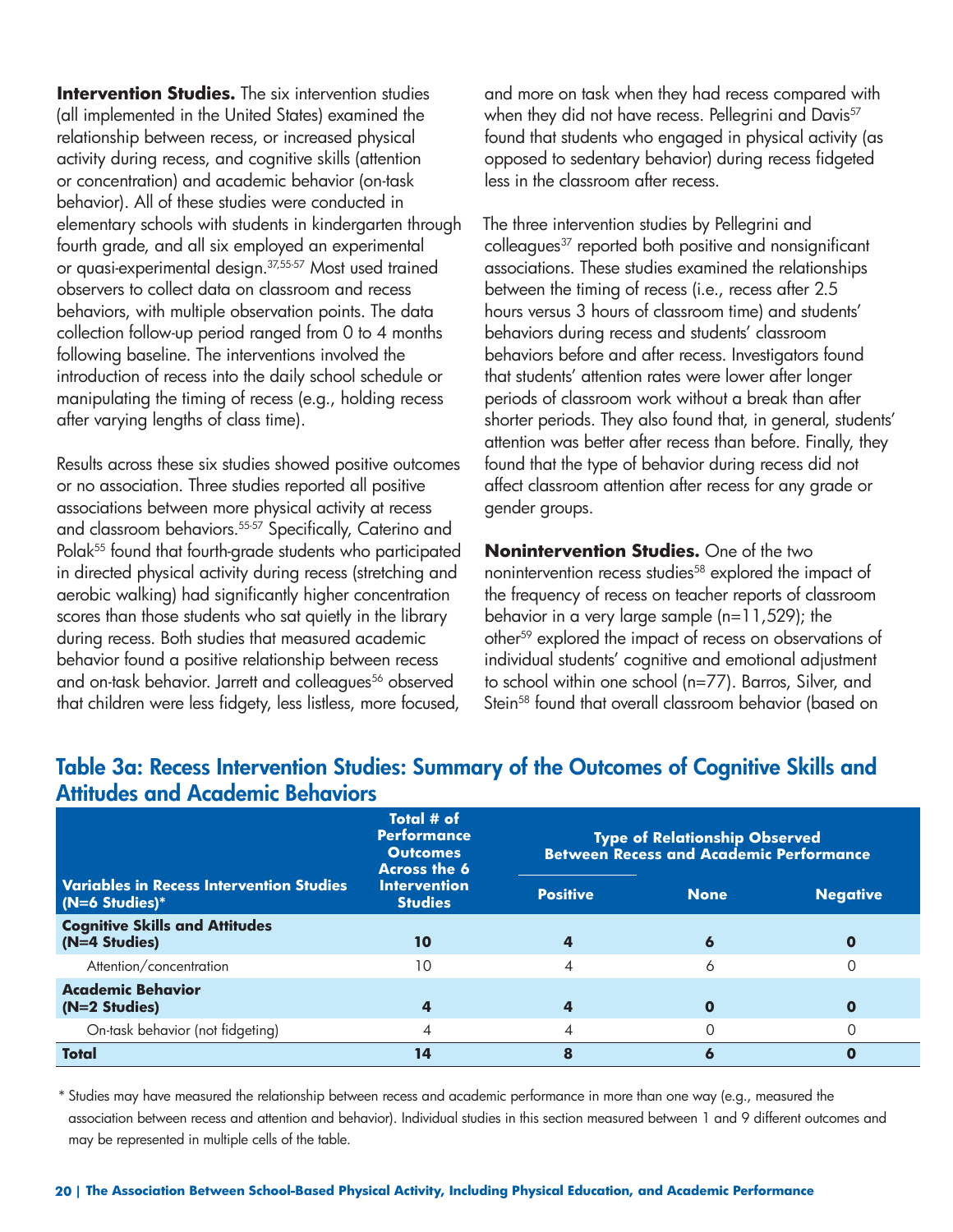**Intervention Studies.** The six intervention studies (all implemented in the United States) examined the relationship between recess, or increased physical activity during recess, and cognitive skills (attention or concentration) and academic behavior (on-task behavior). All of these studies were conducted in elementary schools with students in kindergarten through fourth grade, and all six employed an experimental or quasi-experimental design.[37,55-57] Most used trained observers to collect data on classroom and recess behaviors, with multiple observation points. The data collection follow-up period ranged from 0 to 4 months following baseline. The interventions involved the introduction of recess into the daily school schedule or manipulating the timing of recess (e.g., holding recess after varying lengths of class time).

Results across these six studies showed positive outcomes or no association. Three studies reported all positive associations between more physical activity at recess and classroom behaviors.[55-57] Specifically, Caterino and Polak[55] found that fourth-grade students who participated in directed physical activity during recess (stretching and aerobic walking) had significantly higher concentration scores than those students who sat quietly in the library during recess. Both studies that measured academic behavior found a positive relationship between recess and on-task behavior. Jarrett and colleagues[56] observed that children were less fidgety, less listless, more focused, and more on task when they had recess compared with when they did not have recess. Pellegrini and Davis[57] found that students who engaged in physical activity (as opposed to sedentary behavior) during recess fidgeted less in the classroom after recess.

The three intervention studies by Pellegrini and colleagues[37] reported both positive and nonsignificant associations. These studies examined the relationships between the timing of recess (i.e., recess after 2.5 hours versus 3 hours of classroom time) and students' behaviors during recess and students' classroom behaviors before and after recess. Investigators found that students' attention rates were lower after longer periods of classroom work without a break than after shorter periods. They also found that, in general, students' attention was better after recess than before. Finally, they found that the type of behavior during recess did not affect classroom attention after recess for any grade or gender groups.

**Nonintervention Studies.** One of the two nonintervention recess studies[58] explored the impact of the frequency of recess on teacher reports of classroom behavior in a very large sample (n=11,529); the other[59] explored the impact of recess on observations of individual students' cognitive and emotional adjustment to school within one school (n=77). Barros, Silver, and Stein[58] found that overall classroom behavior (based on

## Table 3a: Recess Intervention Studies: Summary of the Outcomes of Cognitive Skills and Attitudes and Academic Behaviors

| Variables in Recess Intervention Studies (N=6 Studies)* | Total # of Performance Outcomes Across the 6 Intervention Studies | Type of Relationship Observed Between Recess and Academic Performance | | |
|---|---|---|---|---|
| | | Positive | None | Negative |
| **Cognitive Skills and Attitudes (N=4 Studies)** | **10** | **4** | **6** | **0** |
| Attention/concentration | 10 | 4 | 6 | 0 |
| **Academic Behavior (N=2 Studies)** | **4** | **4** | **0** | **0** |
| On-task behavior (not fidgeting) | 4 | 4 | 0 | 0 |
| **Total** | **14** | **8** | **6** | **0** |

\* Studies may have measured the relationship between recess and academic performance in more than one way (e.g., measured the association between recess and attention and behavior). Individual studies in this section measured between 1 and 9 different outcomes and may be represented in multiple cells of the table.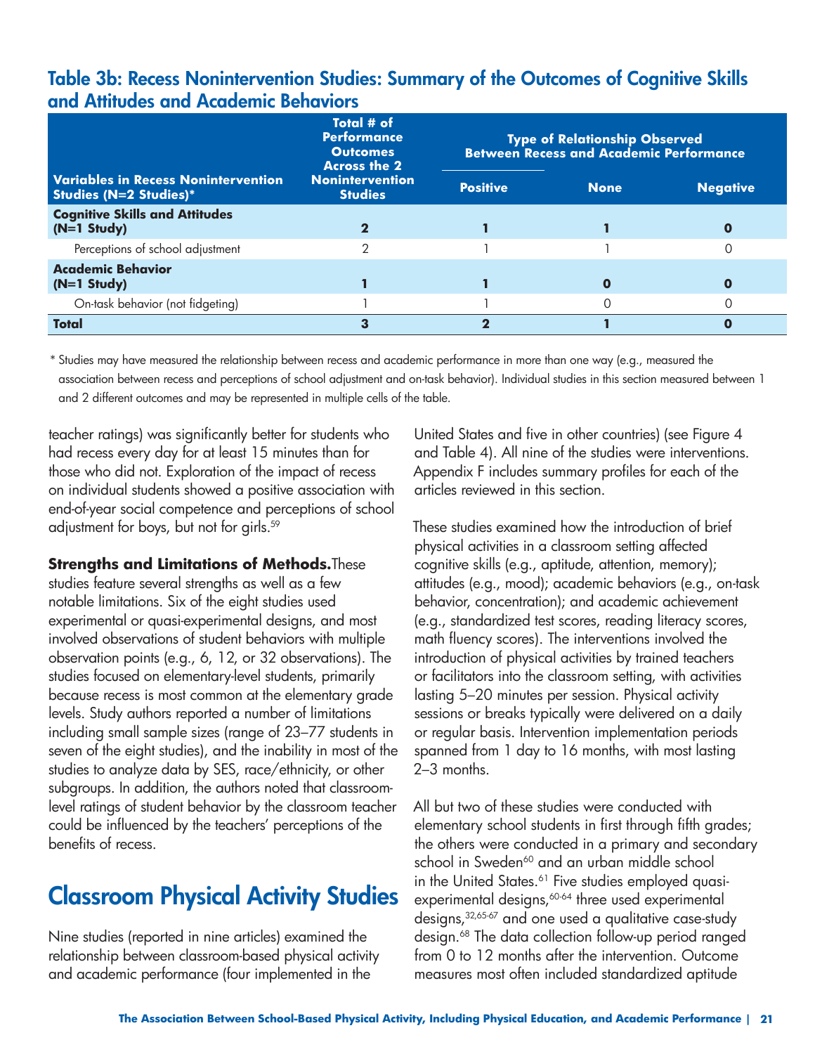## Table 3b: Recess Nonintervention Studies: Summary of the Outcomes of Cognitive Skills and Attitudes and Academic Behaviors

| Variables in Recess Nonintervention Studies (N=2 Studies)* | Total # of Performance Outcomes Across the 2 Nonintervention Studies | Type of Relationship Observed Between Recess and Academic Performance | | |
|---|---|---|---|---|
| | | Positive | None | Negative |
| **Cognitive Skills and Attitudes (N=1 Study)** | **2** | **1** | **1** | **0** |
| Perceptions of school adjustment | 2 | 1 | 1 | 0 |
| **Academic Behavior (N=1 Study)** | **1** | **1** | **0** | **0** |
| On-task behavior (not fidgeting) | 1 | 1 | 0 | 0 |
| **Total** | **3** | **2** | **1** | **0** |

\* Studies may have measured the relationship between recess and academic performance in more than one way (e.g., measured the association between recess and perceptions of school adjustment and on-task behavior). Individual studies in this section measured between 1 and 2 different outcomes and may be represented in multiple cells of the table.

teacher ratings) was significantly better for students who had recess every day for at least 15 minutes than for those who did not. Exploration of the impact of recess on individual students showed a positive association with end-of-year social competence and perceptions of school adjustment for boys, but not for girls.[59]

**Strengths and Limitations of Methods.** These studies feature several strengths as well as a few notable limitations. Six of the eight studies used experimental or quasi-experimental designs, and most involved observations of student behaviors with multiple observation points (e.g., 6, 12, or 32 observations). The studies focused on elementary-level students, primarily because recess is most common at the elementary grade levels. Study authors reported a number of limitations including small sample sizes (range of 23–77 students in seven of the eight studies), and the inability in most of the studies to analyze data by SES, race/ethnicity, or other subgroups. In addition, the authors noted that classroom-level ratings of student behavior by the classroom teacher could be influenced by the teachers' perceptions of the benefits of recess.

## Classroom Physical Activity Studies

Nine studies (reported in nine articles) examined the relationship between classroom-based physical activity and academic performance (four implemented in the United States and five in other countries) (see Figure 4 and Table 4). All nine of the studies were interventions. Appendix F includes summary profiles for each of the articles reviewed in this section.

These studies examined how the introduction of brief physical activities in a classroom setting affected cognitive skills (e.g., aptitude, attention, memory); attitudes (e.g., mood); academic behaviors (e.g., on-task behavior, concentration); and academic achievement (e.g., standardized test scores, reading literacy scores, math fluency scores). The interventions involved the introduction of physical activities by trained teachers or facilitators into the classroom setting, with activities lasting 5–20 minutes per session. Physical activity sessions or breaks typically were delivered on a daily or regular basis. Intervention implementation periods spanned from 1 day to 16 months, with most lasting 2–3 months.

All but two of these studies were conducted with elementary school students in first through fifth grades; the others were conducted in a primary and secondary school in Sweden[60] and an urban middle school in the United States.[61] Five studies employed quasi-experimental designs,[60-64] three used experimental designs,[32,65-67] and one used a qualitative case-study design.[68] The data collection follow-up period ranged from 0 to 12 months after the intervention. Outcome measures most often included standardized aptitude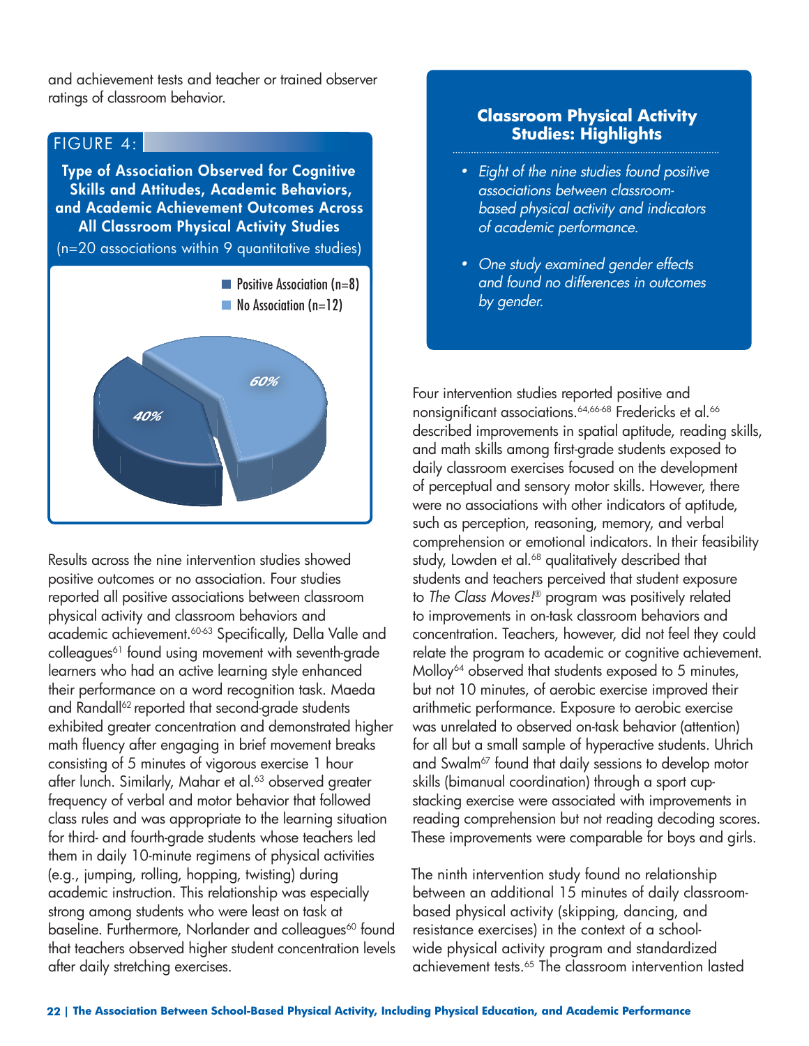and achievement tests and teacher or trained observer ratings of classroom behavior.

**FIGURE 4:**

**Type of Association Observed for Cognitive Skills and Attitudes, Academic Behaviors, and Academic Achievement Outcomes Across All Classroom Physical Activity Studies**

(n=20 associations within 9 quantitative studies)

- Positive Association (n=8)
- No Association (n=12)

40%

60%

Results across the nine intervention studies showed positive outcomes or no association. Four studies reported all positive associations between classroom physical activity and classroom behaviors and academic achievement.[60-63] Specifically, Della Valle and colleagues[61] found using movement with seventh-grade learners who had an active learning style enhanced their performance on a word recognition task. Maeda and Randall[62] reported that second-grade students exhibited greater concentration and demonstrated higher math fluency after engaging in brief movement breaks consisting of 5 minutes of vigorous exercise 1 hour after lunch. Similarly, Mahar et al.[63] observed greater frequency of verbal and motor behavior that followed class rules and was appropriate to the learning situation for third- and fourth-grade students whose teachers led them in daily 10-minute regimens of physical activities (e.g., jumping, rolling, hopping, twisting) during academic instruction. This relationship was especially strong among students who were least on task at baseline. Furthermore, Norlander and colleagues[60] found that teachers observed higher student concentration levels after daily stretching exercises.

### Classroom Physical Activity Studies: Highlights

- *Eight of the nine studies found positive associations between classroom-based physical activity and indicators of academic performance.*
- *One study examined gender effects and found no differences in outcomes by gender.*

Four intervention studies reported positive and nonsignificant associations.[64,66-68] Fredericks et al.[66] described improvements in spatial aptitude, reading skills, and math skills among first-grade students exposed to daily classroom exercises focused on the development of perceptual and sensory motor skills. However, there were no associations with other indicators of aptitude, such as perception, reasoning, memory, and verbal comprehension or emotional indicators. In their feasibility study, Lowden et al.[68] qualitatively described that students and teachers perceived that student exposure to *The Class Moves!*® program was positively related to improvements in on-task classroom behaviors and concentration. Teachers, however, did not feel they could relate the program to academic or cognitive achievement. Molloy[64] observed that students exposed to 5 minutes, but not 10 minutes, of aerobic exercise improved their arithmetic performance. Exposure to aerobic exercise was unrelated to observed on-task behavior (attention) for all but a small sample of hyperactive students. Uhrich and Swalm[67] found that daily sessions to develop motor skills (bimanual coordination) through a sport cup-stacking exercise were associated with improvements in reading comprehension but not reading decoding scores. These improvements were comparable for boys and girls.

The ninth intervention study found no relationship between an additional 15 minutes of daily classroom-based physical activity (skipping, dancing, and resistance exercises) in the context of a school-wide physical activity program and standardized achievement tests.[65] The classroom intervention lasted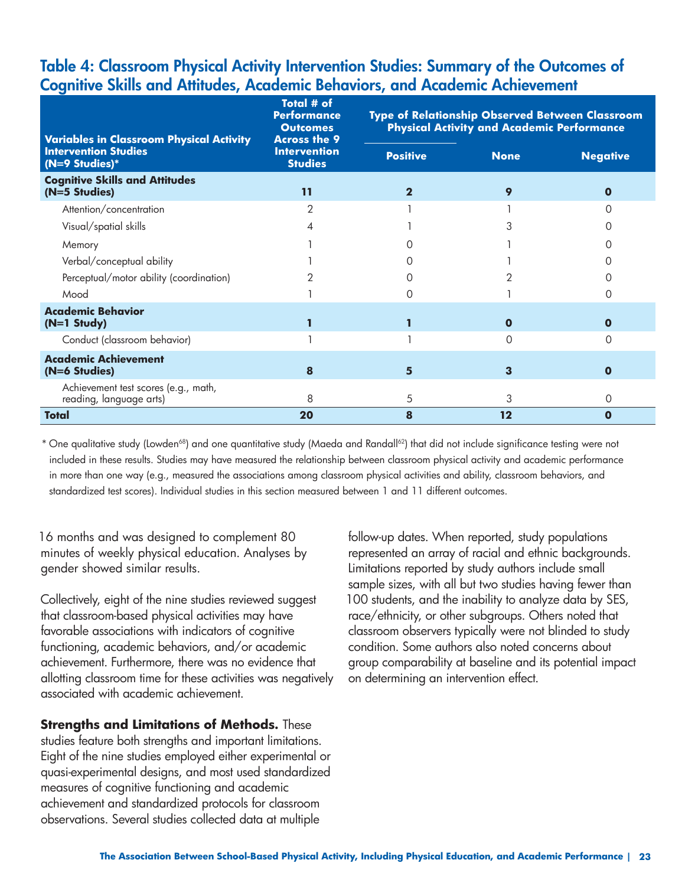## Table 4: Classroom Physical Activity Intervention Studies: Summary of the Outcomes of Cognitive Skills and Attitudes, Academic Behaviors, and Academic Achievement

| Variables in Classroom Physical Activity Intervention Studies (N=9 Studies)* | Total # of Performance Outcomes Across the 9 Intervention Studies | Type of Relationship Observed Between Classroom Physical Activity and Academic Performance | | |
|---|---|---|---|---|
| | | **Positive** | **None** | **Negative** |
| **Cognitive Skills and Attitudes (N=5 Studies)** | **11** | **2** | **9** | **0** |
| Attention/concentration | 2 | 1 | 1 | 0 |
| Visual/spatial skills | 4 | 1 | 3 | 0 |
| Memory | 1 | 0 | 1 | 0 |
| Verbal/conceptual ability | 1 | 0 | 1 | 0 |
| Perceptual/motor ability (coordination) | 2 | 0 | 2 | 0 |
| Mood | 1 | 0 | 1 | 0 |
| **Academic Behavior (N=1 Study)** | **1** | **1** | **0** | **0** |
| Conduct (classroom behavior) | 1 | 1 | 0 | 0 |
| **Academic Achievement (N=6 Studies)** | **8** | **5** | **3** | **0** |
| Achievement test scores (e.g., math, reading, language arts) | 8 | 5 | 3 | 0 |
| **Total** | **20** | **8** | **12** | **0** |

* One qualitative study (Lowden[68]) and one quantitative study (Maeda and Randall[62]) that did not include significance testing were not included in these results. Studies may have measured the relationship between classroom physical activity and academic performance in more than one way (e.g., measured the associations among classroom physical activities and ability, classroom behaviors, and standardized test scores). Individual studies in this section measured between 1 and 11 different outcomes.

16 months and was designed to complement 80 minutes of weekly physical education. Analyses by gender showed similar results.

Collectively, eight of the nine studies reviewed suggest that classroom-based physical activities may have favorable associations with indicators of cognitive functioning, academic behaviors, and/or academic achievement. Furthermore, there was no evidence that allotting classroom time for these activities was negatively associated with academic achievement.

**Strengths and Limitations of Methods.** These studies feature both strengths and important limitations. Eight of the nine studies employed either experimental or quasi-experimental designs, and most used standardized measures of cognitive functioning and academic achievement and standardized protocols for classroom observations. Several studies collected data at multiple follow-up dates. When reported, study populations represented an array of racial and ethnic backgrounds. Limitations reported by study authors include small sample sizes, with all but two studies having fewer than 100 students, and the inability to analyze data by SES, race/ethnicity, or other subgroups. Others noted that classroom observers typically were not blinded to study condition. Some authors also noted concerns about group comparability at baseline and its potential impact on determining an intervention effect.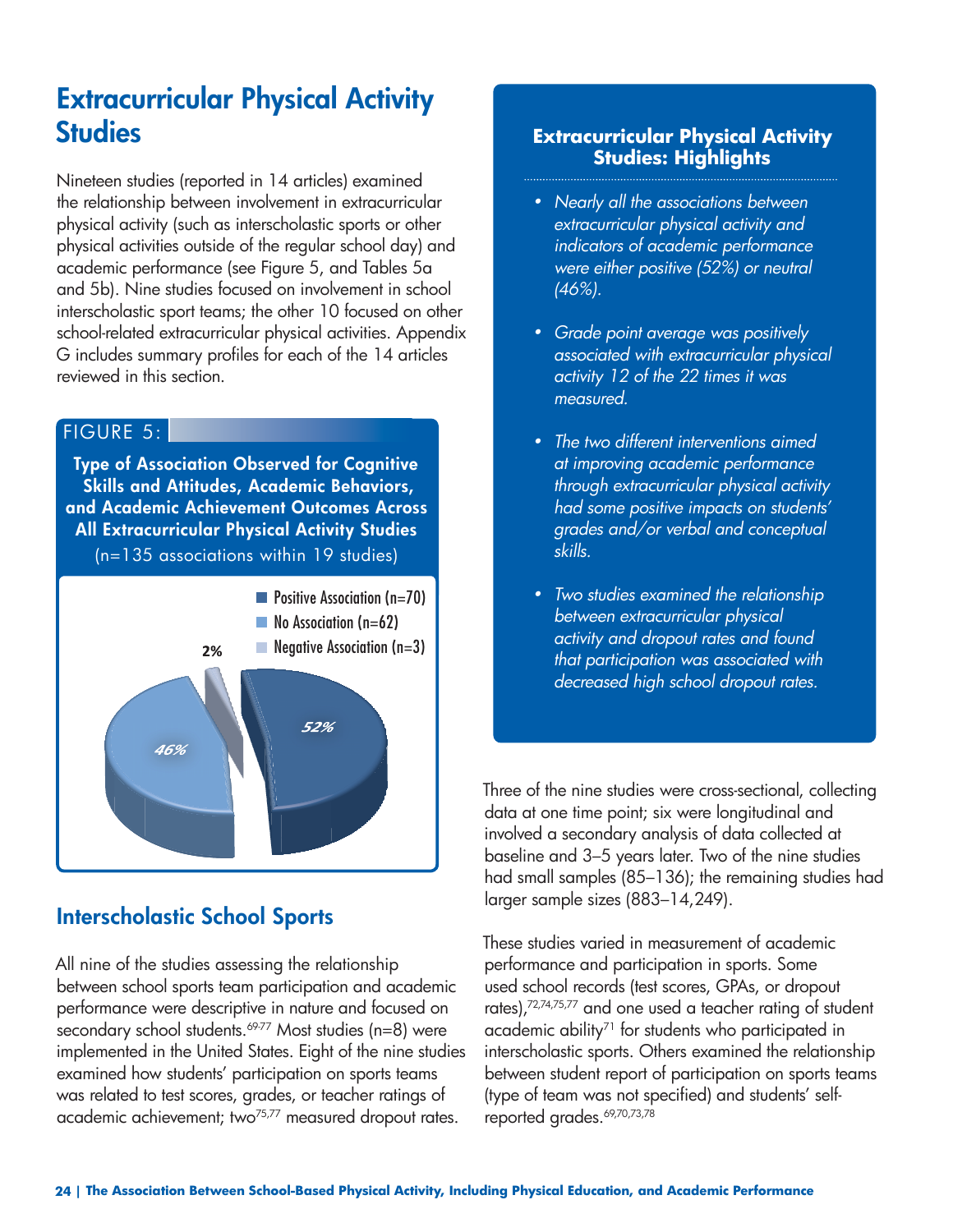# Extracurricular Physical Activity Studies

Nineteen studies (reported in 14 articles) examined the relationship between involvement in extracurricular physical activity (such as interscholastic sports or other physical activities outside of the regular school day) and academic performance (see Figure 5, and Tables 5a and 5b). Nine studies focused on involvement in school interscholastic sport teams; the other 10 focused on other school-related extracurricular physical activities. Appendix G includes summary profiles for each of the 14 articles reviewed in this section.

FIGURE 5:

**Type of Association Observed for Cognitive Skills and Attitudes, Academic Behaviors, and Academic Achievement Outcomes Across All Extracurricular Physical Activity Studies**

(n=135 associations within 19 studies)

- Positive Association (n=70) — 52%
- No Association (n=62) — 46%
- Negative Association (n=3) — 2%

## Interscholastic School Sports

All nine of the studies assessing the relationship between school sports team participation and academic performance were descriptive in nature and focused on secondary school students.[69-77] Most studies (n=8) were implemented in the United States. Eight of the nine studies examined how students' participation on sports teams was related to test scores, grades, or teacher ratings of academic achievement; two[75,77] measured dropout rates.

### Extracurricular Physical Activity Studies: Highlights

- *Nearly all the associations between extracurricular physical activity and indicators of academic performance were either positive (52%) or neutral (46%).*
- *Grade point average was positively associated with extracurricular physical activity 12 of the 22 times it was measured.*
- *The two different interventions aimed at improving academic performance through extracurricular physical activity had some positive impacts on students' grades and/or verbal and conceptual skills.*
- *Two studies examined the relationship between extracurricular physical activity and dropout rates and found that participation was associated with decreased high school dropout rates.*

Three of the nine studies were cross-sectional, collecting data at one time point; six were longitudinal and involved a secondary analysis of data collected at baseline and 3–5 years later. Two of the nine studies had small samples (85–136); the remaining studies had larger sample sizes (883–14,249).

These studies varied in measurement of academic performance and participation in sports. Some used school records (test scores, GPAs, or dropout rates),[72,74,75,77] and one used a teacher rating of student academic ability[71] for students who participated in interscholastic sports. Others examined the relationship between student report of participation on sports teams (type of team was not specified) and students' self-reported grades.[69,70,73,78]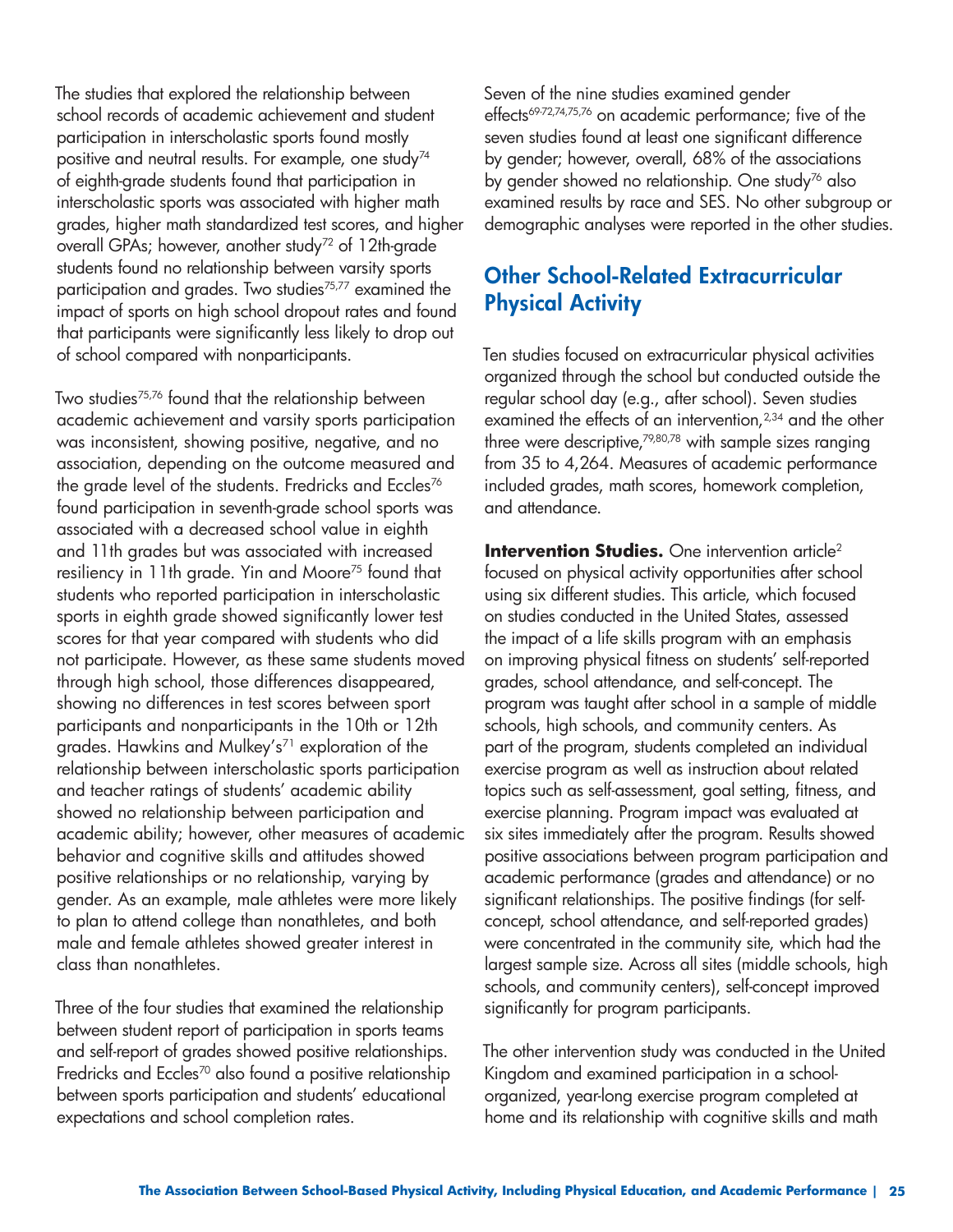The studies that explored the relationship between school records of academic achievement and student participation in interscholastic sports found mostly positive and neutral results. For example, one study[74] of eighth-grade students found that participation in interscholastic sports was associated with higher math grades, higher math standardized test scores, and higher overall GPAs; however, another study[72] of 12th-grade students found no relationship between varsity sports participation and grades. Two studies[75,77] examined the impact of sports on high school dropout rates and found that participants were significantly less likely to drop out of school compared with nonparticipants.

Two studies[75,76] found that the relationship between academic achievement and varsity sports participation was inconsistent, showing positive, negative, and no association, depending on the outcome measured and the grade level of the students. Fredricks and Eccles[76] found participation in seventh-grade school sports was associated with a decreased school value in eighth and 11th grades but was associated with increased resiliency in 11th grade. Yin and Moore[75] found that students who reported participation in interscholastic sports in eighth grade showed significantly lower test scores for that year compared with students who did not participate. However, as these same students moved through high school, those differences disappeared, showing no differences in test scores between sport participants and nonparticipants in the 10th or 12th grades. Hawkins and Mulkey's[71] exploration of the relationship between interscholastic sports participation and teacher ratings of students' academic ability showed no relationship between participation and academic ability; however, other measures of academic behavior and cognitive skills and attitudes showed positive relationships or no relationship, varying by gender. As an example, male athletes were more likely to plan to attend college than nonathletes, and both male and female athletes showed greater interest in class than nonathletes.

Three of the four studies that examined the relationship between student report of participation in sports teams and self-report of grades showed positive relationships. Fredricks and Eccles[70] also found a positive relationship between sports participation and students' educational expectations and school completion rates.

Seven of the nine studies examined gender effects[69-72,74,75,76] on academic performance; five of the seven studies found at least one significant difference by gender; however, overall, 68% of the associations by gender showed no relationship. One study[76] also examined results by race and SES. No other subgroup or demographic analyses were reported in the other studies.

## Other School-Related Extracurricular Physical Activity

Ten studies focused on extracurricular physical activities organized through the school but conducted outside the regular school day (e.g., after school). Seven studies examined the effects of an intervention,[2,34] and the other three were descriptive,[79,80,78] with sample sizes ranging from 35 to 4,264. Measures of academic performance included grades, math scores, homework completion, and attendance.

**Intervention Studies.** One intervention article[2] focused on physical activity opportunities after school using six different studies. This article, which focused on studies conducted in the United States, assessed the impact of a life skills program with an emphasis on improving physical fitness on students' self-reported grades, school attendance, and self-concept. The program was taught after school in a sample of middle schools, high schools, and community centers. As part of the program, students completed an individual exercise program as well as instruction about related topics such as self-assessment, goal setting, fitness, and exercise planning. Program impact was evaluated at six sites immediately after the program. Results showed positive associations between program participation and academic performance (grades and attendance) or no significant relationships. The positive findings (for self-concept, school attendance, and self-reported grades) were concentrated in the community site, which had the largest sample size. Across all sites (middle schools, high schools, and community centers), self-concept improved significantly for program participants.

The other intervention study was conducted in the United Kingdom and examined participation in a school-organized, year-long exercise program completed at home and its relationship with cognitive skills and math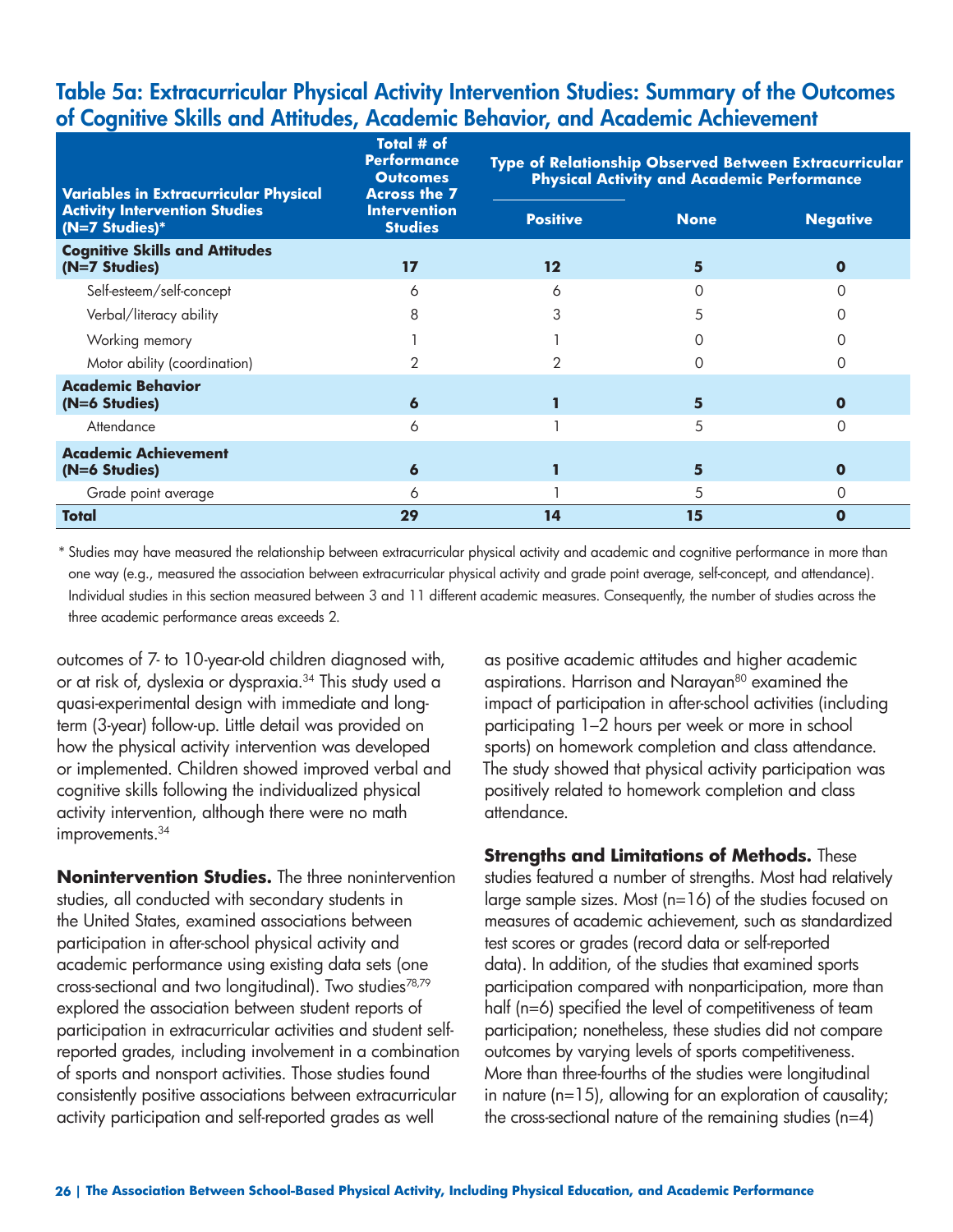## Table 5a: Extracurricular Physical Activity Intervention Studies: Summary of the Outcomes of Cognitive Skills and Attitudes, Academic Behavior, and Academic Achievement

| Variables in Extracurricular Physical Activity Intervention Studies (N=7 Studies)* | Total # of Performance Outcomes Across the 7 Intervention Studies | Type of Relationship Observed Between Extracurricular Physical Activity and Academic Performance | | |
|---|---|---|---|---|
| | | Positive | None | Negative |
| **Cognitive Skills and Attitudes (N=7 Studies)** | **17** | **12** | **5** | **0** |
| Self-esteem/self-concept | 6 | 6 | 0 | 0 |
| Verbal/literacy ability | 8 | 3 | 5 | 0 |
| Working memory | 1 | 1 | 0 | 0 |
| Motor ability (coordination) | 2 | 2 | 0 | 0 |
| **Academic Behavior (N=6 Studies)** | **6** | **1** | **5** | **0** |
| Attendance | 6 | 1 | 5 | 0 |
| **Academic Achievement (N=6 Studies)** | **6** | **1** | **5** | **0** |
| Grade point average | 6 | 1 | 5 | 0 |
| **Total** | **29** | **14** | **15** | **0** |

* Studies may have measured the relationship between extracurricular physical activity and academic and cognitive performance in more than one way (e.g., measured the association between extracurricular physical activity and grade point average, self-concept, and attendance). Individual studies in this section measured between 3 and 11 different academic measures. Consequently, the number of studies across the three academic performance areas exceeds 2.

outcomes of 7- to 10-year-old children diagnosed with, or at risk of, dyslexia or dyspraxia.[34] This study used a quasi-experimental design with immediate and long-term (3-year) follow-up. Little detail was provided on how the physical activity intervention was developed or implemented. Children showed improved verbal and cognitive skills following the individualized physical activity intervention, although there were no math improvements.[34]

**Nonintervention Studies.** The three nonintervention studies, all conducted with secondary students in the United States, examined associations between participation in after-school physical activity and academic performance using existing data sets (one cross-sectional and two longitudinal). Two studies[78,79] explored the association between student reports of participation in extracurricular activities and student self-reported grades, including involvement in a combination of sports and nonsport activities. Those studies found consistently positive associations between extracurricular activity participation and self-reported grades as well as positive academic attitudes and higher academic aspirations. Harrison and Narayan[80] examined the impact of participation in after-school activities (including participating 1–2 hours per week or more in school sports) on homework completion and class attendance. The study showed that physical activity participation was positively related to homework completion and class attendance.

**Strengths and Limitations of Methods.** These studies featured a number of strengths. Most had relatively large sample sizes. Most (n=16) of the studies focused on measures of academic achievement, such as standardized test scores or grades (record data or self-reported data). In addition, of the studies that examined sports participation compared with nonparticipation, more than half (n=6) specified the level of competitiveness of team participation; nonetheless, these studies did not compare outcomes by varying levels of sports competitiveness. More than three-fourths of the studies were longitudinal in nature (n=15), allowing for an exploration of causality; the cross-sectional nature of the remaining studies (n=4)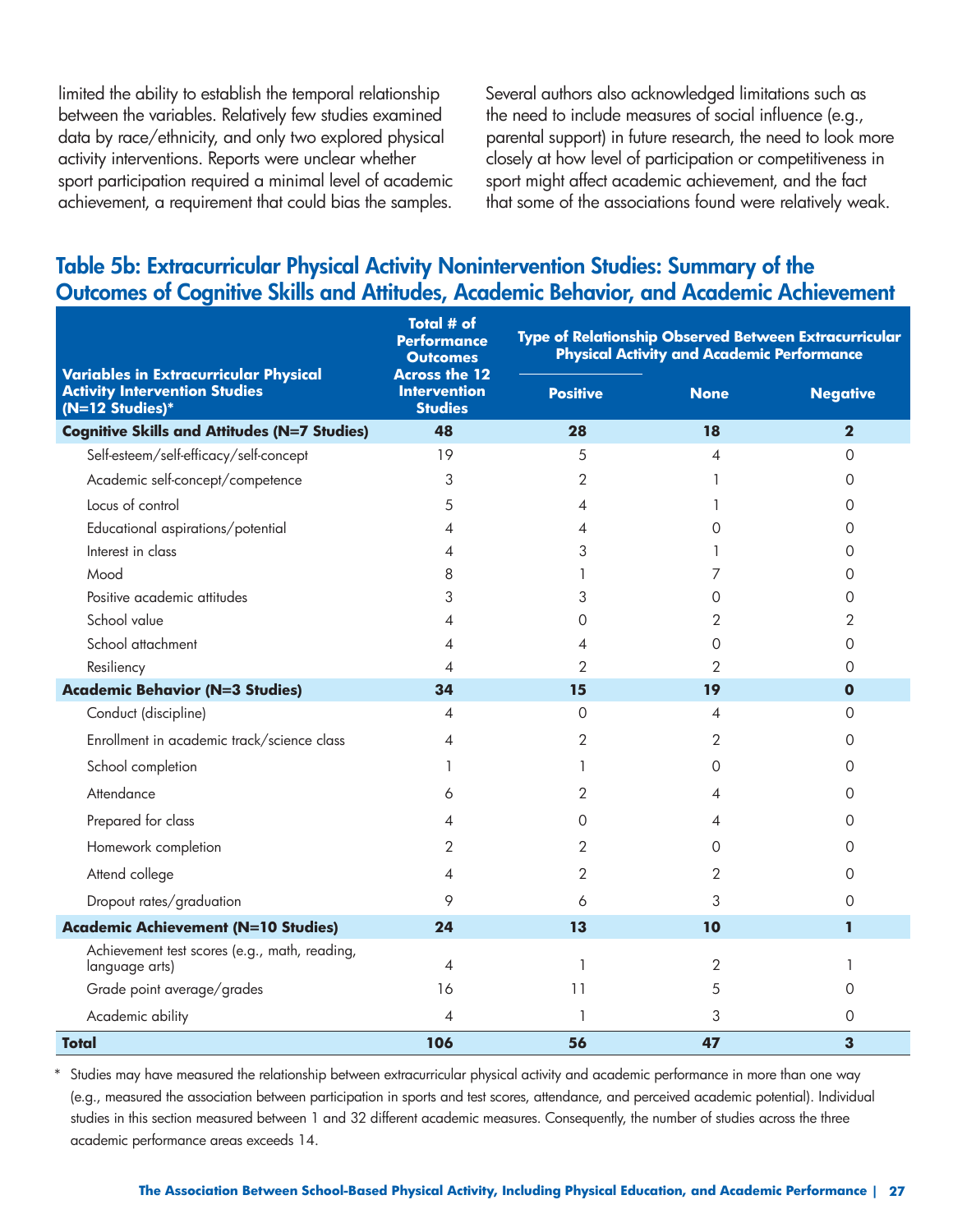limited the ability to establish the temporal relationship between the variables. Relatively few studies examined data by race/ethnicity, and only two explored physical activity interventions. Reports were unclear whether sport participation required a minimal level of academic achievement, a requirement that could bias the samples.

Several authors also acknowledged limitations such as the need to include measures of social influence (e.g., parental support) in future research, the need to look more closely at how level of participation or competitiveness in sport might affect academic achievement, and the fact that some of the associations found were relatively weak.

## Table 5b: Extracurricular Physical Activity Nonintervention Studies: Summary of the Outcomes of Cognitive Skills and Attitudes, Academic Behavior, and Academic Achievement

| Variables in Extracurricular Physical Activity Intervention Studies (N=12 Studies)* | Total # of Performance Outcomes Across the 12 Intervention Studies | Type of Relationship Observed Between Extracurricular Physical Activity and Academic Performance | | |
|---|---|---|---|---|
| | | Positive | None | Negative |
| **Cognitive Skills and Attitudes (N=7 Studies)** | **48** | **28** | **18** | **2** |
| Self-esteem/self-efficacy/self-concept | 19 | 5 | 4 | 0 |
| Academic self-concept/competence | 3 | 2 | 1 | 0 |
| Locus of control | 5 | 4 | 1 | 0 |
| Educational aspirations/potential | 4 | 4 | 0 | 0 |
| Interest in class | 4 | 3 | 1 | 0 |
| Mood | 8 | 1 | 7 | 0 |
| Positive academic attitudes | 3 | 3 | 0 | 0 |
| School value | 4 | 0 | 2 | 2 |
| School attachment | 4 | 4 | 0 | 0 |
| Resiliency | 4 | 2 | 2 | 0 |
| **Academic Behavior (N=3 Studies)** | **34** | **15** | **19** | **0** |
| Conduct (discipline) | 4 | 0 | 4 | 0 |
| Enrollment in academic track/science class | 4 | 2 | 2 | 0 |
| School completion | 1 | 1 | 0 | 0 |
| Attendance | 6 | 2 | 4 | 0 |
| Prepared for class | 4 | 0 | 4 | 0 |
| Homework completion | 2 | 2 | 0 | 0 |
| Attend college | 4 | 2 | 2 | 0 |
| Dropout rates/graduation | 9 | 6 | 3 | 0 |
| **Academic Achievement (N=10 Studies)** | **24** | **13** | **10** | **1** |
| Achievement test scores (e.g., math, reading, language arts) | 4 | 1 | 2 | 1 |
| Grade point average/grades | 16 | 11 | 5 | 0 |
| Academic ability | 4 | 1 | 3 | 0 |
| **Total** | **106** | **56** | **47** | **3** |

\* Studies may have measured the relationship between extracurricular physical activity and academic performance in more than one way (e.g., measured the association between participation in sports and test scores, attendance, and perceived academic potential). Individual studies in this section measured between 1 and 32 different academic measures. Consequently, the number of studies across the three academic performance areas exceeds 14.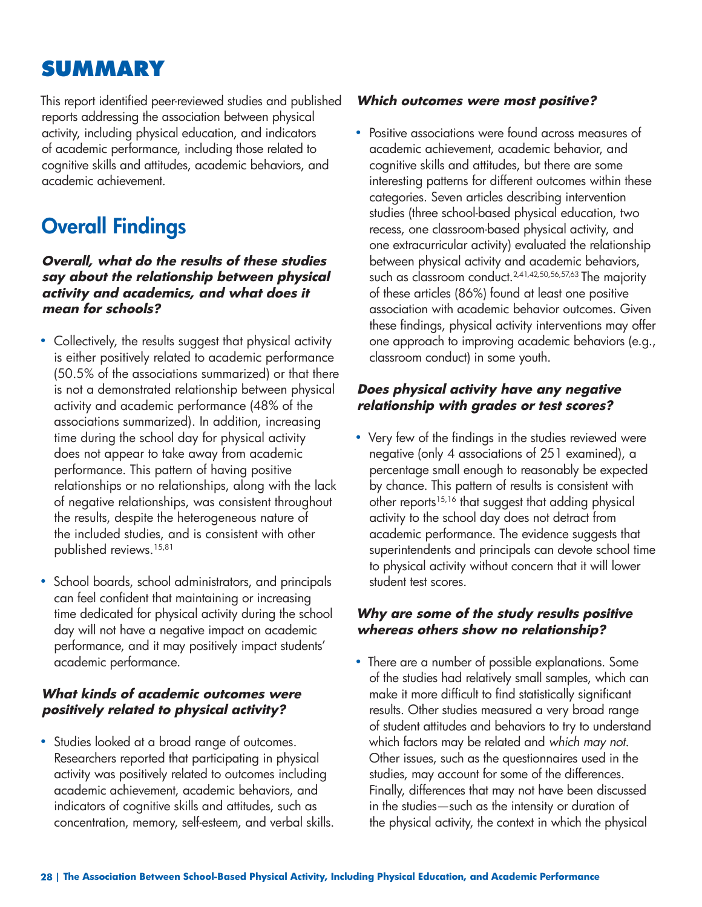# SUMMARY

This report identified peer-reviewed studies and published reports addressing the association between physical activity, including physical education, and indicators of academic performance, including those related to cognitive skills and attitudes, academic behaviors, and academic achievement.

## Overall Findings

### *Overall, what do the results of these studies say about the relationship between physical activity and academics, and what does it mean for schools?*

- Collectively, the results suggest that physical activity is either positively related to academic performance (50.5% of the associations summarized) or that there is not a demonstrated relationship between physical activity and academic performance (48% of the associations summarized). In addition, increasing time during the school day for physical activity does not appear to take away from academic performance. This pattern of having positive relationships or no relationships, along with the lack of negative relationships, was consistent throughout the results, despite the heterogeneous nature of the included studies, and is consistent with other published reviews.[15,81]

- School boards, school administrators, and principals can feel confident that maintaining or increasing time dedicated for physical activity during the school day will not have a negative impact on academic performance, and it may positively impact students' academic performance.

### *What kinds of academic outcomes were positively related to physical activity?*

- Studies looked at a broad range of outcomes. Researchers reported that participating in physical activity was positively related to outcomes including academic achievement, academic behaviors, and indicators of cognitive skills and attitudes, such as concentration, memory, self-esteem, and verbal skills.

### *Which outcomes were most positive?*

- Positive associations were found across measures of academic achievement, academic behavior, and cognitive skills and attitudes, but there are some interesting patterns for different outcomes within these categories. Seven articles describing intervention studies (three school-based physical education, two recess, one classroom-based physical activity, and one extracurricular activity) evaluated the relationship between physical activity and academic behaviors, such as classroom conduct.[2,41,42,50,56,57,63] The majority of these articles (86%) found at least one positive association with academic behavior outcomes. Given these findings, physical activity interventions may offer one approach to improving academic behaviors (e.g., classroom conduct) in some youth.

### *Does physical activity have any negative relationship with grades or test scores?*

- Very few of the findings in the studies reviewed were negative (only 4 associations of 251 examined), a percentage small enough to reasonably be expected by chance. This pattern of results is consistent with other reports[15,16] that suggest that adding physical activity to the school day does not detract from academic performance. The evidence suggests that superintendents and principals can devote school time to physical activity without concern that it will lower student test scores.

### *Why are some of the study results positive whereas others show no relationship?*

- There are a number of possible explanations. Some of the studies had relatively small samples, which can make it more difficult to find statistically significant results. Other studies measured a very broad range of student attitudes and behaviors to try to understand which factors may be related and *which may not*. Other issues, such as the questionnaires used in the studies, may account for some of the differences. Finally, differences that may not have been discussed in the studies—such as the intensity or duration of the physical activity, the context in which the physical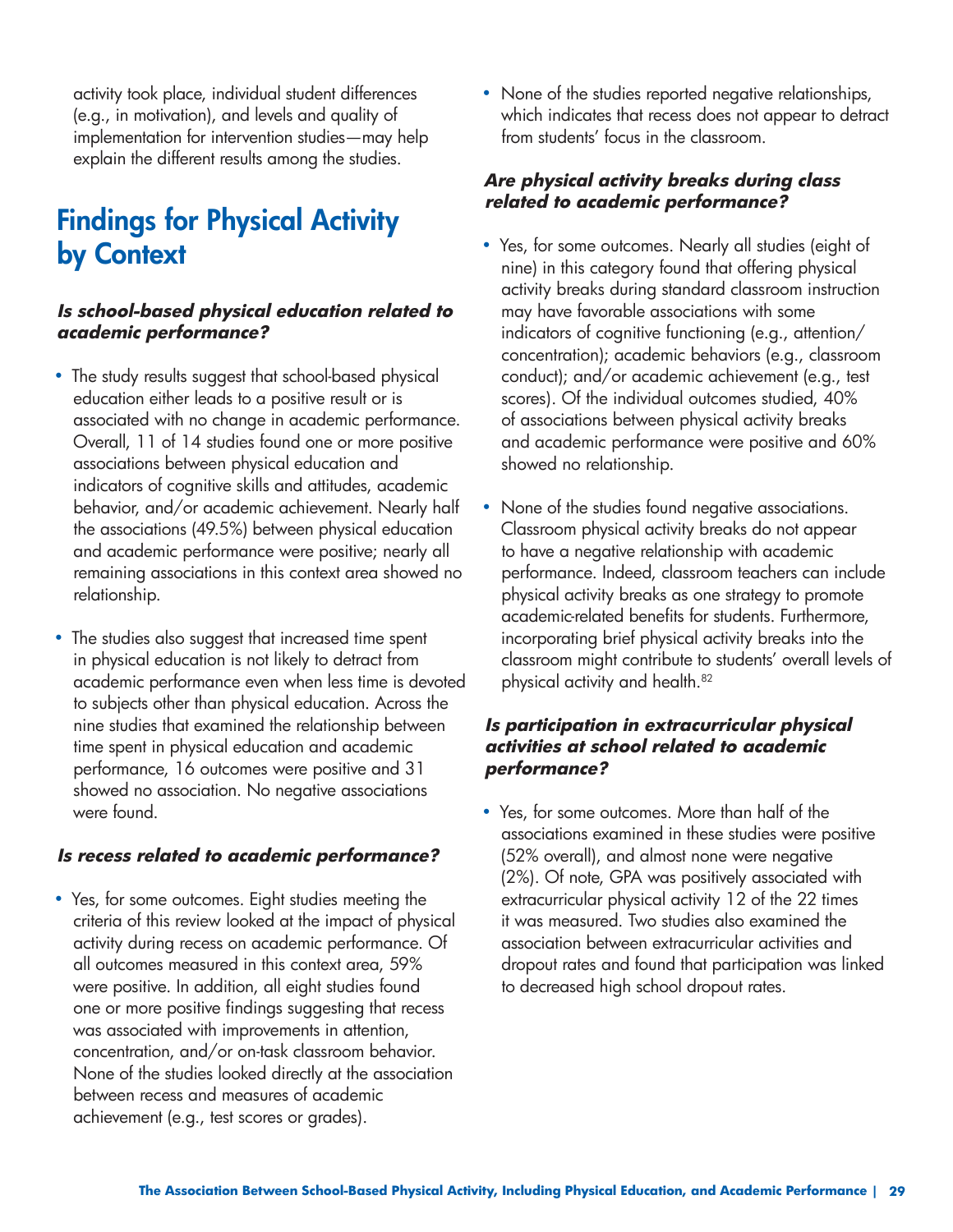activity took place, individual student differences (e.g., in motivation), and levels and quality of implementation for intervention studies—may help explain the different results among the studies.

## Findings for Physical Activity by Context

### *Is school-based physical education related to academic performance?*

- The study results suggest that school-based physical education either leads to a positive result or is associated with no change in academic performance. Overall, 11 of 14 studies found one or more positive associations between physical education and indicators of cognitive skills and attitudes, academic behavior, and/or academic achievement. Nearly half the associations (49.5%) between physical education and academic performance were positive; nearly all remaining associations in this context area showed no relationship.
- The studies also suggest that increased time spent in physical education is not likely to detract from academic performance even when less time is devoted to subjects other than physical education. Across the nine studies that examined the relationship between time spent in physical education and academic performance, 16 outcomes were positive and 31 showed no association. No negative associations were found.

### *Is recess related to academic performance?*

- Yes, for some outcomes. Eight studies meeting the criteria of this review looked at the impact of physical activity during recess on academic performance. Of all outcomes measured in this context area, 59% were positive. In addition, all eight studies found one or more positive findings suggesting that recess was associated with improvements in attention, concentration, and/or on-task classroom behavior. None of the studies looked directly at the association between recess and measures of academic achievement (e.g., test scores or grades).
- None of the studies reported negative relationships, which indicates that recess does not appear to detract from students' focus in the classroom.

### *Are physical activity breaks during class related to academic performance?*

- Yes, for some outcomes. Nearly all studies (eight of nine) in this category found that offering physical activity breaks during standard classroom instruction may have favorable associations with some indicators of cognitive functioning (e.g., attention/concentration); academic behaviors (e.g., classroom conduct); and/or academic achievement (e.g., test scores). Of the individual outcomes studied, 40% of associations between physical activity breaks and academic performance were positive and 60% showed no relationship.
- None of the studies found negative associations. Classroom physical activity breaks do not appear to have a negative relationship with academic performance. Indeed, classroom teachers can include physical activity breaks as one strategy to promote academic-related benefits for students. Furthermore, incorporating brief physical activity breaks into the classroom might contribute to students' overall levels of physical activity and health.[82]

### *Is participation in extracurricular physical activities at school related to academic performance?*

- Yes, for some outcomes. More than half of the associations examined in these studies were positive (52% overall), and almost none were negative (2%). Of note, GPA was positively associated with extracurricular physical activity 12 of the 22 times it was measured. Two studies also examined the association between extracurricular activities and dropout rates and found that participation was linked to decreased high school dropout rates.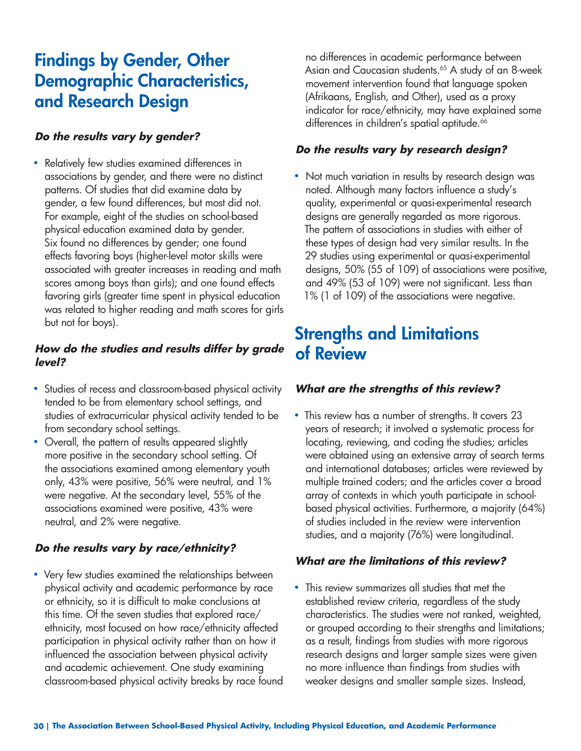## Findings by Gender, Other Demographic Characteristics, and Research Design

### *Do the results vary by gender?*

- Relatively few studies examined differences in associations by gender, and there were no distinct patterns. Of studies that did examine data by gender, a few found differences, but most did not. For example, eight of the studies on school-based physical education examined data by gender. Six found no differences by gender; one found effects favoring boys (higher-level motor skills were associated with greater increases in reading and math scores among boys than girls); and one found effects favoring girls (greater time spent in physical education was related to higher reading and math scores for girls but not for boys).

### *How do the studies and results differ by grade level?*

- Studies of recess and classroom-based physical activity tended to be from elementary school settings, and studies of extracurricular physical activity tended to be from secondary school settings.
- Overall, the pattern of results appeared slightly more positive in the secondary school setting. Of the associations examined among elementary youth only, 43% were positive, 56% were neutral, and 1% were negative. At the secondary level, 55% of the associations examined were positive, 43% were neutral, and 2% were negative.

### *Do the results vary by race/ethnicity?*

- Very few studies examined the relationships between physical activity and academic performance by race or ethnicity, so it is difficult to make conclusions at this time. Of the seven studies that explored race/ethnicity, most focused on how race/ethnicity affected participation in physical activity rather than on how it influenced the association between physical activity and academic achievement. One study examining classroom-based physical activity breaks by race found no differences in academic performance between Asian and Caucasian students.[65] A study of an 8-week movement intervention found that language spoken (Afrikaans, English, and Other), used as a proxy indicator for race/ethnicity, may have explained some differences in children's spatial aptitude.[66]

### *Do the results vary by research design?*

- Not much variation in results by research design was noted. Although many factors influence a study's quality, experimental or quasi-experimental research designs are generally regarded as more rigorous. The pattern of associations in studies with either of these types of design had very similar results. In the 29 studies using experimental or quasi-experimental designs, 50% (55 of 109) of associations were positive, and 49% (53 of 109) were not significant. Less than 1% (1 of 109) of the associations were negative.

## Strengths and Limitations of Review

### *What are the strengths of this review?*

- This review has a number of strengths. It covers 23 years of research; it involved a systematic process for locating, reviewing, and coding the studies; articles were obtained using an extensive array of search terms and international databases; articles were reviewed by multiple trained coders; and the articles cover a broad array of contexts in which youth participate in school-based physical activities. Furthermore, a majority (64%) of studies included in the review were intervention studies, and a majority (76%) were longitudinal.

### *What are the limitations of this review?*

- This review summarizes all studies that met the established review criteria, regardless of the study characteristics. The studies were not ranked, weighted, or grouped according to their strengths and limitations; as a result, findings from studies with more rigorous research designs and larger sample sizes were given no more influence than findings from studies with weaker designs and smaller sample sizes. Instead,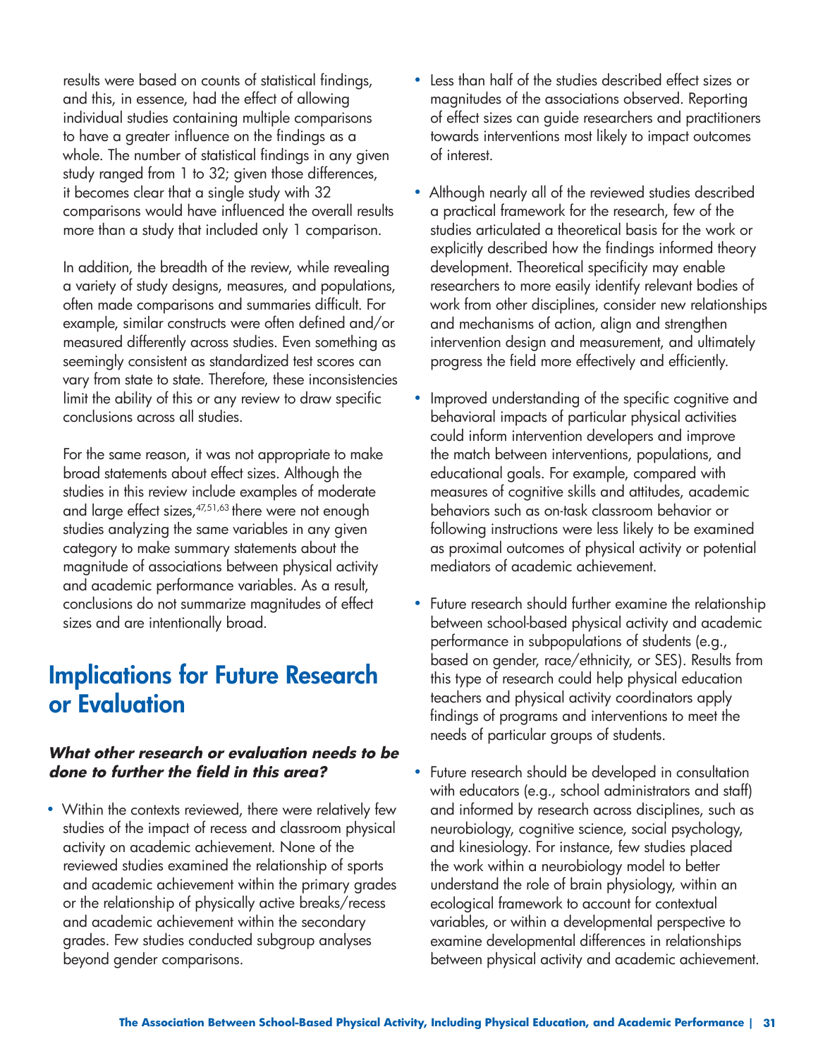results were based on counts of statistical findings, and this, in essence, had the effect of allowing individual studies containing multiple comparisons to have a greater influence on the findings as a whole. The number of statistical findings in any given study ranged from 1 to 32; given those differences, it becomes clear that a single study with 32 comparisons would have influenced the overall results more than a study that included only 1 comparison.

In addition, the breadth of the review, while revealing a variety of study designs, measures, and populations, often made comparisons and summaries difficult. For example, similar constructs were often defined and/or measured differently across studies. Even something as seemingly consistent as standardized test scores can vary from state to state. Therefore, these inconsistencies limit the ability of this or any review to draw specific conclusions across all studies.

For the same reason, it was not appropriate to make broad statements about effect sizes. Although the studies in this review include examples of moderate and large effect sizes,[47,51,63] there were not enough studies analyzing the same variables in any given category to make summary statements about the magnitude of associations between physical activity and academic performance variables. As a result, conclusions do not summarize magnitudes of effect sizes and are intentionally broad.

## Implications for Future Research or Evaluation

***What other research or evaluation needs to be done to further the field in this area?***

- Within the contexts reviewed, there were relatively few studies of the impact of recess and classroom physical activity on academic achievement. None of the reviewed studies examined the relationship of sports and academic achievement within the primary grades or the relationship of physically active breaks/recess and academic achievement within the secondary grades. Few studies conducted subgroup analyses beyond gender comparisons.
- Less than half of the studies described effect sizes or magnitudes of the associations observed. Reporting of effect sizes can guide researchers and practitioners towards interventions most likely to impact outcomes of interest.
- Although nearly all of the reviewed studies described a practical framework for the research, few of the studies articulated a theoretical basis for the work or explicitly described how the findings informed theory development. Theoretical specificity may enable researchers to more easily identify relevant bodies of work from other disciplines, consider new relationships and mechanisms of action, align and strengthen intervention design and measurement, and ultimately progress the field more effectively and efficiently.
- Improved understanding of the specific cognitive and behavioral impacts of particular physical activities could inform intervention developers and improve the match between interventions, populations, and educational goals. For example, compared with measures of cognitive skills and attitudes, academic behaviors such as on-task classroom behavior or following instructions were less likely to be examined as proximal outcomes of physical activity or potential mediators of academic achievement.
- Future research should further examine the relationship between school-based physical activity and academic performance in subpopulations of students (e.g., based on gender, race/ethnicity, or SES). Results from this type of research could help physical education teachers and physical activity coordinators apply findings of programs and interventions to meet the needs of particular groups of students.
- Future research should be developed in consultation with educators (e.g., school administrators and staff) and informed by research across disciplines, such as neurobiology, cognitive science, social psychology, and kinesiology. For instance, few studies placed the work within a neurobiology model to better understand the role of brain physiology, within an ecological framework to account for contextual variables, or within a developmental perspective to examine developmental differences in relationships between physical activity and academic achievement.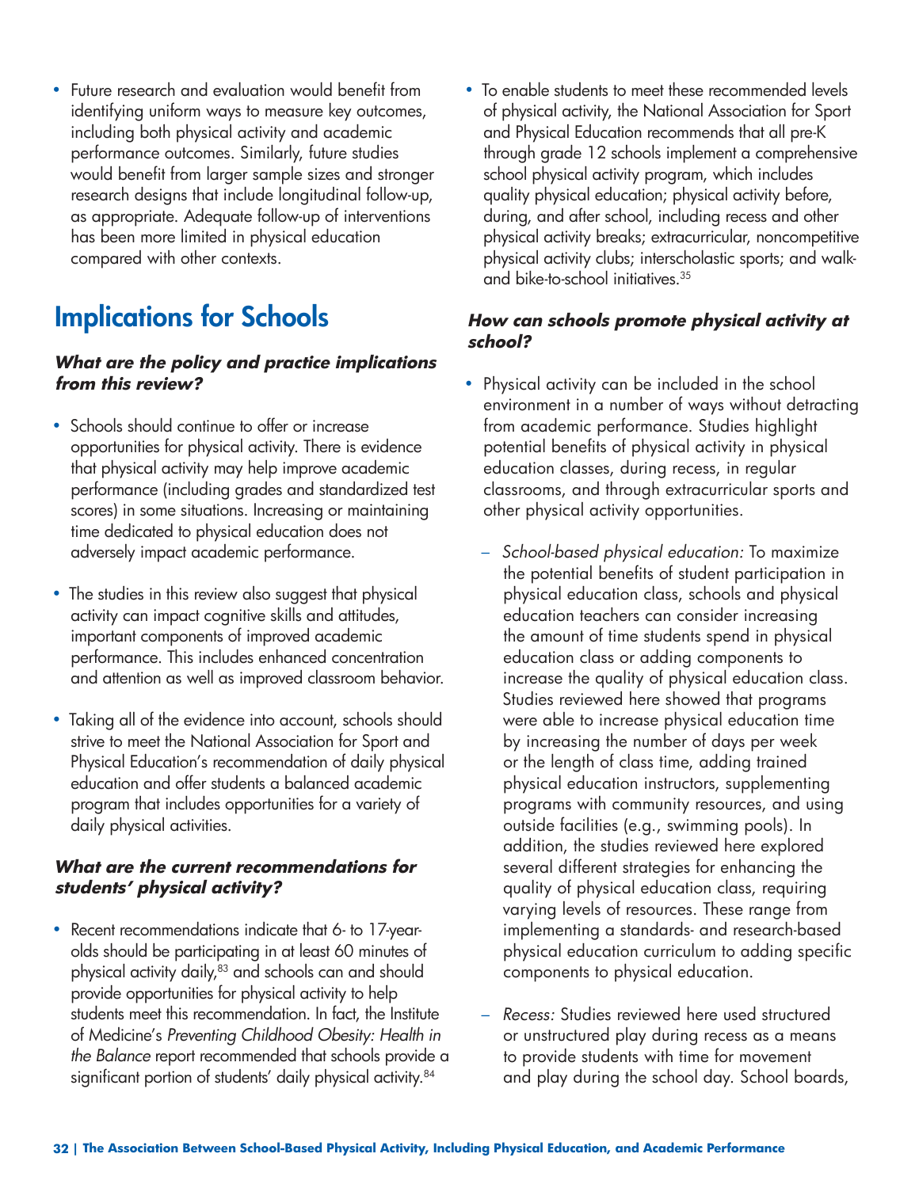- Future research and evaluation would benefit from identifying uniform ways to measure key outcomes, including both physical activity and academic performance outcomes. Similarly, future studies would benefit from larger sample sizes and stronger research designs that include longitudinal follow-up, as appropriate. Adequate follow-up of interventions has been more limited in physical education compared with other contexts.

## Implications for Schools

### *What are the policy and practice implications from this review?*

- Schools should continue to offer or increase opportunities for physical activity. There is evidence that physical activity may help improve academic performance (including grades and standardized test scores) in some situations. Increasing or maintaining time dedicated to physical education does not adversely impact academic performance.
- The studies in this review also suggest that physical activity can impact cognitive skills and attitudes, important components of improved academic performance. This includes enhanced concentration and attention as well as improved classroom behavior.
- Taking all of the evidence into account, schools should strive to meet the National Association for Sport and Physical Education's recommendation of daily physical education and offer students a balanced academic program that includes opportunities for a variety of daily physical activities.

### *What are the current recommendations for students' physical activity?*

- Recent recommendations indicate that 6- to 17-year-olds should be participating in at least 60 minutes of physical activity daily,[83] and schools can and should provide opportunities for physical activity to help students meet this recommendation. In fact, the Institute of Medicine's *Preventing Childhood Obesity: Health in the Balance* report recommended that schools provide a significant portion of students' daily physical activity.[84]
- To enable students to meet these recommended levels of physical activity, the National Association for Sport and Physical Education recommends that all pre-K through grade 12 schools implement a comprehensive school physical activity program, which includes quality physical education; physical activity before, during, and after school, including recess and other physical activity breaks; extracurricular, noncompetitive physical activity clubs; interscholastic sports; and walk- and bike-to-school initiatives.[35]

### *How can schools promote physical activity at school?*

- Physical activity can be included in the school environment in a number of ways without detracting from academic performance. Studies highlight potential benefits of physical activity in physical education classes, during recess, in regular classrooms, and through extracurricular sports and other physical activity opportunities.
  - *School-based physical education:* To maximize the potential benefits of student participation in physical education class, schools and physical education teachers can consider increasing the amount of time students spend in physical education class or adding components to increase the quality of physical education class. Studies reviewed here showed that programs were able to increase physical education time by increasing the number of days per week or the length of class time, adding trained physical education instructors, supplementing programs with community resources, and using outside facilities (e.g., swimming pools). In addition, the studies reviewed here explored several different strategies for enhancing the quality of physical education class, requiring varying levels of resources. These range from implementing a standards- and research-based physical education curriculum to adding specific components to physical education.
  - *Recess:* Studies reviewed here used structured or unstructured play during recess as a means to provide students with time for movement and play during the school day. School boards,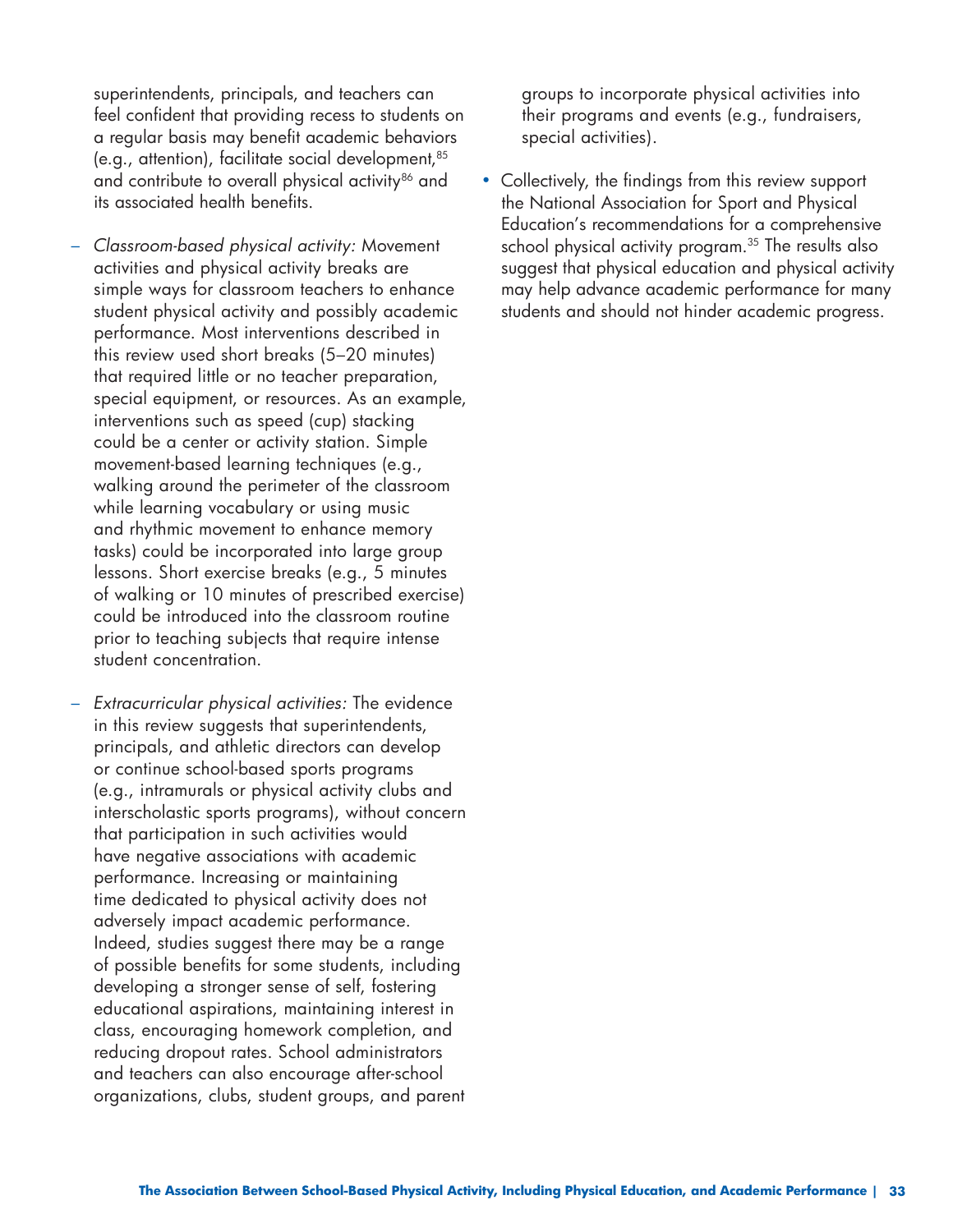superintendents, principals, and teachers can feel confident that providing recess to students on a regular basis may benefit academic behaviors (e.g., attention), facilitate social development,[85] and contribute to overall physical activity[86] and its associated health benefits.

- *Classroom-based physical activity:* Movement activities and physical activity breaks are simple ways for classroom teachers to enhance student physical activity and possibly academic performance. Most interventions described in this review used short breaks (5–20 minutes) that required little or no teacher preparation, special equipment, or resources. As an example, interventions such as speed (cup) stacking could be a center or activity station. Simple movement-based learning techniques (e.g., walking around the perimeter of the classroom while learning vocabulary or using music and rhythmic movement to enhance memory tasks) could be incorporated into large group lessons. Short exercise breaks (e.g., 5 minutes of walking or 10 minutes of prescribed exercise) could be introduced into the classroom routine prior to teaching subjects that require intense student concentration.

- *Extracurricular physical activities:* The evidence in this review suggests that superintendents, principals, and athletic directors can develop or continue school-based sports programs (e.g., intramurals or physical activity clubs and interscholastic sports programs), without concern that participation in such activities would have negative associations with academic performance. Increasing or maintaining time dedicated to physical activity does not adversely impact academic performance. Indeed, studies suggest there may be a range of possible benefits for some students, including developing a stronger sense of self, fostering educational aspirations, maintaining interest in class, encouraging homework completion, and reducing dropout rates. School administrators and teachers can also encourage after-school organizations, clubs, student groups, and parent groups to incorporate physical activities into their programs and events (e.g., fundraisers, special activities).

- Collectively, the findings from this review support the National Association for Sport and Physical Education's recommendations for a comprehensive school physical activity program.[35] The results also suggest that physical education and physical activity may help advance academic performance for many students and should not hinder academic progress.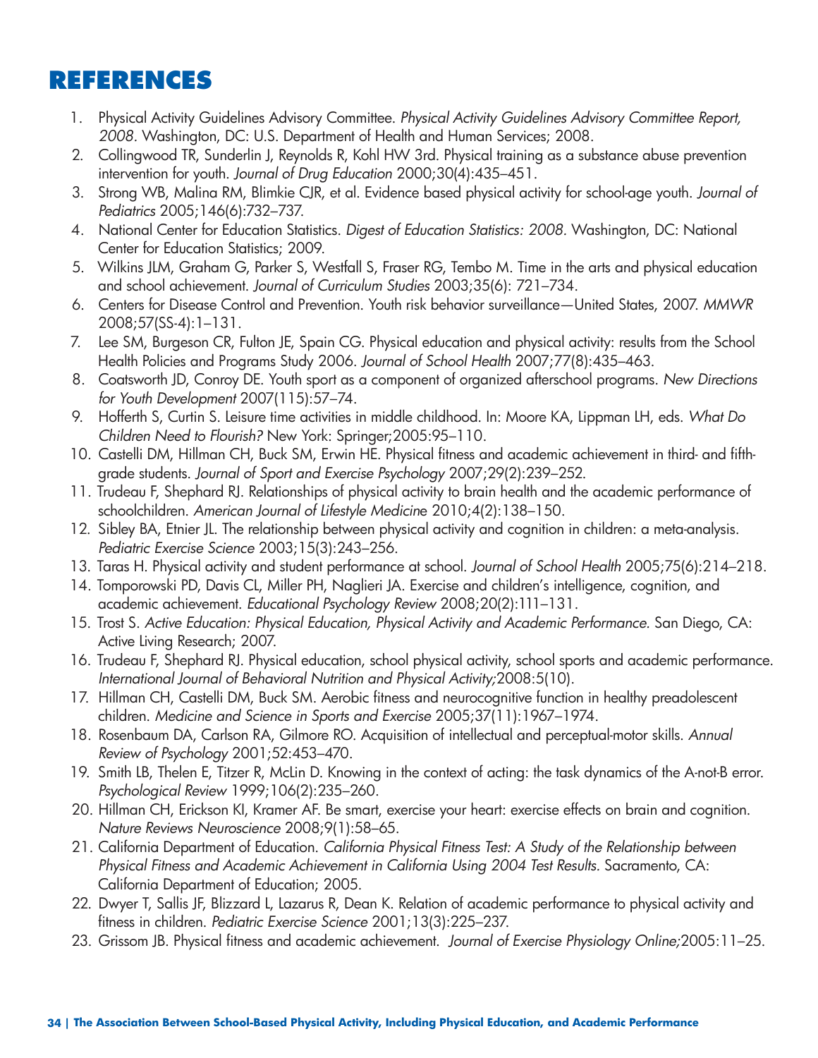# REFERENCES

1. Physical Activity Guidelines Advisory Committee. *Physical Activity Guidelines Advisory Committee Report, 2008*. Washington, DC: U.S. Department of Health and Human Services; 2008.
2. Collingwood TR, Sunderlin J, Reynolds R, Kohl HW 3rd. Physical training as a substance abuse prevention intervention for youth. *Journal of Drug Education* 2000;30(4):435–451.
3. Strong WB, Malina RM, Blimkie CJR, et al. Evidence based physical activity for school-age youth. *Journal of Pediatrics* 2005;146(6):732–737.
4. National Center for Education Statistics. *Digest of Education Statistics: 2008*. Washington, DC: National Center for Education Statistics; 2009.
5. Wilkins JLM, Graham G, Parker S, Westfall S, Fraser RG, Tembo M. Time in the arts and physical education and school achievement. *Journal of Curriculum Studies* 2003;35(6): 721–734.
6. Centers for Disease Control and Prevention. Youth risk behavior surveillance—United States, 2007. *MMWR* 2008;57(SS-4):1–131.
7. Lee SM, Burgeson CR, Fulton JE, Spain CG. Physical education and physical activity: results from the School Health Policies and Programs Study 2006. *Journal of School Health* 2007;77(8):435–463.
8. Coatsworth JD, Conroy DE. Youth sport as a component of organized afterschool programs. *New Directions for Youth Development* 2007(115):57–74.
9. Hofferth S, Curtin S. Leisure time activities in middle childhood. In: Moore KA, Lippman LH, eds. *What Do Children Need to Flourish?* New York: Springer;2005:95–110.
10. Castelli DM, Hillman CH, Buck SM, Erwin HE. Physical fitness and academic achievement in third- and fifth-grade students. *Journal of Sport and Exercise Psychology* 2007;29(2):239–252.
11. Trudeau F, Shephard RJ. Relationships of physical activity to brain health and the academic performance of schoolchildren. *American Journal of Lifestyle Medicine* 2010;4(2):138–150.
12. Sibley BA, Etnier JL. The relationship between physical activity and cognition in children: a meta-analysis. *Pediatric Exercise Science* 2003;15(3):243–256.
13. Taras H. Physical activity and student performance at school. *Journal of School Health* 2005;75(6):214–218.
14. Tomporowski PD, Davis CL, Miller PH, Naglieri JA. Exercise and children's intelligence, cognition, and academic achievement. *Educational Psychology Review* 2008;20(2):111–131.
15. Trost S. *Active Education: Physical Education, Physical Activity and Academic Performance.* San Diego, CA: Active Living Research; 2007.
16. Trudeau F, Shephard RJ. Physical education, school physical activity, school sports and academic performance. *International Journal of Behavioral Nutrition and Physical Activity;*2008:5(10).
17. Hillman CH, Castelli DM, Buck SM. Aerobic fitness and neurocognitive function in healthy preadolescent children. *Medicine and Science in Sports and Exercise* 2005;37(11):1967–1974.
18. Rosenbaum DA, Carlson RA, Gilmore RO. Acquisition of intellectual and perceptual-motor skills. *Annual Review of Psychology* 2001;52:453–470.
19. Smith LB, Thelen E, Titzer R, McLin D. Knowing in the context of acting: the task dynamics of the A-not-B error. *Psychological Review* 1999;106(2):235–260.
20. Hillman CH, Erickson KI, Kramer AF. Be smart, exercise your heart: exercise effects on brain and cognition. *Nature Reviews Neuroscience* 2008;9(1):58–65.
21. California Department of Education. *California Physical Fitness Test: A Study of the Relationship between Physical Fitness and Academic Achievement in California Using 2004 Test Results.* Sacramento, CA: California Department of Education; 2005.
22. Dwyer T, Sallis JF, Blizzard L, Lazarus R, Dean K. Relation of academic performance to physical activity and fitness in children. *Pediatric Exercise Science* 2001;13(3):225–237.
23. Grissom JB. Physical fitness and academic achievement. *Journal of Exercise Physiology Online;*2005:11–25.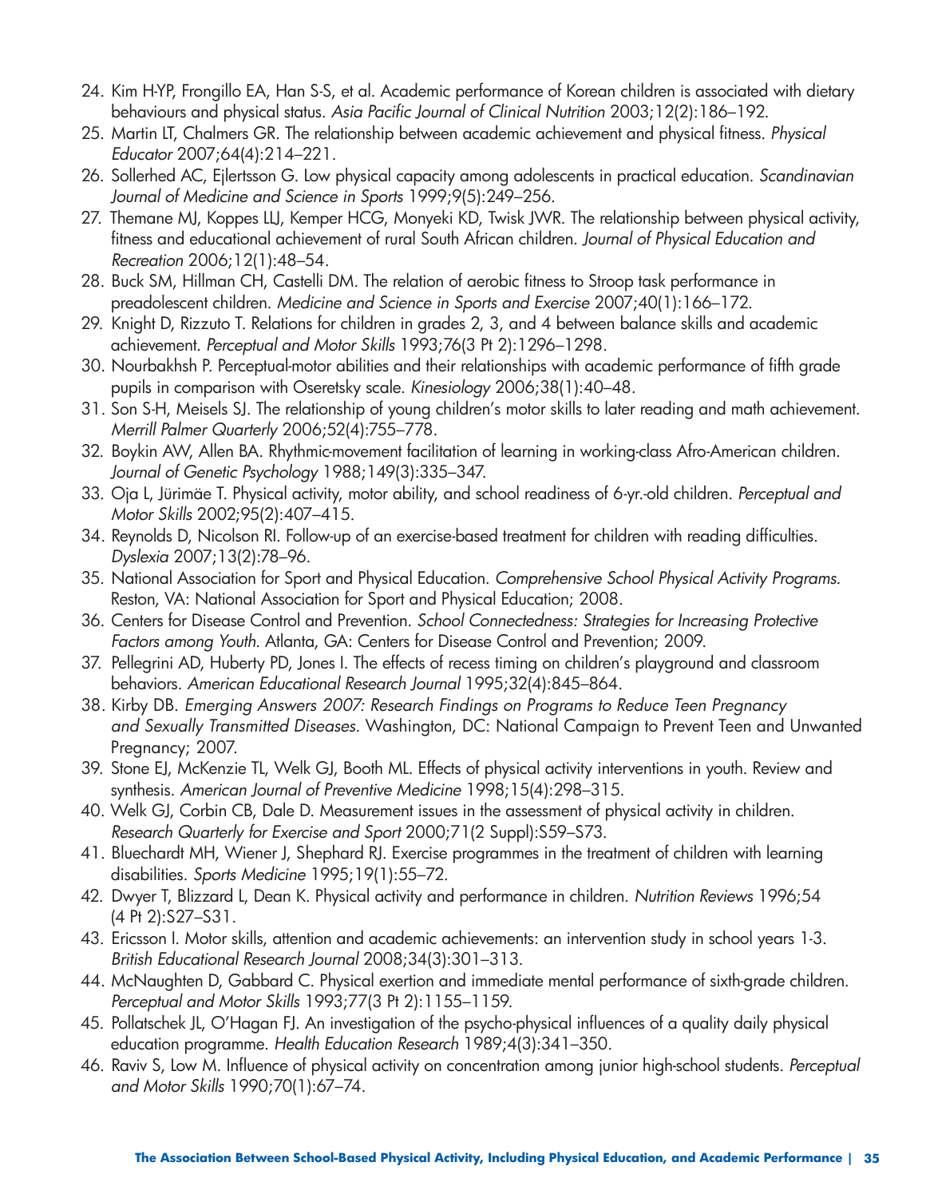24. Kim H-YP, Frongillo EA, Han S-S, et al. Academic performance of Korean children is associated with dietary behaviours and physical status. *Asia Pacific Journal of Clinical Nutrition* 2003;12(2):186–192.
25. Martin LT, Chalmers GR. The relationship between academic achievement and physical fitness. *Physical Educator* 2007;64(4):214–221.
26. Sollerhed AC, Ejlertsson G. Low physical capacity among adolescents in practical education. *Scandinavian Journal of Medicine and Science in Sports* 1999;9(5):249–256.
27. Themane MJ, Koppes LLJ, Kemper HCG, Monyeki KD, Twisk JWR. The relationship between physical activity, fitness and educational achievement of rural South African children. *Journal of Physical Education and Recreation* 2006;12(1):48–54.
28. Buck SM, Hillman CH, Castelli DM. The relation of aerobic fitness to Stroop task performance in preadolescent children. *Medicine and Science in Sports and Exercise* 2007;40(1):166–172.
29. Knight D, Rizzuto T. Relations for children in grades 2, 3, and 4 between balance skills and academic achievement. *Perceptual and Motor Skills* 1993;76(3 Pt 2):1296–1298.
30. Nourbakhsh P. Perceptual-motor abilities and their relationships with academic performance of fifth grade pupils in comparison with Oseretsky scale. *Kinesiology* 2006;38(1):40–48.
31. Son S-H, Meisels SJ. The relationship of young children's motor skills to later reading and math achievement. *Merrill Palmer Quarterly* 2006;52(4):755–778.
32. Boykin AW, Allen BA. Rhythmic-movement facilitation of learning in working-class Afro-American children. *Journal of Genetic Psychology* 1988;149(3):335–347.
33. Oja L, Jürimäe T. Physical activity, motor ability, and school readiness of 6-yr.-old children. *Perceptual and Motor Skills* 2002;95(2):407–415.
34. Reynolds D, Nicolson RI. Follow-up of an exercise-based treatment for children with reading difficulties. *Dyslexia* 2007;13(2):78–96.
35. National Association for Sport and Physical Education. *Comprehensive School Physical Activity Programs.* Reston, VA: National Association for Sport and Physical Education; 2008.
36. Centers for Disease Control and Prevention. *School Connectedness: Strategies for Increasing Protective Factors among Youth.* Atlanta, GA: Centers for Disease Control and Prevention; 2009.
37. Pellegrini AD, Huberty PD, Jones I. The effects of recess timing on children's playground and classroom behaviors. *American Educational Research Journal* 1995;32(4):845–864.
38. Kirby DB. *Emerging Answers 2007: Research Findings on Programs to Reduce Teen Pregnancy and Sexually Transmitted Diseases.* Washington, DC: National Campaign to Prevent Teen and Unwanted Pregnancy; 2007.
39. Stone EJ, McKenzie TL, Welk GJ, Booth ML. Effects of physical activity interventions in youth. Review and synthesis. *American Journal of Preventive Medicine* 1998;15(4):298–315.
40. Welk GJ, Corbin CB, Dale D. Measurement issues in the assessment of physical activity in children. *Research Quarterly for Exercise and Sport* 2000;71(2 Suppl):S59–S73.
41. Bluechardt MH, Wiener J, Shephard RJ. Exercise programmes in the treatment of children with learning disabilities. *Sports Medicine* 1995;19(1):55–72.
42. Dwyer T, Blizzard L, Dean K. Physical activity and performance in children. *Nutrition Reviews* 1996;54 (4 Pt 2):S27–S31.
43. Ericsson I. Motor skills, attention and academic achievements: an intervention study in school years 1-3. *British Educational Research Journal* 2008;34(3):301–313.
44. McNaughten D, Gabbard C. Physical exertion and immediate mental performance of sixth-grade children. *Perceptual and Motor Skills* 1993;77(3 Pt 2):1155–1159.
45. Pollatschek JL, O'Hagan FJ. An investigation of the psycho-physical influences of a quality daily physical education programme. *Health Education Research* 1989;4(3):341–350.
46. Raviv S, Low M. Influence of physical activity on concentration among junior high-school students. *Perceptual and Motor Skills* 1990;70(1):67–74.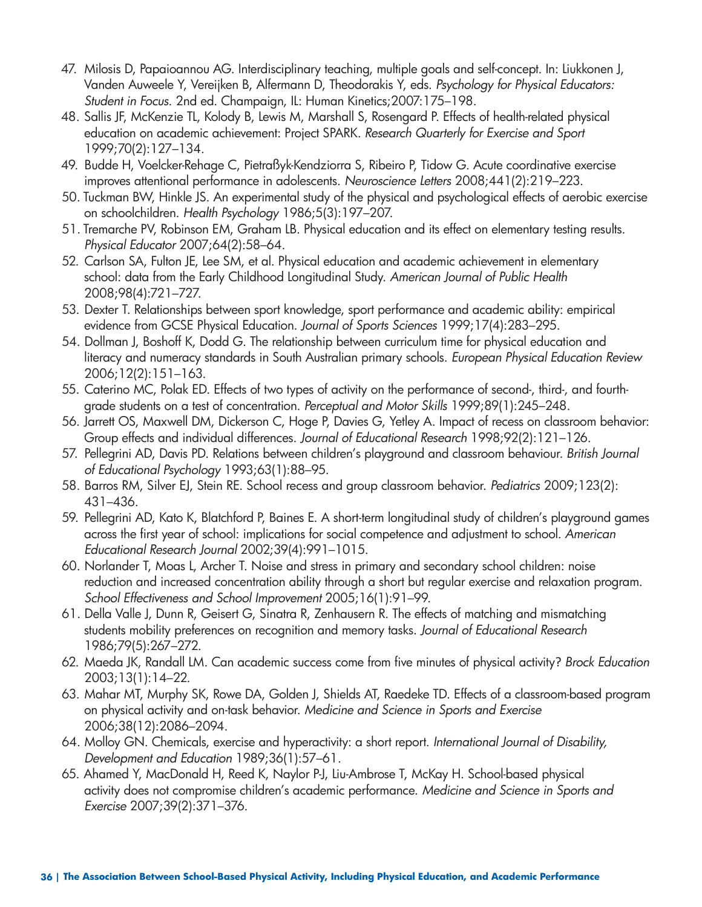47. Milosis D, Papaioannou AG. Interdisciplinary teaching, multiple goals and self-concept. In: Liukkonen J, Vanden Auweele Y, Vereijken B, Alfermann D, Theodorakis Y, eds. *Psychology for Physical Educators: Student in Focus.* 2nd ed. Champaign, IL: Human Kinetics;2007:175–198.
48. Sallis JF, McKenzie TL, Kolody B, Lewis M, Marshall S, Rosengard P. Effects of health-related physical education on academic achievement: Project SPARK. *Research Quarterly for Exercise and Sport* 1999;70(2):127–134.
49. Budde H, Voelcker-Rehage C, Pietraßyk-Kendziorra S, Ribeiro P, Tidow G. Acute coordinative exercise improves attentional performance in adolescents. *Neuroscience Letters* 2008;441(2):219–223.
50. Tuckman BW, Hinkle JS. An experimental study of the physical and psychological effects of aerobic exercise on schoolchildren. *Health Psychology* 1986;5(3):197–207.
51. Tremarche PV, Robinson EM, Graham LB. Physical education and its effect on elementary testing results. *Physical Educator* 2007;64(2):58–64.
52. Carlson SA, Fulton JE, Lee SM, et al. Physical education and academic achievement in elementary school: data from the Early Childhood Longitudinal Study. *American Journal of Public Health* 2008;98(4):721–727.
53. Dexter T. Relationships between sport knowledge, sport performance and academic ability: empirical evidence from GCSE Physical Education. *Journal of Sports Sciences* 1999;17(4):283–295.
54. Dollman J, Boshoff K, Dodd G. The relationship between curriculum time for physical education and literacy and numeracy standards in South Australian primary schools. *European Physical Education Review* 2006;12(2):151–163.
55. Caterino MC, Polak ED. Effects of two types of activity on the performance of second-, third-, and fourth-grade students on a test of concentration. *Perceptual and Motor Skills* 1999;89(1):245–248.
56. Jarrett OS, Maxwell DM, Dickerson C, Hoge P, Davies G, Yetley A. Impact of recess on classroom behavior: Group effects and individual differences. *Journal of Educational Research* 1998;92(2):121–126.
57. Pellegrini AD, Davis PD. Relations between children's playground and classroom behaviour. *British Journal of Educational Psychology* 1993;63(1):88–95.
58. Barros RM, Silver EJ, Stein RE. School recess and group classroom behavior. *Pediatrics* 2009;123(2): 431–436.
59. Pellegrini AD, Kato K, Blatchford P, Baines E. A short-term longitudinal study of children's playground games across the first year of school: implications for social competence and adjustment to school. *American Educational Research Journal* 2002;39(4):991–1015.
60. Norlander T, Moas L, Archer T. Noise and stress in primary and secondary school children: noise reduction and increased concentration ability through a short but regular exercise and relaxation program. *School Effectiveness and School Improvement* 2005;16(1):91–99.
61. Della Valle J, Dunn R, Geisert G, Sinatra R, Zenhausern R. The effects of matching and mismatching students mobility preferences on recognition and memory tasks. *Journal of Educational Research* 1986;79(5):267–272.
62. Maeda JK, Randall LM. Can academic success come from five minutes of physical activity? *Brock Education* 2003;13(1):14–22.
63. Mahar MT, Murphy SK, Rowe DA, Golden J, Shields AT, Raedeke TD. Effects of a classroom-based program on physical activity and on-task behavior. *Medicine and Science in Sports and Exercise* 2006;38(12):2086–2094.
64. Molloy GN. Chemicals, exercise and hyperactivity: a short report. *International Journal of Disability, Development and Education* 1989;36(1):57–61.
65. Ahamed Y, MacDonald H, Reed K, Naylor P-J, Liu-Ambrose T, McKay H. School-based physical activity does not compromise children's academic performance. *Medicine and Science in Sports and Exercise* 2007;39(2):371–376.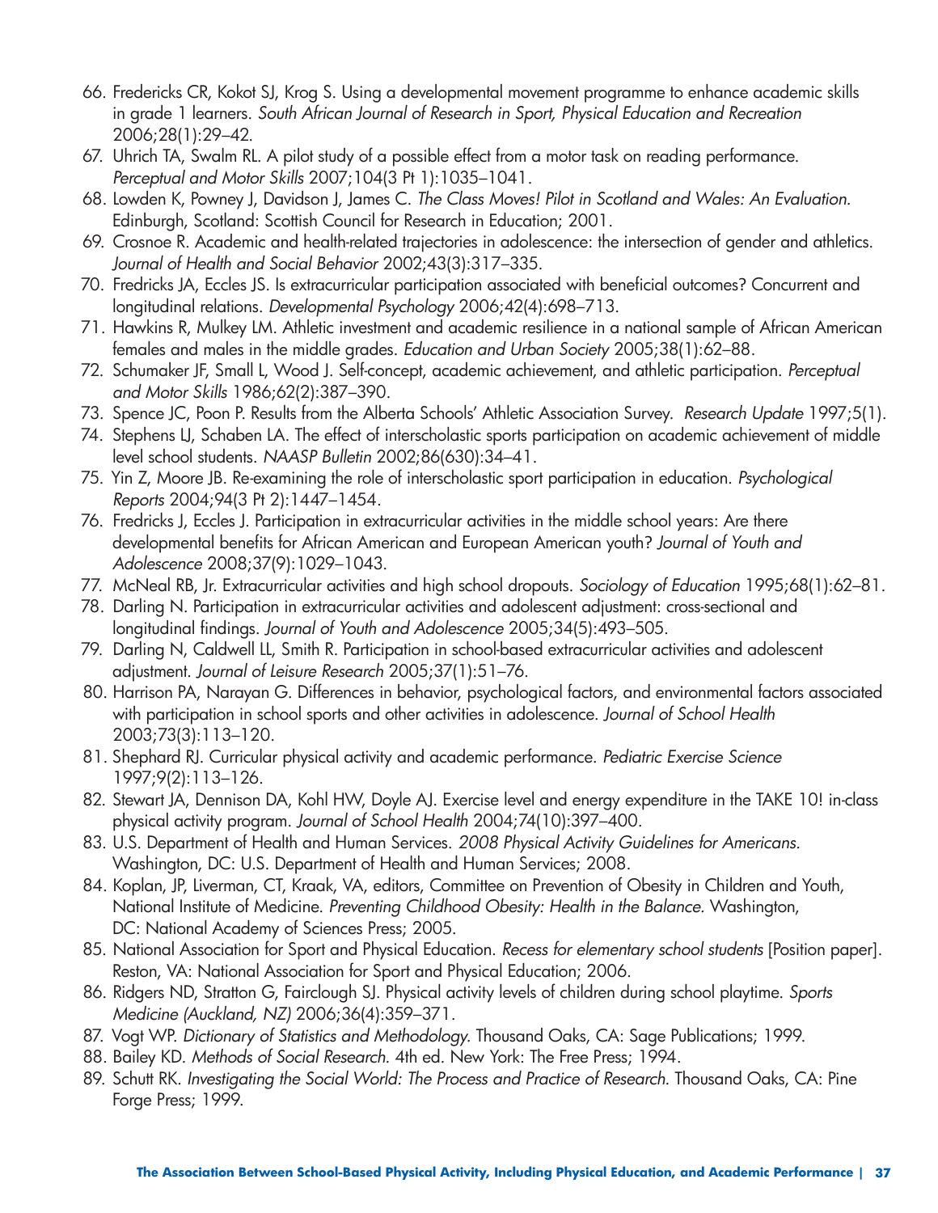66. Fredericks CR, Kokot SJ, Krog S. Using a developmental movement programme to enhance academic skills in grade 1 learners. *South African Journal of Research in Sport, Physical Education and Recreation* 2006;28(1):29–42.
67. Uhrich TA, Swalm RL. A pilot study of a possible effect from a motor task on reading performance. *Perceptual and Motor Skills* 2007;104(3 Pt 1):1035–1041.
68. Lowden K, Powney J, Davidson J, James C. *The Class Moves! Pilot in Scotland and Wales: An Evaluation.* Edinburgh, Scotland: Scottish Council for Research in Education; 2001.
69. Crosnoe R. Academic and health-related trajectories in adolescence: the intersection of gender and athletics. *Journal of Health and Social Behavior* 2002;43(3):317–335.
70. Fredricks JA, Eccles JS. Is extracurricular participation associated with beneficial outcomes? Concurrent and longitudinal relations. *Developmental Psychology* 2006;42(4):698–713.
71. Hawkins R, Mulkey LM. Athletic investment and academic resilience in a national sample of African American females and males in the middle grades. *Education and Urban Society* 2005;38(1):62–88.
72. Schumaker JF, Small L, Wood J. Self-concept, academic achievement, and athletic participation. *Perceptual and Motor Skills* 1986;62(2):387–390.
73. Spence JC, Poon P. Results from the Alberta Schools' Athletic Association Survey. *Research Update* 1997;5(1).
74. Stephens LJ, Schaben LA. The effect of interscholastic sports participation on academic achievement of middle level school students. *NAASP Bulletin* 2002;86(630):34–41.
75. Yin Z, Moore JB. Re-examining the role of interscholastic sport participation in education. *Psychological Reports* 2004;94(3 Pt 2):1447–1454.
76. Fredricks J, Eccles J. Participation in extracurricular activities in the middle school years: Are there developmental benefits for African American and European American youth? *Journal of Youth and Adolescence* 2008;37(9):1029–1043.
77. McNeal RB, Jr. Extracurricular activities and high school dropouts. *Sociology of Education* 1995;68(1):62–81.
78. Darling N. Participation in extracurricular activities and adolescent adjustment: cross-sectional and longitudinal findings. *Journal of Youth and Adolescence* 2005;34(5):493–505.
79. Darling N, Caldwell LL, Smith R. Participation in school-based extracurricular activities and adolescent adjustment. *Journal of Leisure Research* 2005;37(1):51–76.
80. Harrison PA, Narayan G. Differences in behavior, psychological factors, and environmental factors associated with participation in school sports and other activities in adolescence. *Journal of School Health* 2003;73(3):113–120.
81. Shephard RJ. Curricular physical activity and academic performance. *Pediatric Exercise Science* 1997;9(2):113–126.
82. Stewart JA, Dennison DA, Kohl HW, Doyle AJ. Exercise level and energy expenditure in the TAKE 10! in-class physical activity program. *Journal of School Health* 2004;74(10):397–400.
83. U.S. Department of Health and Human Services. *2008 Physical Activity Guidelines for Americans.* Washington, DC: U.S. Department of Health and Human Services; 2008.
84. Koplan, JP, Liverman, CT, Kraak, VA, editors, Committee on Prevention of Obesity in Children and Youth, National Institute of Medicine. *Preventing Childhood Obesity: Health in the Balance.* Washington, DC: National Academy of Sciences Press; 2005.
85. National Association for Sport and Physical Education. *Recess for elementary school students* [Position paper]. Reston, VA: National Association for Sport and Physical Education; 2006.
86. Ridgers ND, Stratton G, Fairclough SJ. Physical activity levels of children during school playtime. *Sports Medicine (Auckland, NZ)* 2006;36(4):359–371.
87. Vogt WP. *Dictionary of Statistics and Methodology.* Thousand Oaks, CA: Sage Publications; 1999.
88. Bailey KD. *Methods of Social Research.* 4th ed. New York: The Free Press; 1994.
89. Schutt RK. *Investigating the Social World: The Process and Practice of Research.* Thousand Oaks, CA: Pine Forge Press; 1999.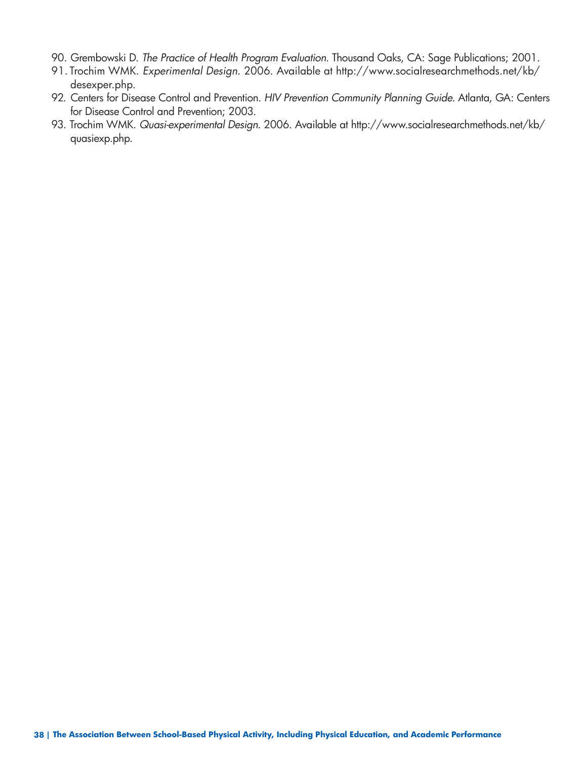90. Grembowski D. *The Practice of Health Program Evaluation.* Thousand Oaks, CA: Sage Publications; 2001.
91. Trochim WMK. *Experimental Design.* 2006. Available at http://www.socialresearchmethods.net/kb/desexper.php.
92. Centers for Disease Control and Prevention. *HIV Prevention Community Planning Guide.* Atlanta, GA: Centers for Disease Control and Prevention; 2003.
93. Trochim WMK. *Quasi-experimental Design.* 2006. Available at http://www.socialresearchmethods.net/kb/quasiexp.php.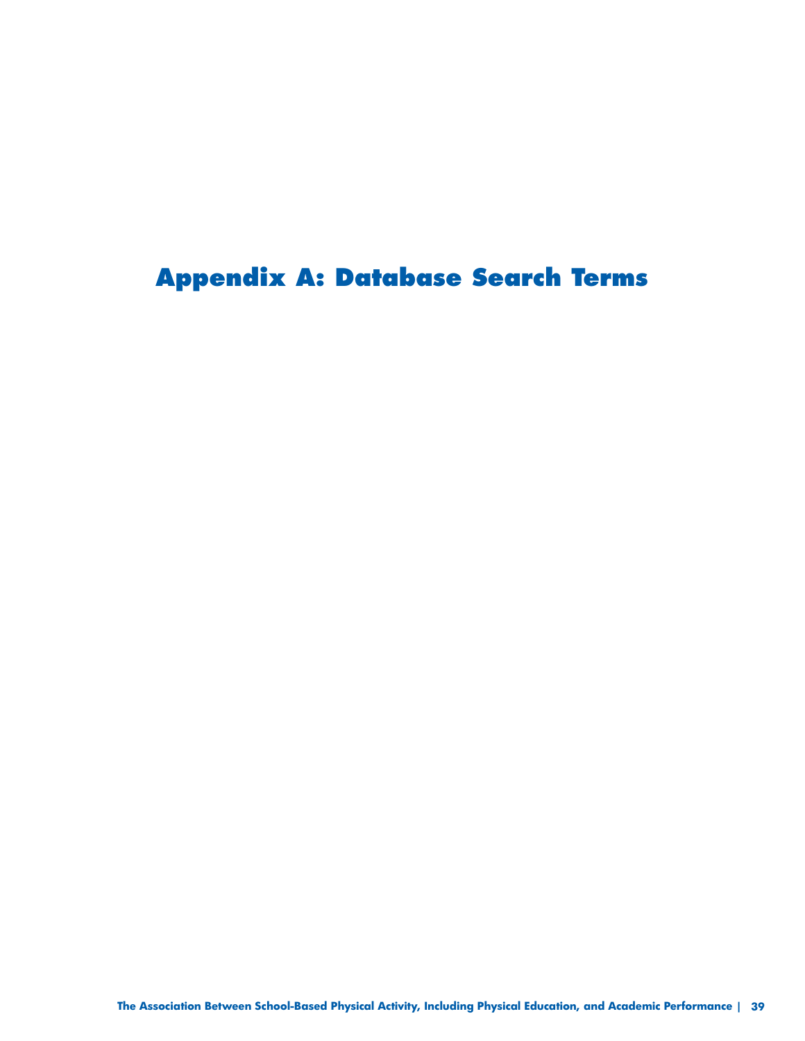# Appendix A: Database Search Terms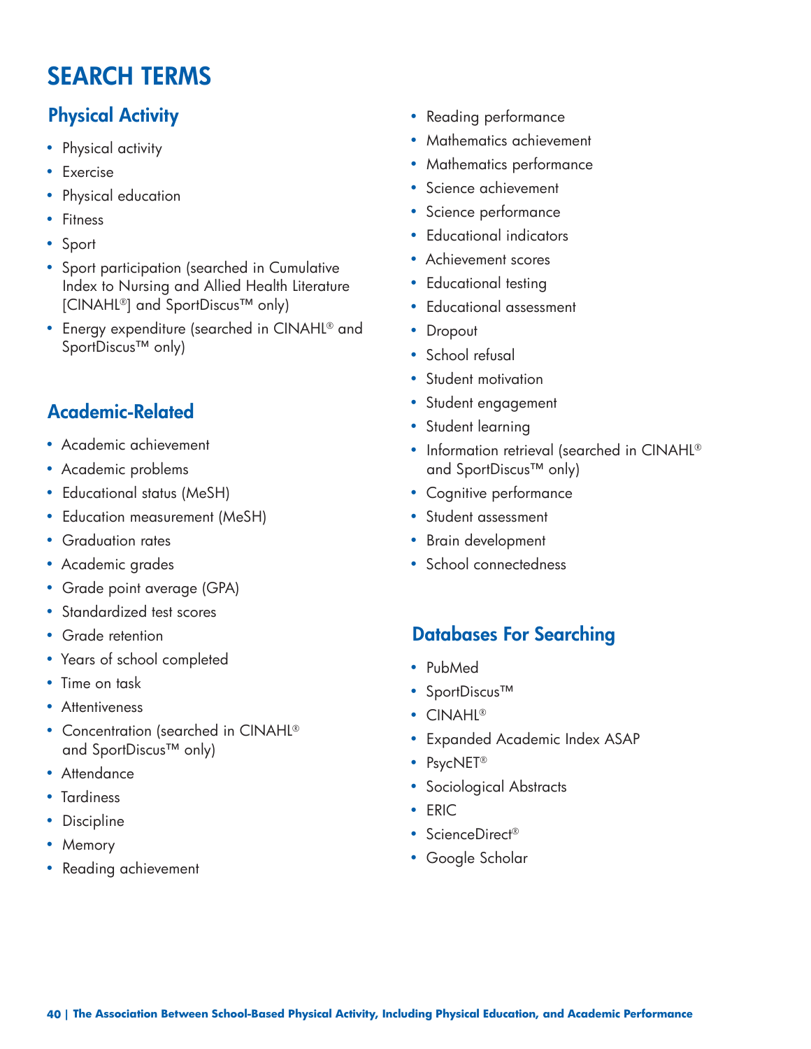# SEARCH TERMS

## Physical Activity

- Physical activity
- Exercise
- Physical education
- Fitness
- Sport
- Sport participation (searched in Cumulative Index to Nursing and Allied Health Literature [CINAHL®] and SportDiscus™ only)
- Energy expenditure (searched in CINAHL® and SportDiscus™ only)

## Academic-Related

- Academic achievement
- Academic problems
- Educational status (MeSH)
- Education measurement (MeSH)
- Graduation rates
- Academic grades
- Grade point average (GPA)
- Standardized test scores
- Grade retention
- Years of school completed
- Time on task
- Attentiveness
- Concentration (searched in CINAHL® and SportDiscus™ only)
- Attendance
- Tardiness
- Discipline
- Memory
- Reading achievement
- Reading performance
- Mathematics achievement
- Mathematics performance
- Science achievement
- Science performance
- Educational indicators
- Achievement scores
- Educational testing
- Educational assessment
- Dropout
- School refusal
- Student motivation
- Student engagement
- Student learning
- Information retrieval (searched in CINAHL® and SportDiscus™ only)
- Cognitive performance
- Student assessment
- Brain development
- School connectedness

## Databases For Searching

- PubMed
- SportDiscus™
- CINAHL®
- Expanded Academic Index ASAP
- PsycNET®
- Sociological Abstracts
- ERIC
- ScienceDirect®
- Google Scholar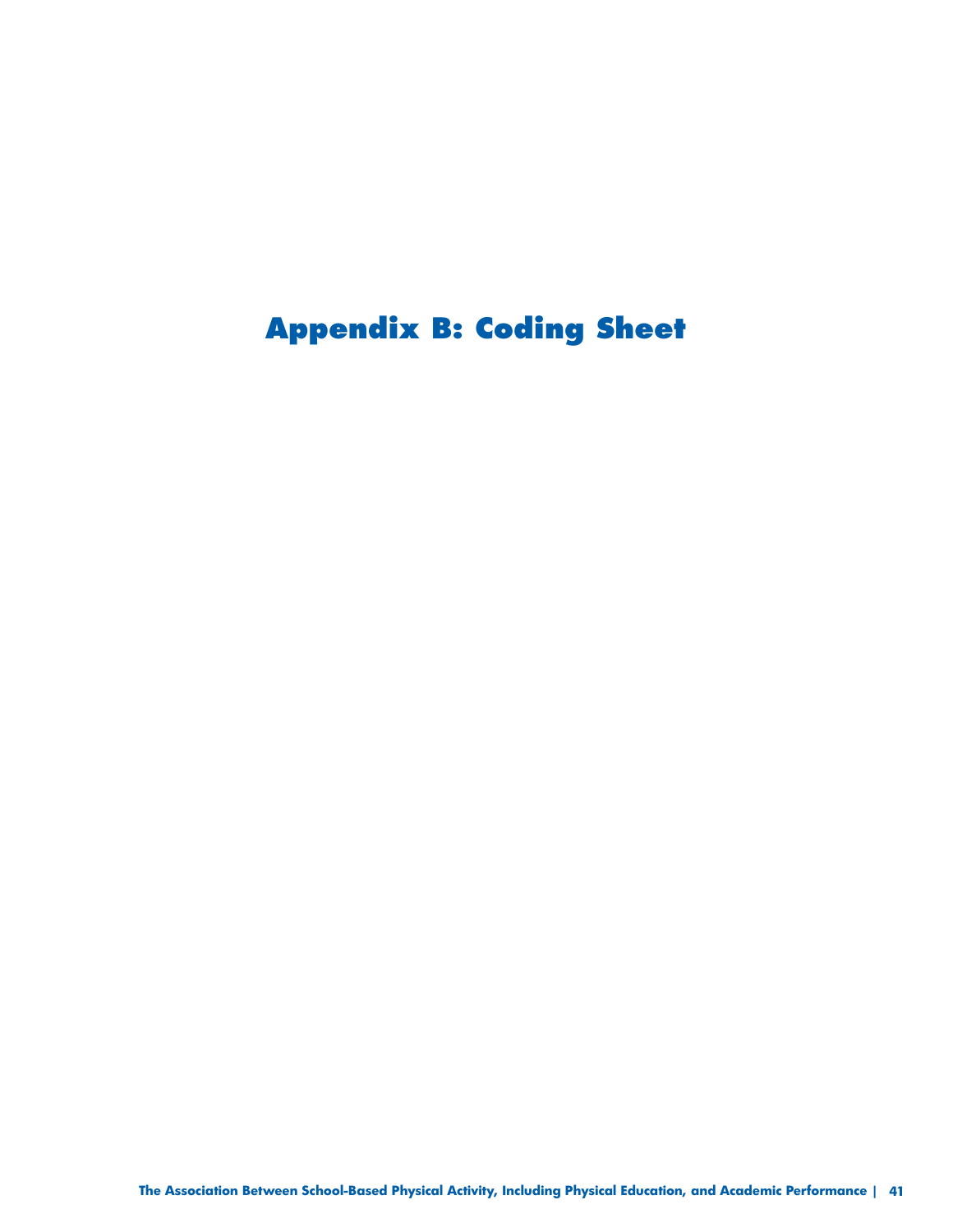# Appendix B: Coding Sheet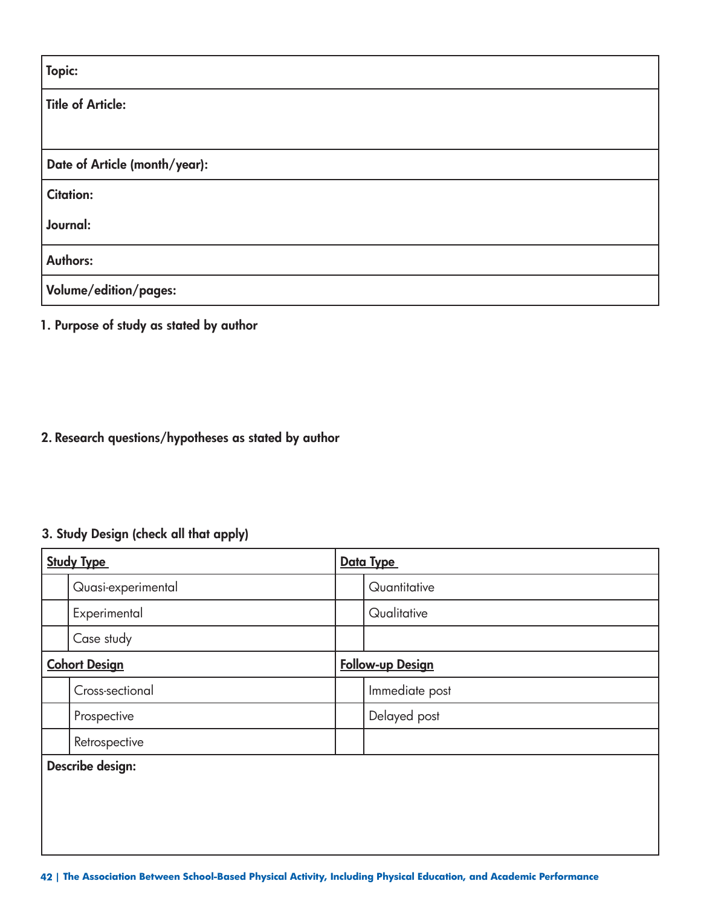| Topic: |
|---|
| Title of Article: |
| Date of Article (month/year): |
| Citation:<br><br>Journal: |
| Authors: |
| Volume/edition/pages: |

**1. Purpose of study as stated by author**

**2. Research questions/hypotheses as stated by author**

**3. Study Design (check all that apply)**

| **Study Type** | | **Data Type** | |
|---|---|---|---|
| | Quasi-experimental | | Quantitative |
| | Experimental | | Qualitative |
| | Case study | | |
| **Cohort Design** | | **Follow-up Design** | |
| | Cross-sectional | | Immediate post |
| | Prospective | | Delayed post |
| | Retrospective | | |
| **Describe design:** | | | |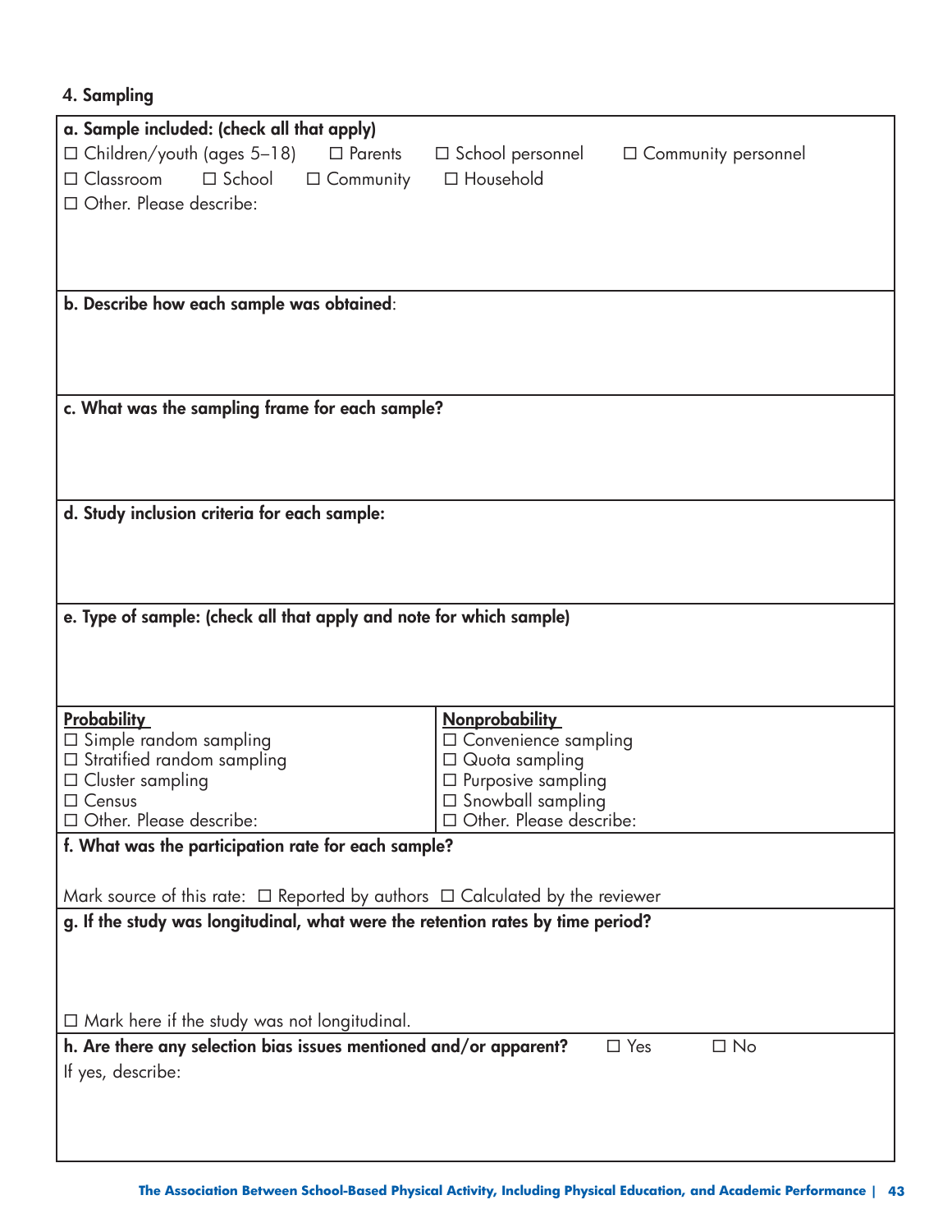## 4. Sampling

**a. Sample included: (check all that apply)**

☐ Children/youth (ages 5–18) ☐ Parents ☐ School personnel ☐ Community personnel

☐ Classroom ☐ School ☐ Community ☐ Household

☐ Other. Please describe:

**b. Describe how each sample was obtained**:

**c. What was the sampling frame for each sample?**

**d. Study inclusion criteria for each sample:**

**e. Type of sample: (check all that apply and note for which sample)**

| Probability | Nonprobability |
|---|---|
| ☐ Simple random sampling | ☐ Convenience sampling |
| ☐ Stratified random sampling | ☐ Quota sampling |
| ☐ Cluster sampling | ☐ Purposive sampling |
| ☐ Census | ☐ Snowball sampling |
| ☐ Other. Please describe: | ☐ Other. Please describe: |

**f. What was the participation rate for each sample?**

Mark source of this rate: ☐ Reported by authors ☐ Calculated by the reviewer

**g. If the study was longitudinal, what were the retention rates by time period?**

☐ Mark here if the study was not longitudinal.

**h. Are there any selection bias issues mentioned and/or apparent?** ☐ Yes ☐ No

If yes, describe: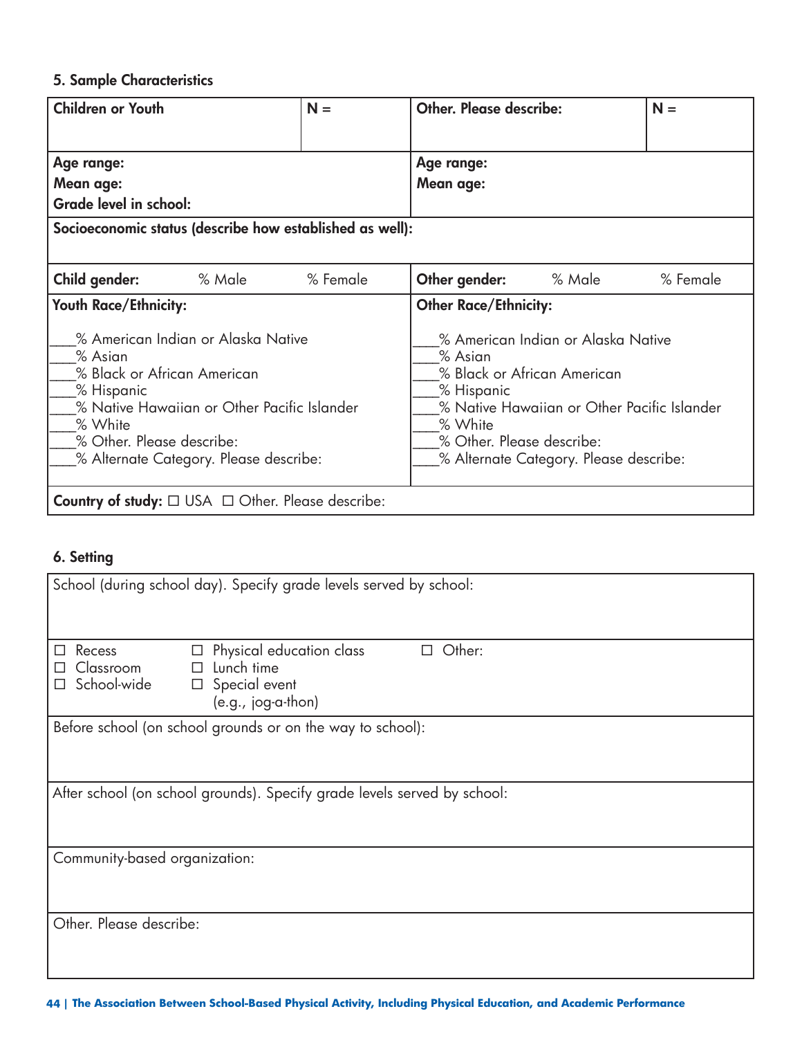### 5. Sample Characteristics

| **Children or Youth** | **N =** | **Other. Please describe:** | **N =** |
|---|---|---|---|
| **Age range:**<br>**Mean age:**<br>**Grade level in school:** | | **Age range:**<br>**Mean age:** | |
| **Socioeconomic status (describe how established as well):** | | | |
| **Child gender:** % Male % Female | | **Other gender:** % Male % Female | |
| **Youth Race/Ethnicity:**<br><br>\_\_\_% American Indian or Alaska Native<br>\_\_\_% Asian<br>\_\_\_% Black or African American<br>\_\_\_% Hispanic<br>\_\_\_% Native Hawaiian or Other Pacific Islander<br>\_\_\_% White<br>\_\_\_% Other. Please describe:<br>\_\_\_% Alternate Category. Please describe: | | **Other Race/Ethnicity:**<br><br>\_\_\_% American Indian or Alaska Native<br>\_\_\_% Asian<br>\_\_\_% Black or African American<br>\_\_\_% Hispanic<br>\_\_\_% Native Hawaiian or Other Pacific Islander<br>\_\_\_% White<br>\_\_\_% Other. Please describe:<br>\_\_\_% Alternate Category. Please describe: | |
| **Country of study:** ☐ USA ☐ Other. Please describe: | | | |

### 6. Setting

| School (during school day). Specify grade levels served by school: | | |
|---|---|---|
| ☐ Recess<br>☐ Classroom<br>☐ School-wide | ☐ Physical education class<br>☐ Lunch time<br>☐ Special event (e.g., jog-a-thon) | ☐ Other: |
| Before school (on school grounds or on the way to school): | | |
| After school (on school grounds). Specify grade levels served by school: | | |
| Community-based organization: | | |
| Other. Please describe: | | |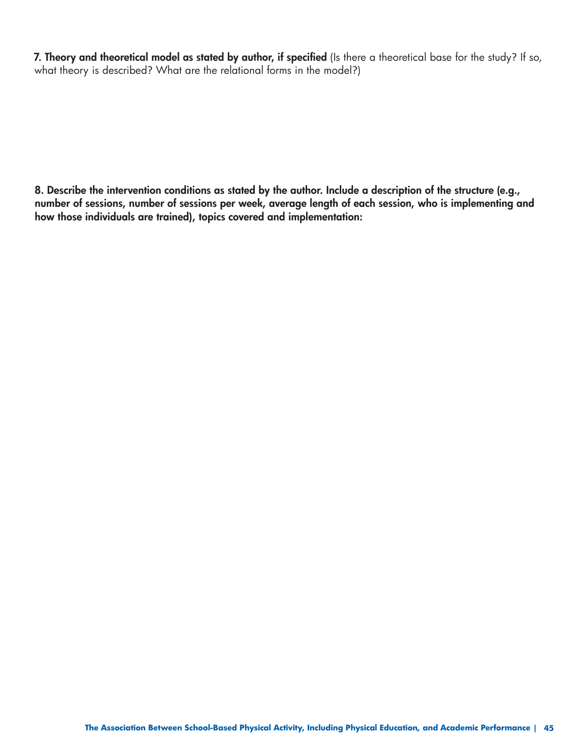**7. Theory and theoretical model as stated by author, if specified** (Is there a theoretical base for the study? If so, what theory is described? What are the relational forms in the model?)

**8. Describe the intervention conditions as stated by the author. Include a description of the structure (e.g., number of sessions, number of sessions per week, average length of each session, who is implementing and how those individuals are trained), topics covered and implementation:**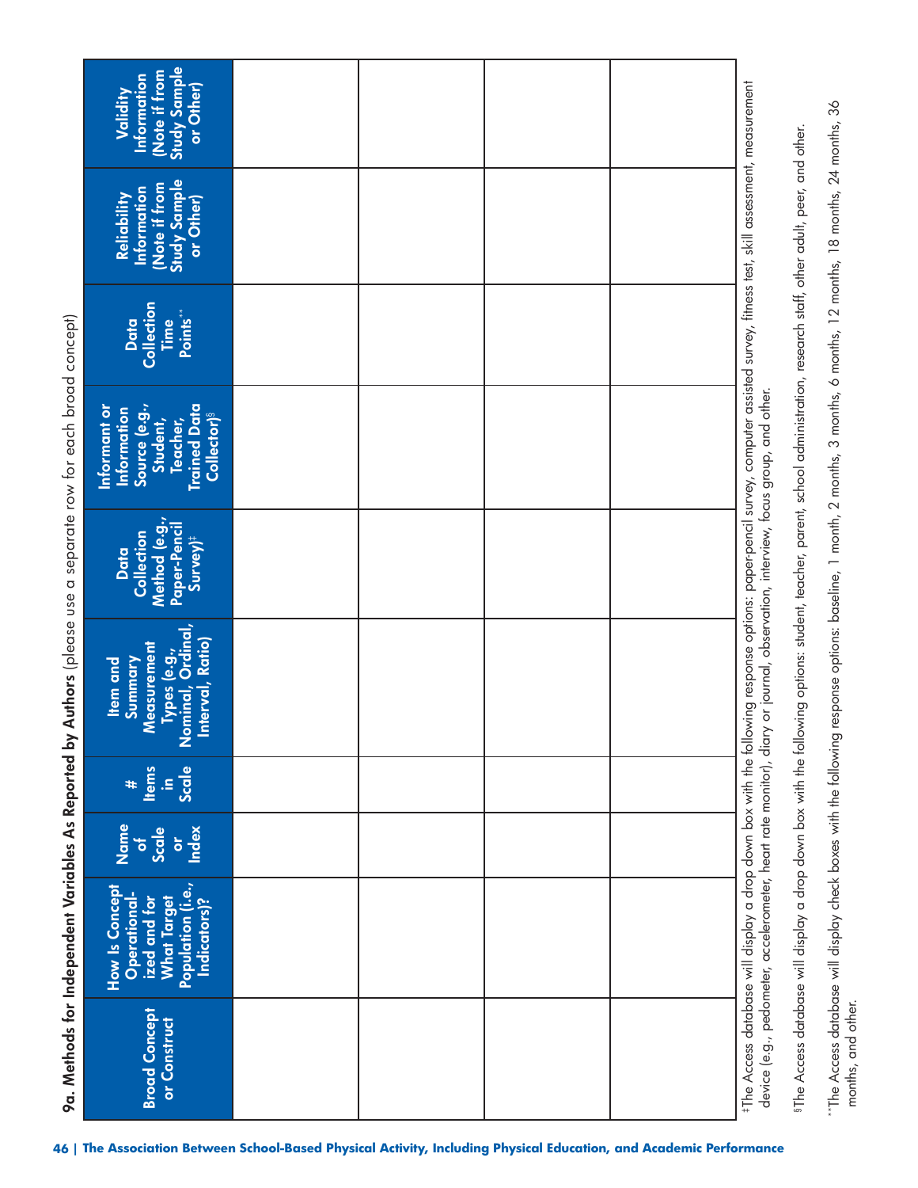## 9a. Methods for Independent Variables As Reported by Authors (please use a separate row for each broad concept)

| Broad Concept or Construct | How Is Concept Operationalized and for What Target Population (i.e., Indicators)? | Name of Scale or Index | # Items in Scale | Item and Summary Measurement Types (e.g., Nominal, Ordinal, Interval, Ratio) | Data Collection Method (e.g., Paper-Pencil Survey)‡ | Informant or Information Source (e.g., Student, Teacher, Trained Data Collector)§ | Data Collection Time Points** | Reliability Information (Note if from Study Sample or Other) | Validity Information (Note if from Study Sample or Other) |
|---|---|---|---|---|---|---|---|---|---|
| | | | | | | | | | |
| | | | | | | | | | |
| | | | | | | | | | |
| | | | | | | | | | |

‡The Access database will display a drop down box with the following response options: paper-pencil survey, computer assisted survey, fitness test, skill assessment, measurement device (e.g., pedometer, accelerometer, heart rate monitor), diary or journal, observation, interview, focus group, and other.

§The Access database will display a drop down box with the following options: student, teacher, parent, school administration, research staff, other adult, peer, and other.

**The Access database will display check boxes with the following response options: baseline, 1 month, 2 months, 3 months, 6 months, 12 months, 18 months, 24 months, 36 months, and other.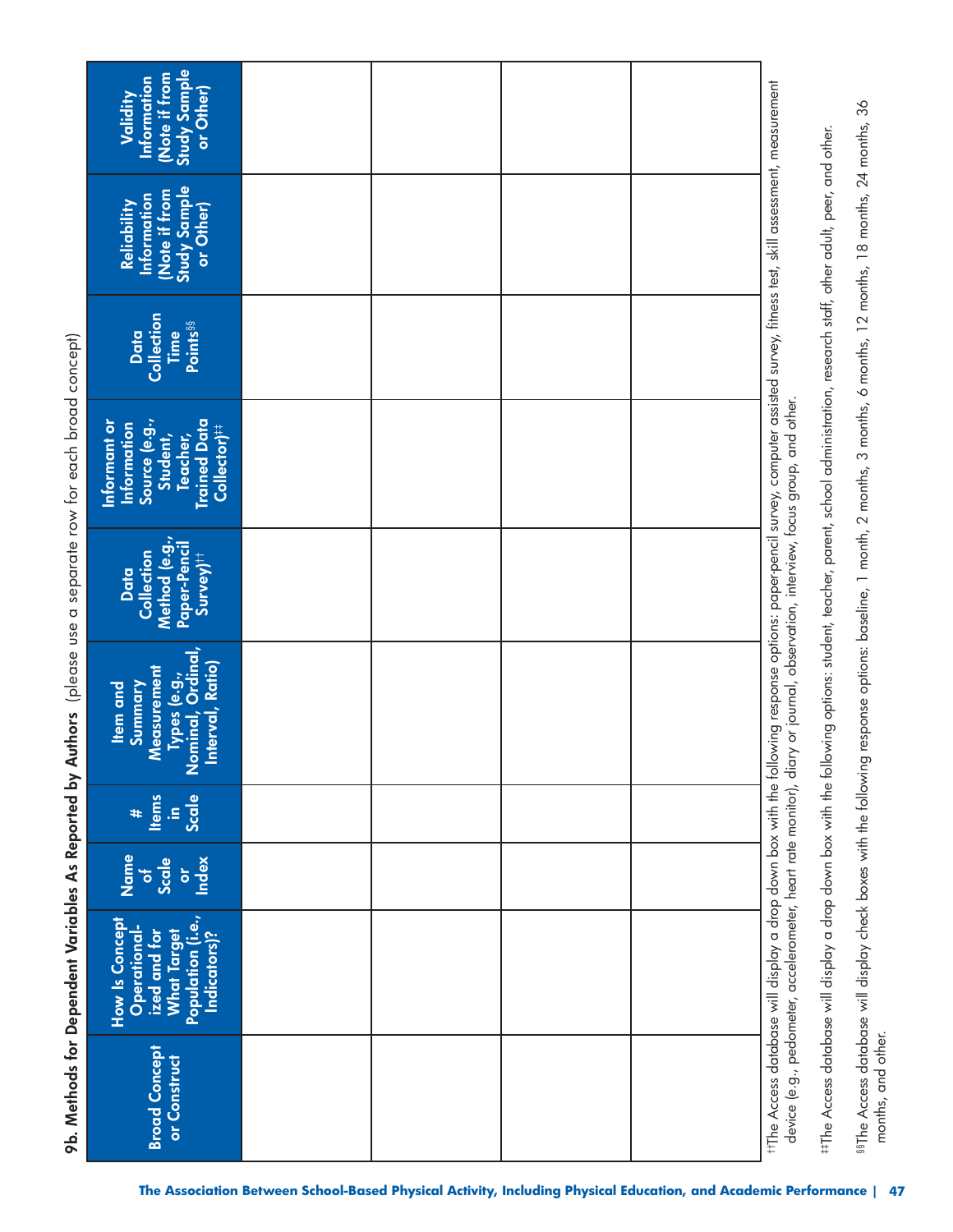### 9b. Methods for Dependent Variables As Reported by Authors (please use a separate row for each broad concept)

| Broad Concept or Construct | How Is Concept Operationalized and for What Target Population (i.e., Indicators)? | Name of Scale or Index | # Items in Scale | Item and Summary Measurement Types (e.g., Nominal, Ordinal, Interval, Ratio) | Data Collection Method (e.g., Paper-Pencil Survey)†† | Informant or Information Source (e.g., Student, Teacher, Trained Data Collector)‡‡ | Data Collection Time Points§§ | Reliability Information (Note if from Study Sample or Other) | Validity Information (Note if from Study Sample or Other) |
|---|---|---|---|---|---|---|---|---|---|
| | | | | | | | | | |
| | | | | | | | | | |
| | | | | | | | | | |
| | | | | | | | | | |

††The Access database will display a drop down box with the following response options: paper-pencil survey, computer assisted survey, fitness test, skill assessment, measurement device (e.g., pedometer, accelerometer, heart rate monitor), diary or journal, observation, interview, focus group, and other.

‡‡The Access database will display a drop down box with the following options: student, teacher, parent, school administration, research staff, other adult, peer, and other.

§§The Access database will display check boxes with the following response options: baseline, 1 month, 2 months, 3 months, 6 months, 12 months, 18 months, 24 months, 36 months, and other.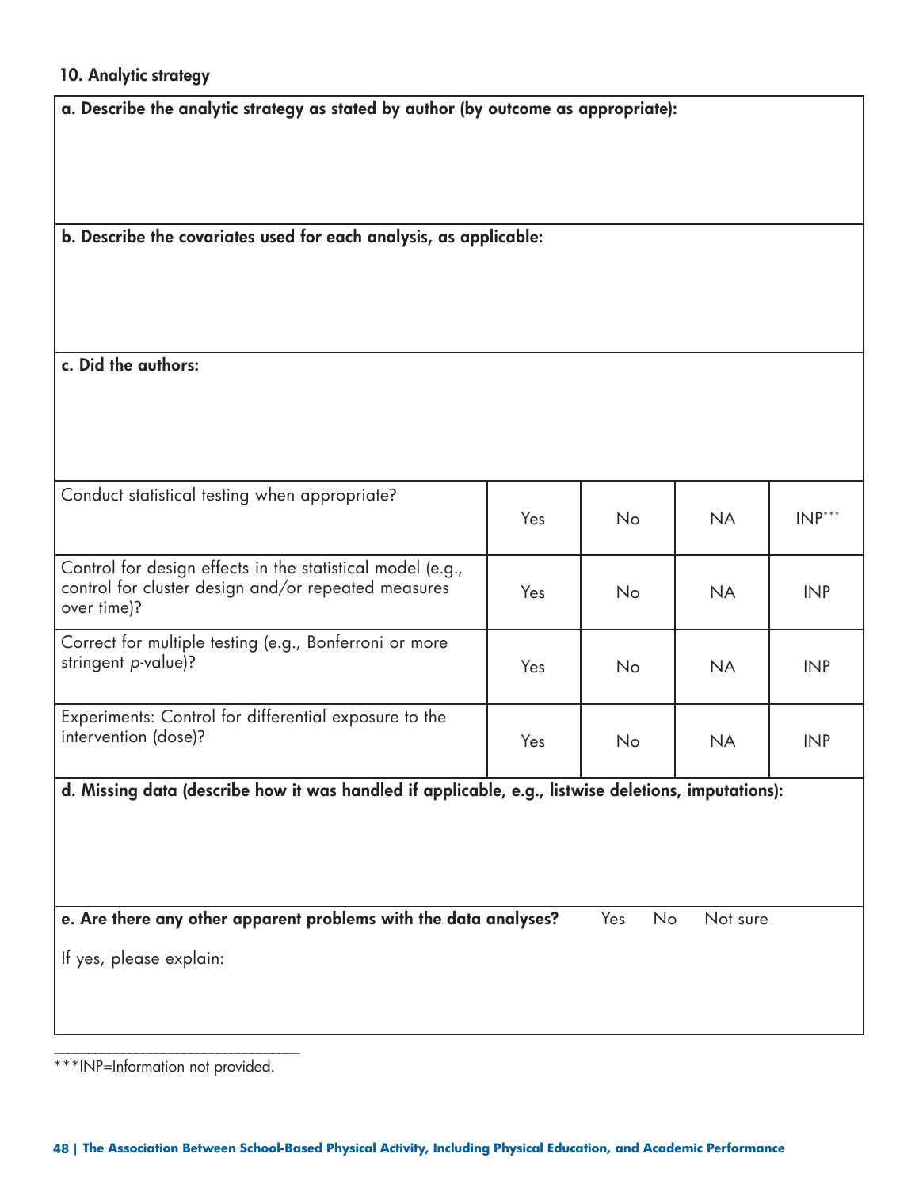### 10. Analytic strategy

**a. Describe the analytic strategy as stated by author (by outcome as appropriate):**

**b. Describe the covariates used for each analysis, as applicable:**

**c. Did the authors:**

| | | | | |
|---|---|---|---|---|
| Conduct statistical testing when appropriate? | Yes | No | NA | INP*** |
| Control for design effects in the statistical model (e.g., control for cluster design and/or repeated measures over time)? | Yes | No | NA | INP |
| Correct for multiple testing (e.g., Bonferroni or more stringent *p*-value)? | Yes | No | NA | INP |
| Experiments: Control for differential exposure to the intervention (dose)? | Yes | No | NA | INP |

**d. Missing data (describe how it was handled if applicable, e.g., listwise deletions, imputations):**

**e. Are there any other apparent problems with the data analyses?** Yes No Not sure

If yes, please explain:

***INP=Information not provided.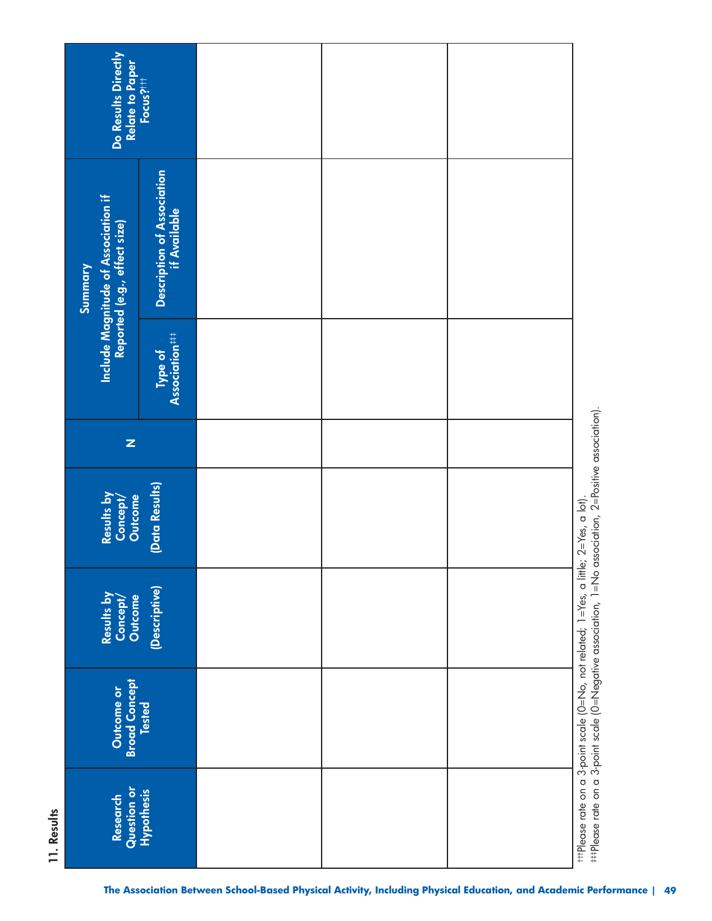## 11. Results

| Research Question or Hypothesis | Outcome or Broad Concept Tested | Results by Concept/ Outcome (Descriptive) | Results by Concept/ Outcome (Data Results) | N | Summary Include Magnitude of Association if Reported (e.g., effect size) | | Do Results Directly Relate to Paper Focus?†† |
|---|---|---|---|---|---|---|---|
| | | | | | Type of Association‡‡ | Description of Association if Available | |
| | | | | | | | |
| | | | | | | | |
| | | | | | | | |

††Please rate on a 3-point scale (0=No, not related; 1=Yes, a little; 2=Yes, a lot).

‡‡Please rate on a 3-point scale (0=Negative association, 1=No association, 2=Positive association).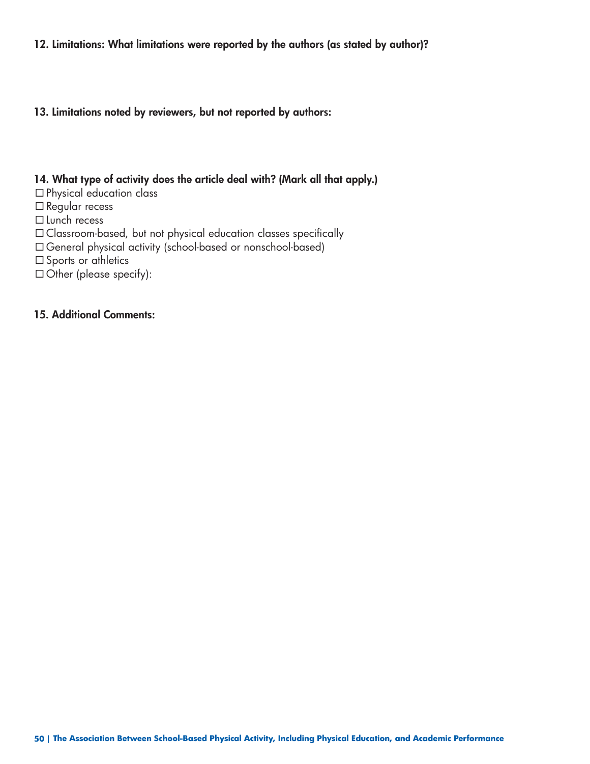**12. Limitations: What limitations were reported by the authors (as stated by author)?**

**13. Limitations noted by reviewers, but not reported by authors:**

**14. What type of activity does the article deal with? (Mark all that apply.)**

☐ Physical education class
☐ Regular recess
☐ Lunch recess
☐ Classroom-based, but not physical education classes specifically
☐ General physical activity (school-based or nonschool-based)
☐ Sports or athletics
☐ Other (please specify):

**15. Additional Comments:**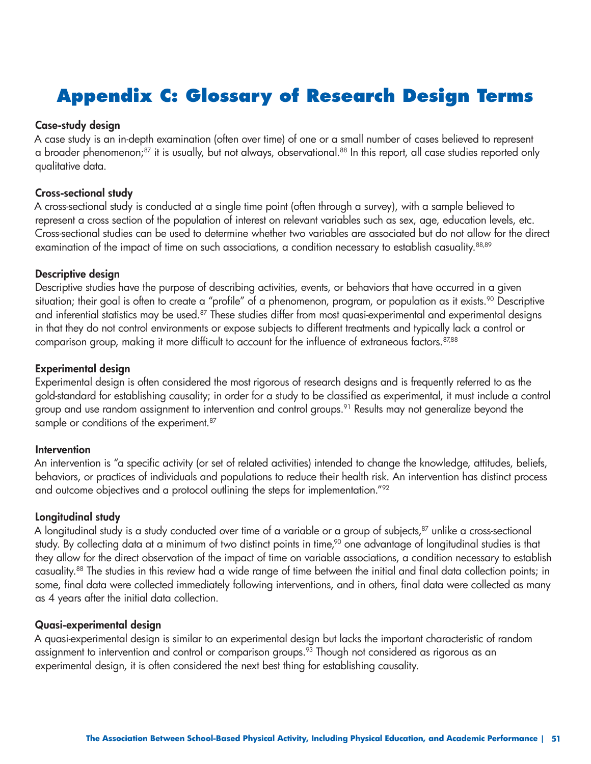# Appendix C: Glossary of Research Design Terms

**Case-study design**

A case study is an in-depth examination (often over time) of one or a small number of cases believed to represent a broader phenomenon;[87] it is usually, but not always, observational.[88] In this report, all case studies reported only qualitative data.

**Cross-sectional study**

A cross-sectional study is conducted at a single time point (often through a survey), with a sample believed to represent a cross section of the population of interest on relevant variables such as sex, age, education levels, etc. Cross-sectional studies can be used to determine whether two variables are associated but do not allow for the direct examination of the impact of time on such associations, a condition necessary to establish casuality.[88,89]

**Descriptive design**

Descriptive studies have the purpose of describing activities, events, or behaviors that have occurred in a given situation; their goal is often to create a "profile" of a phenomenon, program, or population as it exists.[90] Descriptive and inferential statistics may be used.[87] These studies differ from most quasi-experimental and experimental designs in that they do not control environments or expose subjects to different treatments and typically lack a control or comparison group, making it more difficult to account for the influence of extraneous factors.[87,88]

**Experimental design**

Experimental design is often considered the most rigorous of research designs and is frequently referred to as the gold-standard for establishing causality; in order for a study to be classified as experimental, it must include a control group and use random assignment to intervention and control groups.[91] Results may not generalize beyond the sample or conditions of the experiment.[87]

**Intervention**

An intervention is "a specific activity (or set of related activities) intended to change the knowledge, attitudes, beliefs, behaviors, or practices of individuals and populations to reduce their health risk. An intervention has distinct process and outcome objectives and a protocol outlining the steps for implementation."[92]

**Longitudinal study**

A longitudinal study is a study conducted over time of a variable or a group of subjects,[87] unlike a cross-sectional study. By collecting data at a minimum of two distinct points in time,[90] one advantage of longitudinal studies is that they allow for the direct observation of the impact of time on variable associations, a condition necessary to establish casuality.[88] The studies in this review had a wide range of time between the initial and final data collection points; in some, final data were collected immediately following interventions, and in others, final data were collected as many as 4 years after the initial data collection.

**Quasi-experimental design**

A quasi-experimental design is similar to an experimental design but lacks the important characteristic of random assignment to intervention and control or comparison groups.[93] Though not considered as rigorous as an experimental design, it is often considered the next best thing for establishing causality.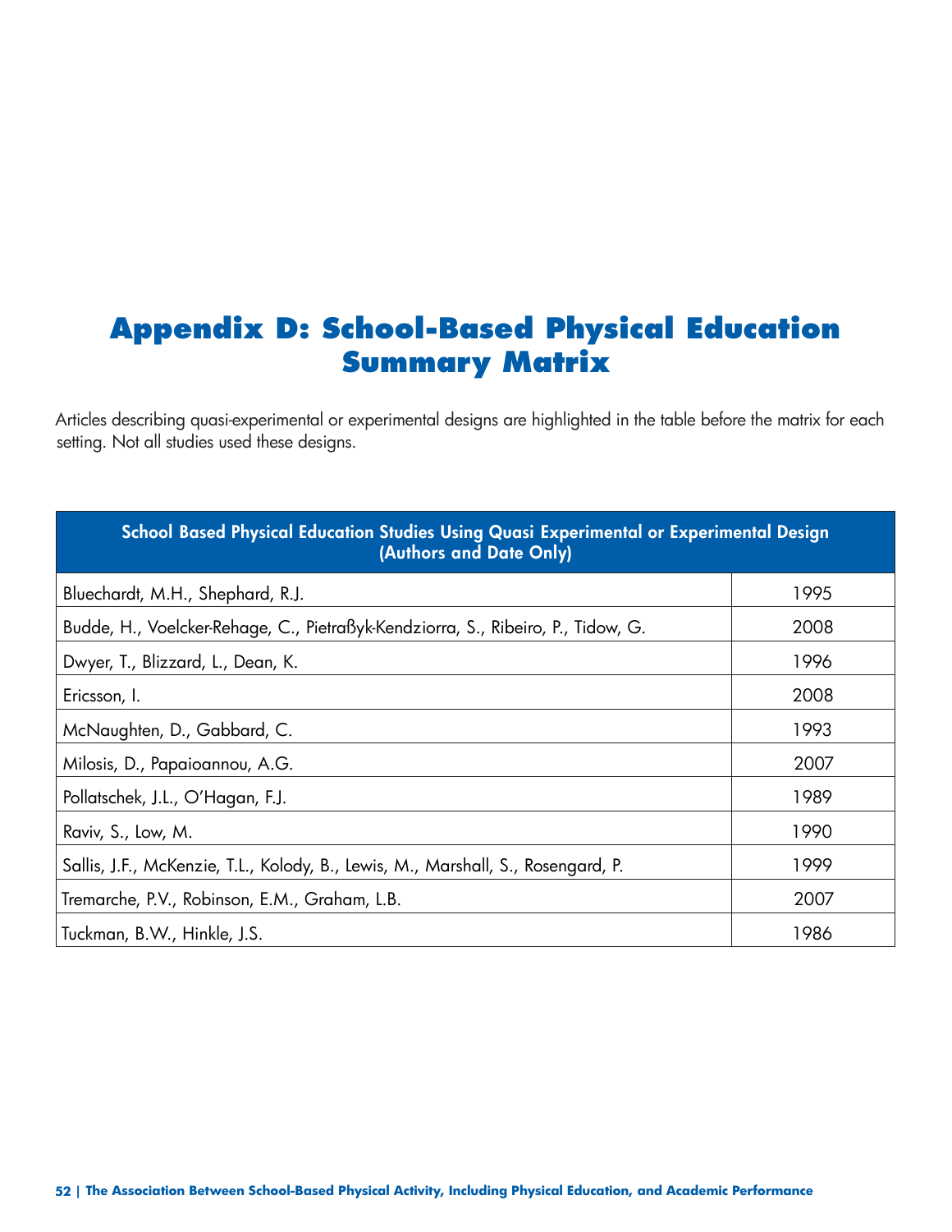# Appendix D: School-Based Physical Education Summary Matrix

Articles describing quasi-experimental or experimental designs are highlighted in the table before the matrix for each setting. Not all studies used these designs.

| School Based Physical Education Studies Using Quasi Experimental or Experimental Design (Authors and Date Only) | |
|---|---|
| Bluechardt, M.H., Shephard, R.J. | 1995 |
| Budde, H., Voelcker-Rehage, C., Pietraßyk-Kendziorra, S., Ribeiro, P., Tidow, G. | 2008 |
| Dwyer, T., Blizzard, L., Dean, K. | 1996 |
| Ericsson, I. | 2008 |
| McNaughten, D., Gabbard, C. | 1993 |
| Milosis, D., Papaioannou, A.G. | 2007 |
| Pollatschek, J.L., O'Hagan, F.J. | 1989 |
| Raviv, S., Low, M. | 1990 |
| Sallis, J.F., McKenzie, T.L., Kolody, B., Lewis, M., Marshall, S., Rosengard, P. | 1999 |
| Tremarche, P.V., Robinson, E.M., Graham, L.B. | 2007 |
| Tuckman, B.W., Hinkle, J.S. | 1986 |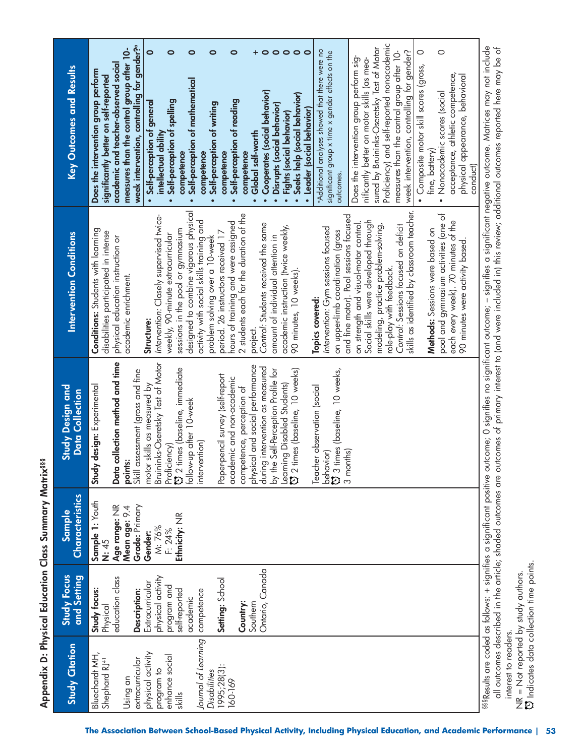## Appendix D: Physical Education Class Summary Matrix[§§§]

| Study Citation | Study Focus and Setting | Sample Characteristics | Study Design and Data Collection | Intervention Conditions | Key Outcomes and Results | |
|---|---|---|---|---|---|---|
| Bluechardt MH, Shephard RJ[41]<br><br>Using an extracurricular physical activity program to enhance social skills<br><br>*Journal of Learning Disabilities* 1995;28(3): 160-169 | **Study focus:** Physical education class<br><br>**Description:** Extracurricular physical activity program and self-reported academic competence<br><br>**Setting:** School<br><br>**Country:** Southern Ontario, Canada | **Sample 1:** Youth<br>**N:** 45<br>**Age range:** NR<br>**Mean age:** 9.4<br>**Grade:** Primary<br>**Gender:**<br>M: 76%<br>F: 24%<br>**Ethnicity:** NR | **Study design:** Experimental<br><br>**Data collection method and time points:**<br>Skill assessment (gross and fine motor skills as measured by Bruininks-Oseretsky Test of Motor Proficiency)<br>⏱ 2 times (baseline, immediate follow-up after 10-week intervention)<br><br>Paper-pencil survey (self-report academic and non-academic competence, perception of physical and social performance during intervention as measured by the Self-Perception Profile for Learning Disabled Students)<br>⏱ 2 times (baseline, 10 weeks)<br><br>Teacher observation (social behavior)<br>⏱ 3 times (baseline, 10 weeks, 3 months) | **Conditions:** Students with learning disabilities participated in intense physical education instruction or academic enrichment.<br><br>**Structure:**<br>*Intervention:* Closely supervised twice-weekly, 90-minute extracurricular sessions in the pool or gymnasium designed to combine vigorous physical activity with social skills training and problem solving over a 10-week period. 26 instructors received 17 hours of training and were assigned 2 students each for the duration of the project.<br>*Control:* Students received the same amount of individual attention in academic instruction (twice weekly, 90 minutes, 10 weeks).<br><br>**Topics covered:**<br>*Intervention:* Gym sessions focused on upper-limb coordination (gross and fine motor). Pool sessions focused on strength and visual-motor control. Social skills were developed through modeling, practice problem-solving, role-play with feedback.<br>*Control:* Sessions focused on deficit skills as identified by classroom teacher.<br><br>**Methods:** Sessions were based on pool and gymnasium activities (one of each every week). 70 minutes of the 90 minutes were activity based. | **Does the intervention group perform significantly better on self-reported academic and teacher-observed social measures than the control group after 10-week intervention, controlling for gender?[a]**<br>• **Self-perception of general intellectual ability**<br>• **Self-perception of spelling competence**<br>• **Self-perception of mathematical competence**<br>• **Self-perception of writing competence**<br>• **Self-perception of reading competence**<br>• **Global self-worth**<br>• **Cooperates (social behavior)**<br>• **Disrupts (social behavior)**<br>• **Fights (social behavior)**<br>• **Seeks help (social behavior)**<br>• **Leader (social behavior)**<br><br>[a]Additional analyses showed that there were no significant group x time x gender effects on the outcomes.<br><br>Does the intervention group perform significantly better on motor skills (as measured by Bruininks-Oseretsky Test of Motor Proficiency) and self-reported nonacademic measures than the control group after 10-week intervention, controlling for gender?<br>• Composite motor skill scores (gross, fine, battery)<br>• Nonacademic scores (social acceptance, athletic competence, physical appearance, behavioral conduct) | <br><br><br><br><br>0<br><br>0<br><br>0<br><br>0<br><br>0<br><br>+<br>0<br>0<br>0<br>0<br>0<br><br><br><br><br><br><br><br><br><br><br>0<br><br>0 |

[§§§]Results are coded as follows: + signifies a significant positive outcome; 0 signifies no significant outcome; – signifies a significant negative outcome. Matrices may not include all outcomes described in the article; shaded outcomes are outcomes of primary interest to (and were included in) this review; additional outcomes reported here may be of interest to readers.
NR = Not reported by study authors.
⏱ Indicates data collection time points.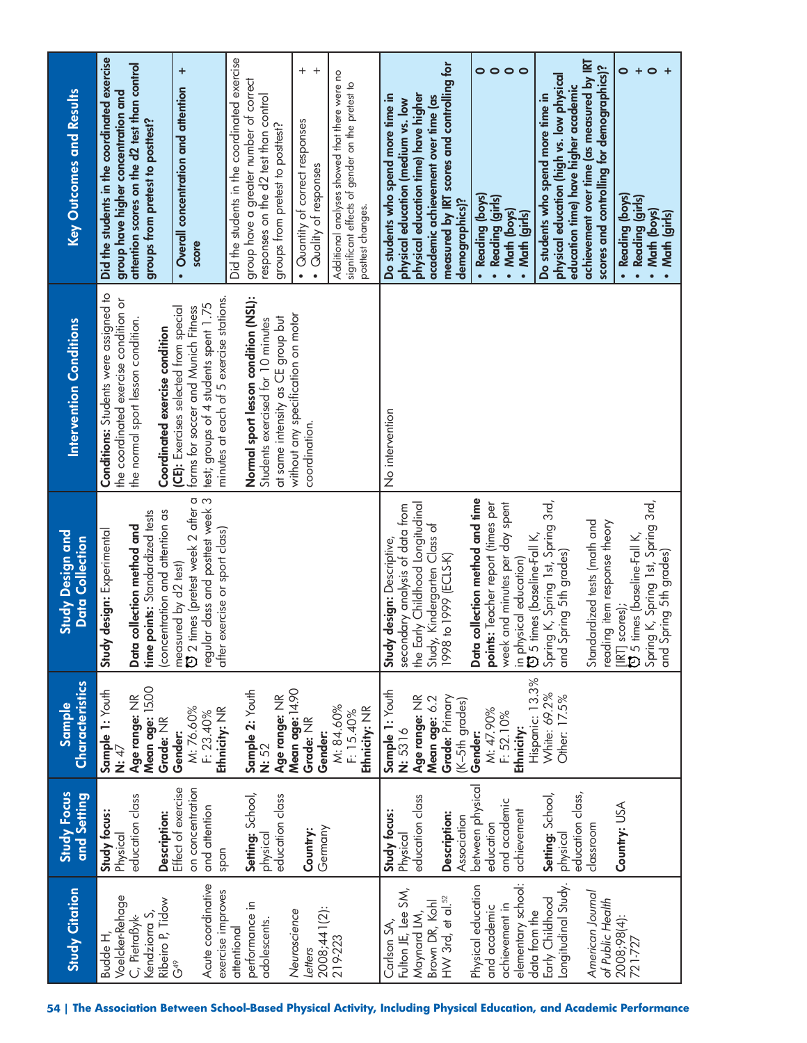| Study Citation | Study Focus and Setting | Sample Characteristics | Study Design and Data Collection | Intervention Conditions | Key Outcomes and Results | |
|---|---|---|---|---|---|---|
| Budde H, Voelcker-Rehage C, Pietraßyk-Kendziorra S, Ribeiro P, Tidow G[49]<br><br>Acute coordinative exercise improves attentional performance in adolescents.<br><br>*Neuroscience Letters* 2008;441(2): 219-223 | **Study focus:** Physical education class<br><br>**Description:** Effect of exercise on concentration and attention span<br><br>**Setting:** School, physical education class<br><br>**Country:** Germany | **Sample 1:** Youth<br>**N:** 47<br>**Age range:** NR<br>**Mean age:** 15.00<br>**Grade:** NR<br>**Gender:**<br>M: 76.60%<br>F: 23.40%<br>**Ethnicity:** NR<br><br>**Sample 2:** Youth<br>**N:** 52<br>**Age range:** NR<br>**Mean age:** 14.90<br>**Grade:** NR<br>**Gender:**<br>M: 84.60%<br>F: 15.40%<br>**Ethnicity:** NR | **Study design:** Experimental<br><br>**Data collection method and time points:** Standardized tests (concentration and attention as measured by d2 test)<br>2 times (pretest week 2 after a regular class and posttest week 3 after exercise or sport class) | **Conditions:** Students were assigned to the coordinated exercise condition or the normal sport lesson condition.<br><br>**Coordinated exercise condition (CE):** Exercises selected from special forms for soccer and Munich Fitness test; groups of 4 students spent 1.75 minutes at each of 5 exercise stations.<br><br>**Normal sport lesson condition (NSL):** Students exercised for 10 minutes at same intensity as CE group but without any specification on motor coordination. | **Did the students in the coordinated exercise group have higher concentration and attention scores on the d2 test than control groups from pretest to posttest?** | |
| | | | | | • **Overall concentration and attention score** | + |
| | | | | | Did the students in the coordinated exercise group have a greater number of correct responses on the d2 test than control groups from pretest to posttest? | |
| | | | | | • Quantity of correct responses<br>• Quality of responses | +<br>+ |
| | | | | | Additional analyses showed that there were no significant effects of gender on the pretest to posttest changes. | |
| Carlson SA, Fulton JE, Lee SM, Maynard LM, Brown DR, Kohl HW 3rd, et al.[52]<br><br>Physical education and academic achievement in elementary school: data from the Early Childhood Longitudinal Study.<br><br>*American Journal of Public Health* 2008;98(4): 721-727 | **Study focus:** Physical education class<br><br>**Description:** Association between physical education and academic achievement<br><br>**Setting:** School, physical education class, classroom<br><br>**Country:** USA | **Sample 1:** Youth<br>**N:** 5316<br>**Age range:** NR<br>**Mean age:** 6.2<br>**Grade:** Primary (K–5th grades)<br>**Gender:**<br>M: 47.90%<br>F: 52.10%<br>**Ethnicity:**<br>Hispanic: 13.3%<br>White: 69.2%<br>Other: 17.5% | **Study design:** Descriptive, secondary analysis of data from the Early Childhood Longitudinal Study, Kindergarten Class of 1998 to 1999 (ECLS-K)<br><br>**Data collection method and time points:** Teacher report (times per week and minutes per day spent in physical education)<br>5 times (baseline-Fall K, Spring K, Spring 1st, Spring 3rd, and Spring 5th grades)<br><br>Standardized tests (math and reading item response theory [IRT] scores);<br>5 times (baseline-Fall K, Spring K, Spring 1st, Spring 3rd, and Spring 5th grades) | No intervention | **Do students who spend more time in physical education (medium vs. low physical education time) have higher academic achievement over time (as measured by IRT scores and controlling for demographics)?** | |
| | | | | | • **Reading (boys)**<br>• **Reading (girls)**<br>• **Math (boys)**<br>• **Math (girls)** | 0<br>0<br>0<br>0 |
| | | | | | **Do students who spend more time in physical education (high vs. low physical education time) have higher academic achievement over time (as measured by IRT scores and controlling for demographics)?** | |
| | | | | | • **Reading (boys)**<br>• **Reading (girls)**<br>• **Math (boys)**<br>• **Math (girls)** | 0<br>+<br>0<br>+ |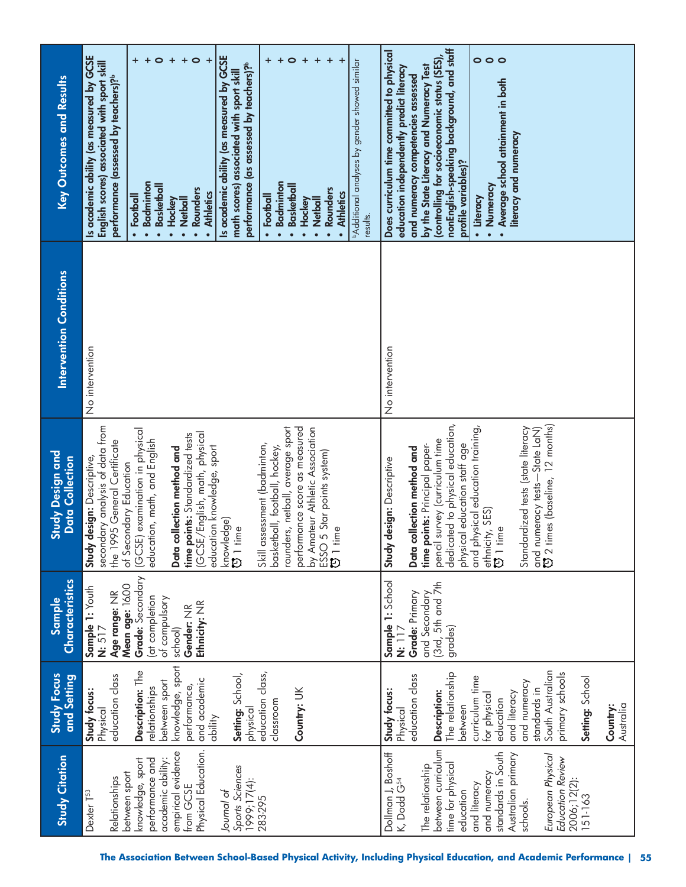| Study Citation | Study Focus and Setting | Sample Characteristics | Study Design and Data Collection | Intervention Conditions | Key Outcomes and Results |
|---|---|---|---|---|---|
| Dexter T[53]<br><br>Relationships between sport knowledge, sport performance and academic ability: empirical evidence from GCSE Physical Education.<br><br>*Journal of Sports Sciences* 1999;17(4): 283-295 | **Study focus:** Physical education class<br><br>**Description:** The relationships between sport knowledge, sport performance, and academic ability<br><br>**Setting:** School, physical education class, classroom<br><br>**Country:** UK | **Sample 1:** Youth<br>**N:** 517<br>**Age range:** NR<br>**Mean age:** 1600<br>**Grade:** Secondary (at completion of compulsory school)<br>**Gender:** NR<br>**Ethnicity:** NR | **Study design:** Descriptive, secondary analysis of data from the 1995 General Certificate of Secondary Education (GCSE) examination in physical education, math, and English<br><br>**Data collection method and time points:** Standardized tests (GCSE/English, math, physical education knowledge, sport knowledge)<br>⏰ 1 time<br><br>Skill assessment (badminton, basketball, football, hockey, rounders, netball, average sport performance score as measured by Amateur Athletic Association ESSO 5 Star points system)<br>⏰ 1 time | No intervention | **Is academic ability (as measured by GCSE English scores) associated with sport skill performance (assessed by teachers)?[b]**<br>• Football +<br>• Badminton +<br>• Basketball 0<br>• Hockey +<br>• Netball +<br>• Rounders 0<br>• Athletics +<br><br>**Is academic ability (as measured by GCSE math scores) associated with sport skill performance (as assessed by teachers)?[b]**<br>• Football +<br>• Badminton +<br>• Basketball 0<br>• Hockey +<br>• Netball +<br>• Rounders +<br>• Athletics +<br><br>[b]Additional analyses by gender showed similar results. |
| Dollman J, Boshoff K, Dodd G[54]<br><br>The relationship between curriculum time for physical education and literacy and numeracy standards in South Australian primary schools.<br><br>*European Physical Education Review* 2006;12(2): 151-163 | **Study focus:** Physical education class<br><br>**Description:** The relationship between curriculum time for physical education and literacy and numeracy standards in South Australian primary schools<br><br>**Setting:** School<br><br>**Country:** Australia | **Sample 1:** School<br>**N:** 117<br>**Grade:** Primary and Secondary (3rd, 5th and 7th grades) | **Study design:** Descriptive<br><br>**Data collection method and time points:** Principal paper-pencil survey (curriculum time dedicated to physical education, physical education staff age and physical education training, ethnicity, SES)<br>⏰ 1 time<br><br>Standardized tests (state literacy and numeracy tests—State LaN)<br>⏰ 2 times (baseline, 12 months) | No intervention | **Does curriculum time committed to physical education independently predict literacy and numeracy competencies assessed by the State Literacy and Numeracy Test (controlling for socioeconomic status (SES), nonEnglish-speaking background, and staff profile variables)?**<br>• Literacy 0<br>• Numeracy 0<br>• Average school attainment in both literacy and numeracy 0 |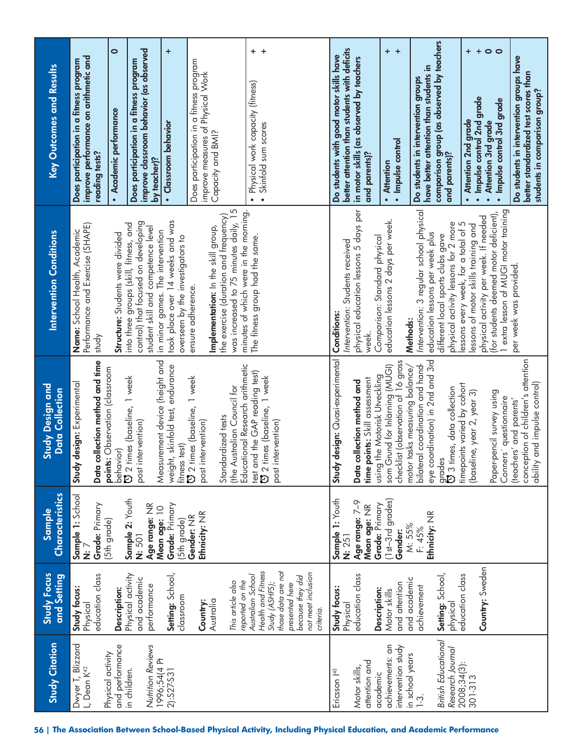| Study Citation | Study Focus and Setting | Sample Characteristics | Study Design and Data Collection | Intervention Conditions | Key Outcomes and Results | |
|---|---|---|---|---|---|---|
| Dwyer T, Blizzard L, Dean K[42]<br><br>Physical activity and performance in children.<br><br>*Nutrition Reviews* 1996;54(4 Pt 2):S27-S31 | **Study focus:** Physical education class<br><br>**Description:** Physical activity and academic performance<br><br>**Setting:** School, classroom<br><br>**Country:** Australia<br><br>*This article also reported on the Australian School Health and Fitness Study (ASHFS); those data are not presented here because they did not meet inclusion criteria.* | **Sample 1:** School<br>**N:** 7<br>**Grade:** Primary (5th grade)<br><br>**Sample 2:** Youth<br>**N:** 501<br>**Age range:** NR<br>**Mean age:** 10<br>**Grade:** Primary (5th grade)<br>**Gender:** NR<br>**Ethnicity:** NR | **Study design:** Experimental<br><br>**Data collection method and time points:** Observation (classroom behavior)<br>2 times (baseline, 1 week post intervention)<br><br>Measurement device (height and weight, skinfold test, endurance fitness test)<br>2 times (baseline, 1 week post intervention)<br><br>Standardized tests (the Australian Council for Educational Research arithmetic test and the GAP reading test)<br>2 times (baseline, 1 week post intervention) | **Name:** School Health, Academic Performance and Exercise (SHAPE) study<br><br>**Structure:** Students were divided into three groups (skill, fitness, and control) that focused on developing student skill and competence level in minor games. The intervention took place over 14 weeks and was overseen by the investigators to ensure adherence.<br><br>**Implementation:** In the skill group, the exercise (duration and frequency) was increased to 75 minutes daily, 15 minutes of which were in the morning. The fitness group had the same. | **Does participation in a fitness program improve performance on arithmetic and reading tests?** | |
| | | | | | • **Academic performance** | 0 |
| | | | | | **Does participation in a fitness program improve classroom behavior (as observed by teacher)?** | |
| | | | | | • **Classroom behavior** | + |
| | | | | | Does participation in a fitness program improve measures of Physical Work Capacity and BMI? | |
| | | | | | • Physical work capacity (fitness)<br>• Skinfold sum scores | +<br>+ |
| Ericsson I[43]<br><br>Motor skills, attention and academic achievements: an intervention study in school years 1-3.<br><br>*British Educational Research Journal* 2008;34(3): 301-313 | **Study focus:** Physical education class<br><br>**Description:** Motor skills and attention and academic achievement<br><br>**Setting:** School, physical education class<br><br>**Country:** Sweden | **Sample 1:** Youth<br>**N:** 251<br>**Age range:** 7–9<br>**Mean age:** NR<br>**Grade:** Primary (1st–3rd grades)<br>**Gender:**<br>M: 55%<br>F: 45%<br>**Ethnicity:** NR | **Study design:** Quasi-experimental<br><br>**Data collection method and time points:** Skill assessment using the Motorisk Utveckling som Grund för Inlärning (MUGI) checklist (observation of 16 gross motor tasks measuring balance/bilateral coordination and hand-eye coordination) in 2nd and 3rd grades<br>3 times, data collection timepoints varied by cohort (baseline, year 2, year 3)<br><br>Paper-pencil survey using Conners' questionnaire (teachers' and parents' conception of children's attention ability and impulse control) | **Conditions:**<br>*Intervention:* Students received physical education lessons 5 days per week.<br>*Comparison:* Standard physical education lessons 2 days per week.<br><br>**Methods:**<br>*Intervention:* 3 regular school physical education lessons per week plus different local sports clubs gave physical activity lessons for 2 more lessons every week, for a total of 5 lessons of motor skills training and physical activity per week. If needed (for students deemed motor deficient), 1 extra lesson of MUGI motor training per week was provided. | **Do students with good motor skills have better attention than students with deficits in motor skills (as observed by teachers and parents)?** | |
| | | | | | • **Attention**<br>• **Impulse control** | +<br>+ |
| | | | | | **Do students in intervention groups have better attention than students in comparison group (as observed by teachers and parents)?** | |
| | | | | | • **Attention 2nd grade**<br>• **Impulse control 2nd grade**<br>• **Attention 3rd grade**<br>• **Impulse control 3rd grade** | +<br>+<br>0<br>0 |
| | | | | | **Do students in intervention groups have better standardized test scores than students in comparison group?** | |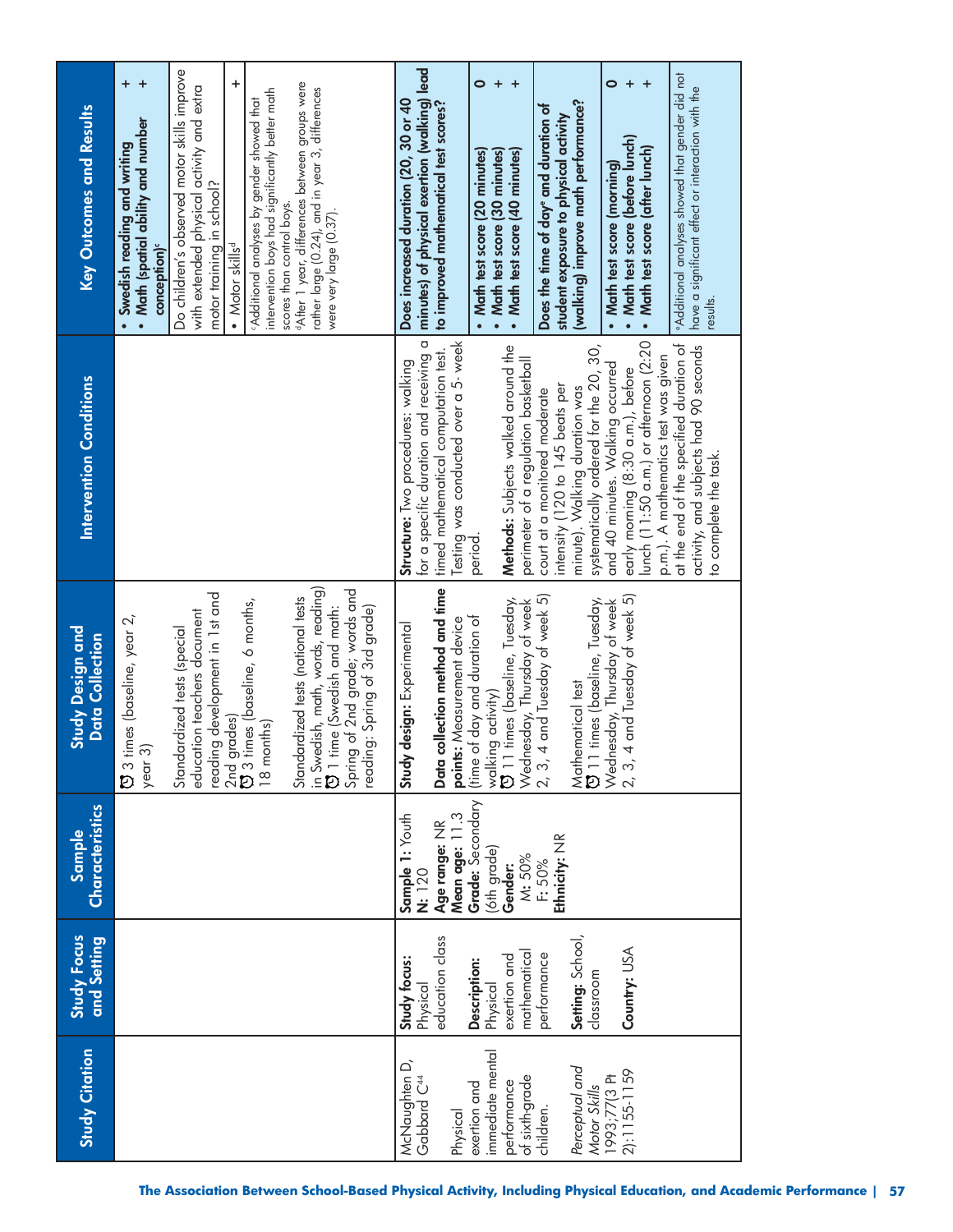| Study Citation | Study Focus and Setting | Sample Characteristics | Study Design and Data Collection | Intervention Conditions | Key Outcomes and Results |
| --- | --- | --- | --- | --- | --- |
| | | | ⏱ 3 times (baseline, year 2, year 3) | | • Swedish reading and writing + <br> • **Math (spatial ability and number conception)**[c] + |
| | | | Standardized tests (special education teachers document reading development in 1st and 2nd grades) <br> ⏱ 3 times (baseline, 6 months, 18 months) <br><br> Standardized tests (national tests in Swedish, math, words, reading) <br> ⏱ 1 time (Swedish and math: Spring of 2nd grade; words and reading: Spring of 3rd grade) | | Do children's observed motor skills improve with extended physical activity and extra motor training in school? <br> • Motor skills[d] + <br><br> [c]Additional analyses by gender showed that intervention boys had significantly better math scores than control boys. <br> [d]After 1 year, differences between groups were rather large (0.24), and in year 3, differences were very large (0.37). |
| McNaughten D, Gabbard C[44] <br><br> Physical exertion and immediate mental performance of sixth-grade children. <br><br> *Perceptual and Motor Skills* 1993;77(3 Pt 2):1155-1159 | **Study focus:** Physical education class <br><br> **Description:** Physical exertion and mathematical performance <br><br> **Setting:** School, classroom <br><br> **Country:** USA | **Sample 1:** Youth <br> **N:** 120 <br> **Age range:** NR <br> **Mean age:** 11.3 <br> **Grade:** Secondary (6th grade) <br> **Gender:** <br> M: 50% <br> F: 50% <br> **Ethnicity:** NR | **Study design:** Experimental <br><br> **Data collection method and time points:** Measurement device (time of day and duration of walking activity) <br> ⏱ 11 times (baseline, Tuesday, Wednesday, Thursday of week 2, 3, 4 and Tuesday of week 5) <br><br> Mathematical test <br> ⏱ 11 times (baseline, Tuesday, Wednesday, Thursday of week 2, 3, 4 and Tuesday of week 5) | **Structure:** Two procedures: walking for a specific duration and receiving a timed mathematical computation test. Testing was conducted over a 5- week period. <br><br> **Methods:** Subjects walked around the perimeter of a regulation basketball court at a monitored moderate intensity (120 to 145 beats per minute). Walking duration was systematically ordered for the 20, 30, and 40 minutes. Walking occurred early morning (8:30 a.m.), before lunch (11:50 a.m.) or afternoon (2:20 p.m.). A mathematics test was given at the end of the specified duration of activity, and subjects had 90 seconds to complete the task. | **Does increased duration (20, 30 or 40 minutes) of physical exertion (walking) lead to improved mathematical test scores?** <br> • **Math test score (20 minutes)** 0 <br> • **Math test score (30 minutes)** + <br> • **Math test score (40 minutes)** + <br><br> **Does the time of day[e] and duration of student exposure to physical activity (walking) improve math performance?** <br> • **Math test score (morning)** 0 <br> • **Math test score (before lunch)** + <br> • **Math test score (after lunch)** + <br><br> [e]Additional analyses showed that gender did not have a significant effect or interaction with the results. |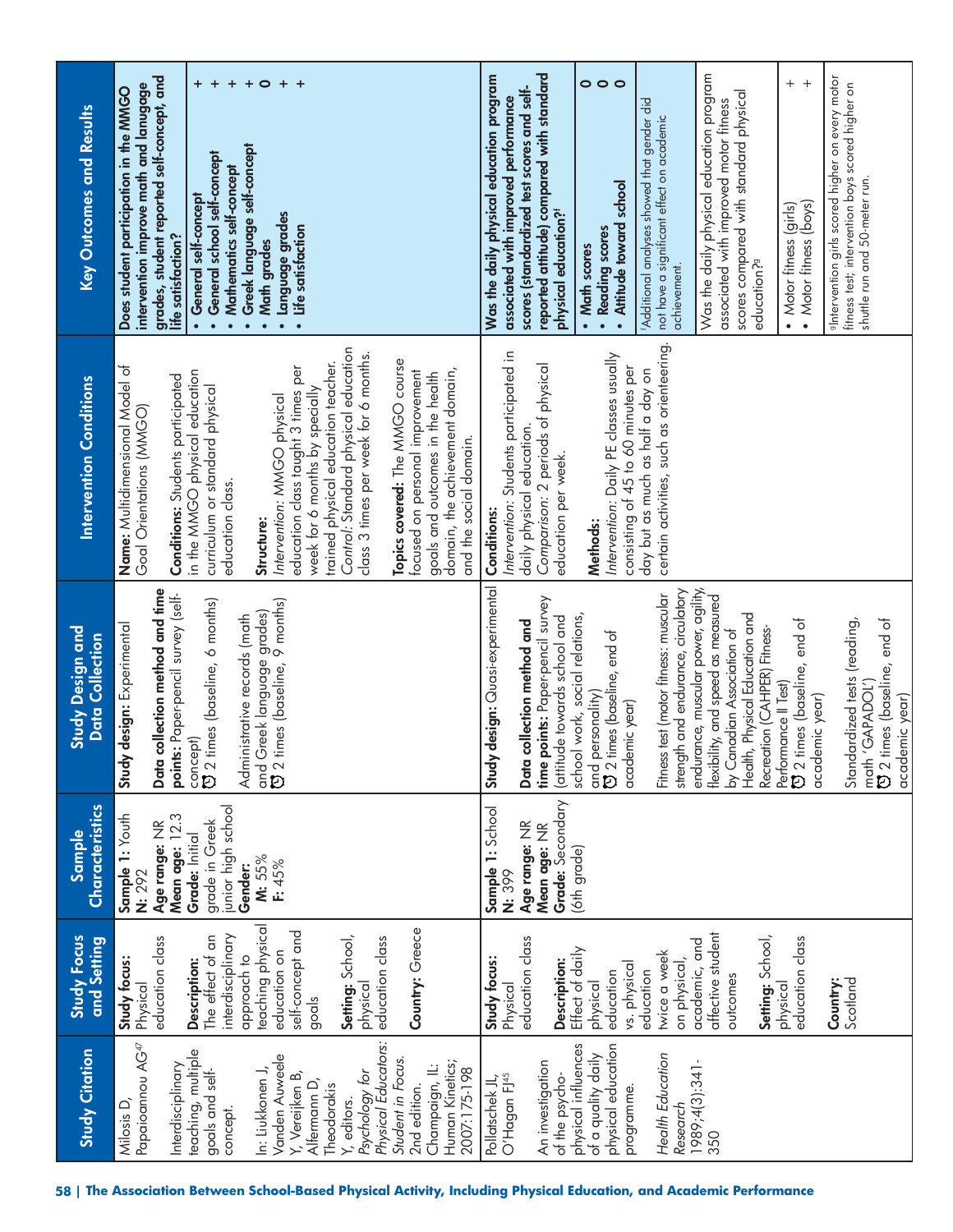| Study Citation | Study Focus and Setting | Sample Characteristics | Study Design and Data Collection | Intervention Conditions | Key Outcomes and Results |
|---|---|---|---|---|---|
| Milosis D, Papaioannou AG[47]<br><br>Interdisciplinary teaching, multiple goals and self-concept.<br><br>In: Liukkonen J, Vanden Auweele Y, Vereijken B, Alfermann D, Theodorakis Y, editors. *Psychology for Physical Educators: Student in Focus.* 2nd edition. Champaign, IL: Human Kinetics; 2007:175-198 | **Study focus:** Physical education class<br><br>**Description:** The effect of an interdisciplinary approach to teaching physical education on self-concept and goals<br><br>**Setting:** School, physical education class<br><br>**Country:** Greece | **Sample 1:** Youth<br>**N:** 292<br>**Age range:** NR<br>**Mean age:** 12.3<br>**Grade:** Initial grade in Greek junior high school<br>**Gender:**<br>**M:** 55%<br>**F:** 45% | **Study design:** Experimental<br><br>**Data collection method and time points:** Paper-pencil survey (self-concept)<br>⏱ 2 times (baseline, 6 months)<br><br>Administrative records (math and Greek language grades)<br>⏱ 2 times (baseline, 9 months) | **Name:** Multidimensional Model of Goal Orientations (MMGO)<br><br>**Conditions:** Students participated in the MMGO physical education curriculum or standard physical education class.<br><br>**Structure:**<br>*Intervention:* MMGO physical education class taught 3 times per week for 6 months by specially trained physical education teacher.<br>*Control:* Standard physical education class 3 times per week for 6 months.<br><br>**Topics covered:** The MMGO course focused on personal improvement goals and outcomes in the health domain, the achievement domain, and the social domain. | **Does student participation in the MMGO intervention improve math and lanugage grades, student reported self-concept, and life satisfaction?**<br><br>• **General self-concept** +<br>• **General school self-concept** +<br>• **Mathematics self-concept** +<br>• **Greek language self-concept** +<br>• **Math grades** 0<br>• **Language grades** +<br>• **Life satisfaction** + |
| Pollatschek JL, O'Hagan FJ[45]<br><br>An investigation of the psycho-physical influences of a quality daily physical education programme.<br><br>*Health Education Research* 1989;4(3):341-350 | **Study focus:** Physical education class<br><br>**Description:** Effect of daily physical education vs. physical education twice a week on physical, academic, and affective student outcomes<br><br>**Setting:** School, physical education class<br><br>**Country:** Scotland | **Sample 1:** School<br>**N:** 399<br>**Age range:** NR<br>**Mean age:** NR<br>**Grade:** Secondary (6th grade) | **Study design:** Quasi-experimental<br><br>**Data collection method and time points:** Paper-pencil survey (attitude towards school and school work, social relations, and personality)<br>⏱ 2 times (baseline, end of academic year)<br><br>Fitness test (motor fitness: muscular strength and endurance, circulatory endurance, muscular power, agility, flexibility, and speed as measured by Canadian Association of Health, Physical Education and Recreation (CAHPER) Fitness-Performance II Test)<br>⏱ 2 times (baseline, end of academic year)<br><br>Standardized tests (reading, math 'GAPADOL')<br>⏱ 2 times (baseline, end of academic year) | **Conditions:**<br>*Intervention:* Students participated in daily physical education.<br>*Comparison:* 2 periods of physical education per week.<br><br>**Methods:**<br>*Intervention:* Daily PE classes usually consisting of 45 to 60 minutes per day but as much as half a day on certain activities, such as orienteering. | **Was the daily physical education program associated with improved performance scores (standardized test scores and self-reported attitude) compared with standard physical education?[f]**<br><br>• **Math scores** 0<br>• **Reading scores** 0<br>• **Attitude toward school** 0<br><br>[f]Additional analyses showed that gender did not have a significant effect on academic achievement.<br><br>Was the daily physical education program associated with improved motor fitness scores compared with standard physical education?[g]<br><br>• Motor fitness (girls) +<br>• Motor fitness (boys) +<br><br>[g]Intervention girls scored higher on every motor fitness test; intervention boys scored higher on shuttle run and 50-meter run. |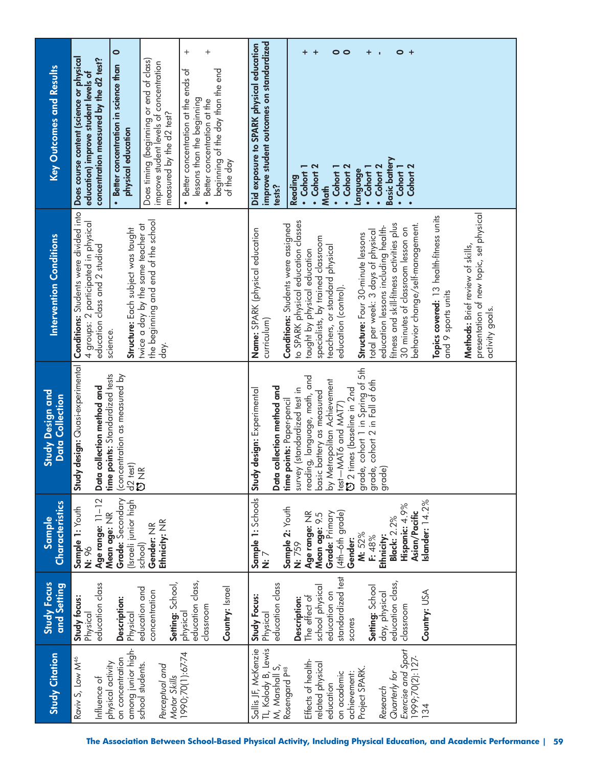| Study Citation | Study Focus and Setting | Sample Characteristics | Study Design and Data Collection | Intervention Conditions | Key Outcomes and Results | |
|---|---|---|---|---|---|---|
| Raviv S, Low M[46]<br><br>Influence of physical activity on concentration among junior high-school students.<br><br>*Perceptual and Motor Skills* 1990;70(1):67-74 | **Study focus:** Physical education class<br><br>**Description:** Physical education and concentration<br><br>**Setting:** School, physical education class, classroom<br><br>**Country:** Israel | **Sample 1:** Youth<br>**N:** 96<br>**Age range:** 11–12<br>**Mean age:** NR<br>**Grade:** Secondary (Israeli junior high school)<br>**Gender:** NR<br>**Ethnicity:** NR | **Study design:** Quasi-experimental<br><br>**Data collection method and time points:** Standardized tests (concentration as measured by d2 test)<br>⏱ NR | **Conditions:** Students were divided into 4 groups: 2 participated in physical education class and 2 studied science.<br><br>**Structure:** Each subject was taught twice a day by the same teacher at the beginning and end of the school day. | **Does course content (science or physical education) improve student levels of concentration measured by the d2 test?** | |
| | | | | | • **Better concentration in science than physical education** | 0 |
| | | | | | Does timing (beginning or end of class) improve student levels of concentration measured by the d2 test? | |
| | | | | | • Better concentration at the ends of lessons than the beginning<br>• Better concentration at the beginning of the day than the end of the day | +<br><br>+ |
| Sallis JF, McKenzie TL, Kolody B, Lewis M, Marshall S, Rosengard P[48]<br><br>Effects of health-related physical education on academic achievement: Project SPARK.<br><br>*Research Quarterly for Exercise and Sport* 1999;70(2):127-134 | **Study Focus:** Physical education class<br><br>**Description:** The effect of school physical education on standardized test scores<br><br>**Setting:** School day, physical education class, classroom<br><br>**Country:** USA | **Sample 1:** Schools<br>**N:** 7<br><br>**Sample 2:** Youth<br>**N:** 759<br>**Age range:** NR<br>**Mean age:** 9.5<br>**Grade:** Primary (4th–6th grade)<br>**Gender:**<br>**M:** 52%<br>**F:** 48%<br>**Ethnicity:**<br>**Black:** 2.2%<br>**Hispanic:** 4.9%<br>**Asian/Pacific Islander:** 14.2% | **Study design:** Experimental<br><br>**Data collection method and time points:** Paper-pencil survey (standardized test in reading, language, math, and basic battery as measured by Metropolitan Achievement test—MAT6 and MAT7)<br>⏱ 2 times (baseline in 2nd grade, cohort 1 in Spring of 5th grade, cohort 2 in Fall of 6th grade) | **Name:** SPARK (physical education curriculum)<br><br>**Conditions:** Students were assigned to SPARK physical education classes taught by physical education specialists, by trained classroom teachers, or standard physical education (control).<br><br>**Structure:** Four 30-minute lessons total per week: 3 days of physical education lessons including health-fitness and skill-fitness activities plus 30 minutes of classroom lesson on behavior change/self-management.<br><br>**Topics covered:** 13 health-fitness units and 9 sports units<br><br>**Methods:** Brief review of skills, presentation of new topic, set physical activity goals. | **Did exposure to SPARK physical education improve student outcomes on standardized tests?** | |
| | | | | | **Reading**<br>• **Cohort 1**<br>• **Cohort 2**<br>**Math**<br>• **Cohort 1**<br>• **Cohort 2**<br>**Language**<br>• **Cohort 1**<br>• **Cohort 2**<br>**Basic battery**<br>• **Cohort 1**<br>• **Cohort 2** | <br>+<br>+<br><br>0<br>0<br><br>+<br>-<br><br>0<br>+ |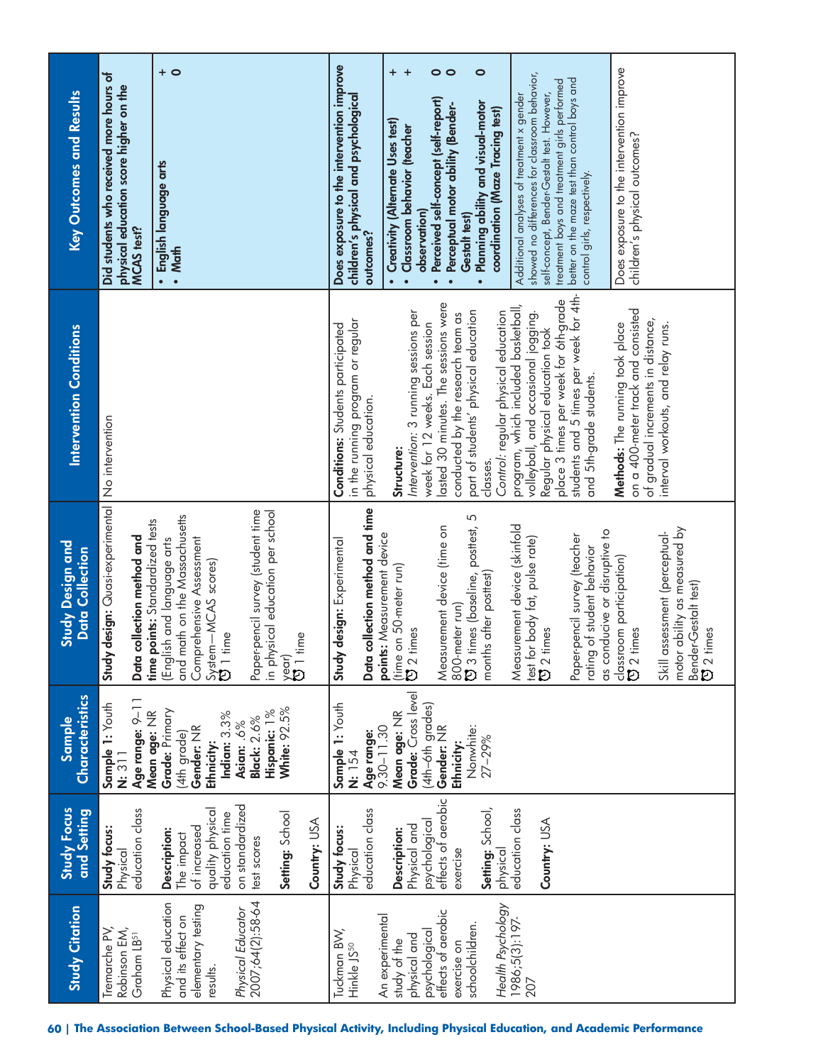| Study Citation | Study Focus and Setting | Sample Characteristics | Study Design and Data Collection | Intervention Conditions | Key Outcomes and Results | |
|---|---|---|---|---|---|---|
| Tremarche PV, Robinson EM, Graham LB[51]<br><br>Physical education and its effect on elementary testing results.<br><br>*Physical Educator* 2007;64(2):58-64 | **Study focus:** Physical education class<br><br>**Description:** The impact of increased quality physical education time on standardized test scores<br><br>**Setting:** School<br><br>**Country:** USA | **Sample 1:** Youth<br>**N:** 311<br>**Age range:** 9–11<br>**Mean age:** NR<br>**Grade:** Primary (4th grade)<br>**Gender:** NR<br>**Ethnicity:**<br>Indian: 3.3%<br>Asian: .6%<br>Black: 2.6%<br>Hispanic: 1%<br>White: 92.5% | **Study design:** Quasi-experimental<br><br>**Data collection method and time points:** Standardized tests (English and language arts and math on the Massachusetts Comprehensive Assessment System—MCAS scores)<br>1 time<br><br>Paper-pencil survey (student time in physical education per school year)<br>1 time | No intervention | **Did students who received more hours of physical education score higher on the MCAS test?** | |
| | | | | | • **English language arts**<br>• **Math** | +<br>0 |
| Tuckman BW, Hinkle JS[50]<br><br>An experimental study of the physical and psychological effects of aerobic exercise on schoolchildren.<br><br>*Health Psychology* 1986;5(3):197-207 | **Study focus:** Physical education class<br><br>**Description:** Physical and psychological effects of aerobic exercise<br><br>**Setting:** School, physical education class<br><br>**Country:** USA | **Sample 1:** Youth<br>**N:** 154<br>**Age range:** 9.30–11.30<br>**Mean age:** NR<br>**Grade:** Cross level (4th–6th grades)<br>**Gender:** NR<br>**Ethnicity:**<br>Nonwhite: 27–29% | **Study design:** Experimental<br><br>**Data collection method and time points:** Measurement device (time on 50-meter run)<br>2 times<br><br>Measurement device (time on 800-meter run)<br>3 times (baseline, posttest, 5 months after posttest)<br><br>Measurement device (skinfold test for body fat, pulse rate)<br>2 times<br><br>Paper-pencil survey (teacher rating of student behavior as conducive or disruptive to classroom participation)<br>2 times<br><br>Skill assessment (perceptual-motor ability as measured by Bender-Gestalt test)<br>2 times | **Conditions:** Students participated in the running program or regular physical education.<br><br>**Structure:**<br>*Intervention:* 3 running sessions per week for 12 weeks. Each session lasted 30 minutes. The sessions were conducted by the research team as part of students' physical education classes.<br>*Control:* regular physical education program, which included basketball, volleyball, and occasional jogging. Regular physical education took place 3 times per week for 6th-grade students and 5 times per week for 4th- and 5th-grade students.<br><br>**Methods:** The running took place on a 400-meter track and consisted of gradual increments in distance, interval workouts, and relay runs. | **Does exposure to the intervention improve children's physical and psychological outcomes?** | |
| | | | | | • **Creativity (Alternate Uses test)**<br>• **Classroom behavior (teacher observation)**<br>• **Perceived self-concept (self-report)**<br>• **Perceptual motor ability (Bender-Gestalt test)**<br>• **Planning ability and visual-motor coordination (Maze Tracing test)** | +<br>+<br><br>0<br>0<br><br>0 |
| | | | | | Additional analyses of treatment x gender showed no differences for classroom behavior, self-concept, Bender-Gestalt test. However, treatment boys and treatment girls performed better on the maze test than control boys and control girls, respectively. | |
| | | | | | Does exposure to the intervention improve children's physical outcomes? | |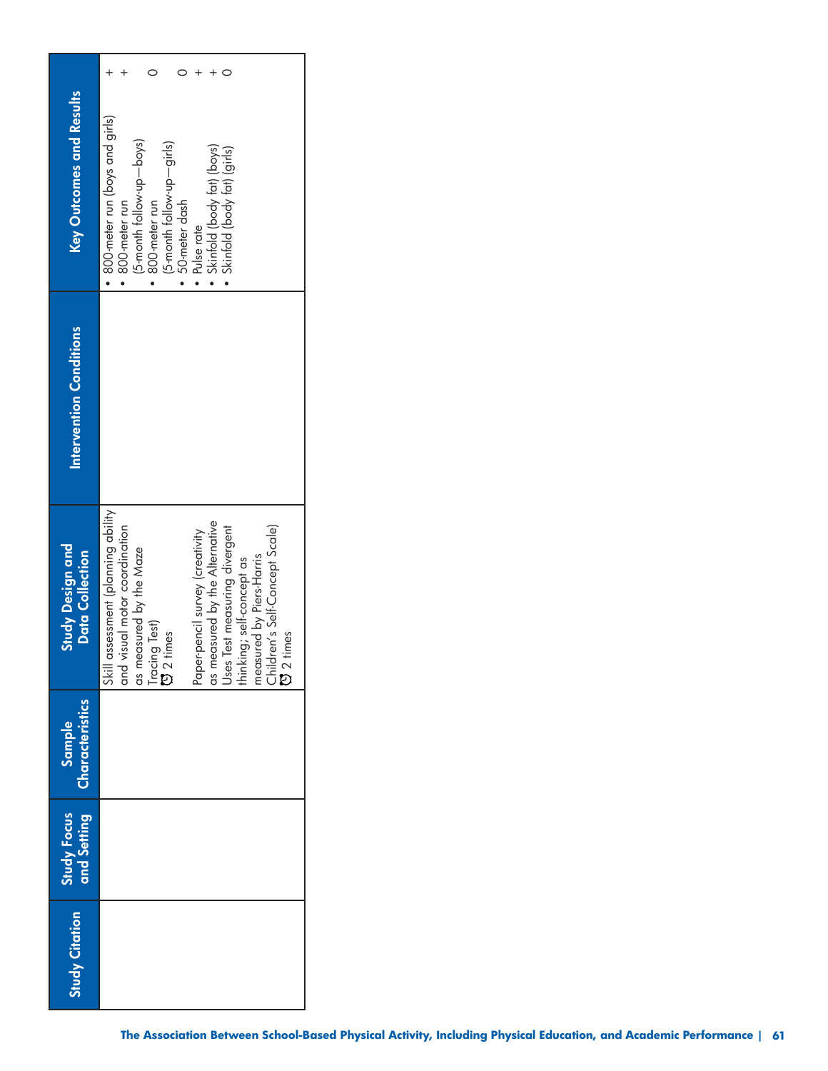| Study Citation | Study Focus and Setting | Sample Characteristics | Study Design and Data Collection | Intervention Conditions | Key Outcomes and Results | |
|---|---|---|---|---|---|---|
| | | | Skill assessment (planning ability and visual motor coordination as measured by the Maze Tracing Test)<br>⏰ 2 times<br><br>Paper-pencil survey (creativity as measured by the Alternative Uses Test measuring divergent thinking; self-concept as measured by Piers-Harris Children's Self-Concept Scale)<br>⏰ 2 times | | • 800-meter run (boys and girls)<br>• 800-meter run (5-month follow-up—boys)<br>• 800-meter run (5-month follow-up—girls)<br>• 50-meter dash<br>• Pulse rate<br>• Skinfold (body fat) (boys)<br>• Skinfold (body fat) (girls) | +<br>+<br><br>0<br><br>0<br>+<br>+<br>0 |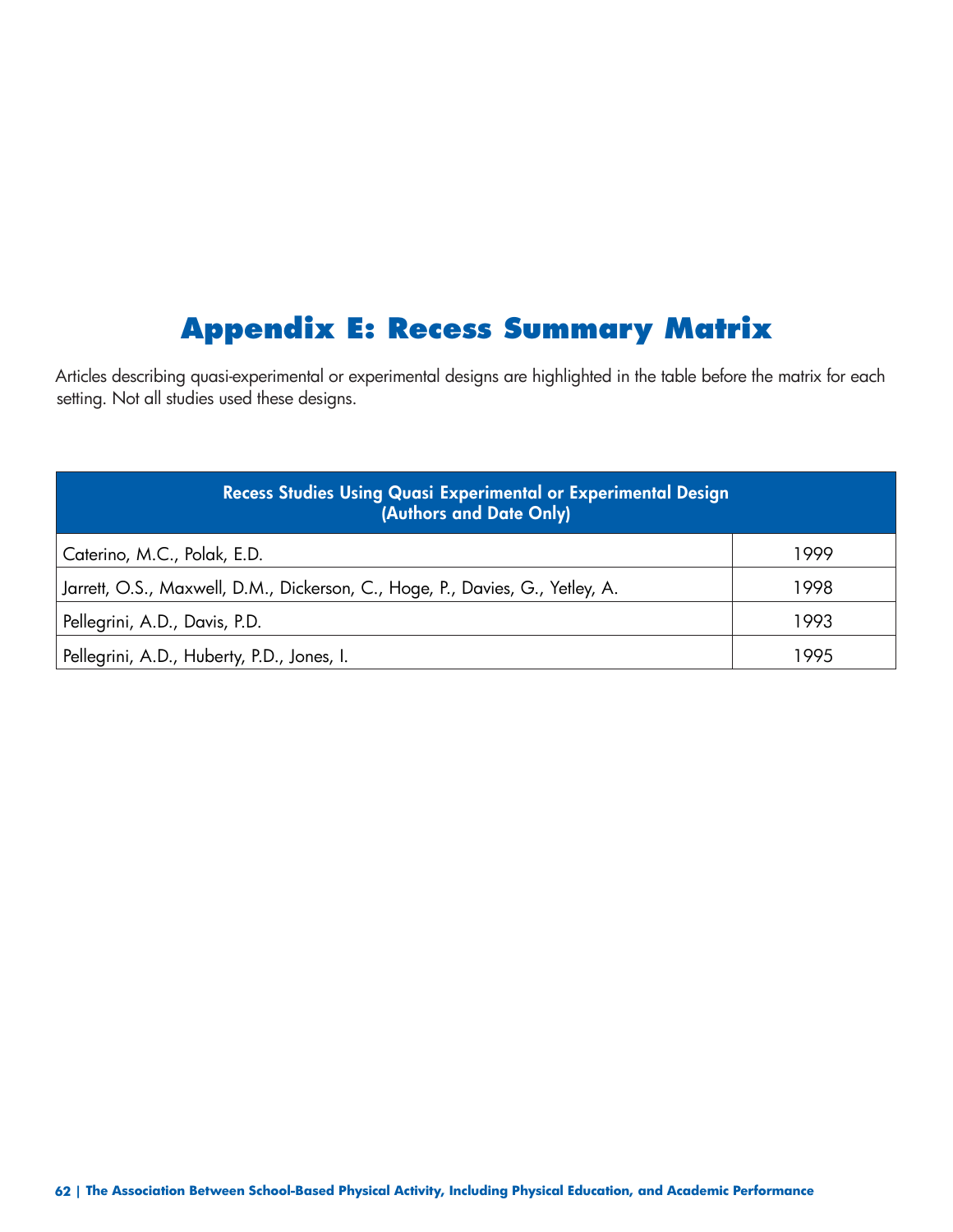# Appendix E: Recess Summary Matrix

Articles describing quasi-experimental or experimental designs are highlighted in the table before the matrix for each setting. Not all studies used these designs.

| Recess Studies Using Quasi Experimental or Experimental Design (Authors and Date Only) | |
|---|---|
| Caterino, M.C., Polak, E.D. | 1999 |
| Jarrett, O.S., Maxwell, D.M., Dickerson, C., Hoge, P., Davies, G., Yetley, A. | 1998 |
| Pellegrini, A.D., Davis, P.D. | 1993 |
| Pellegrini, A.D., Huberty, P.D., Jones, I. | 1995 |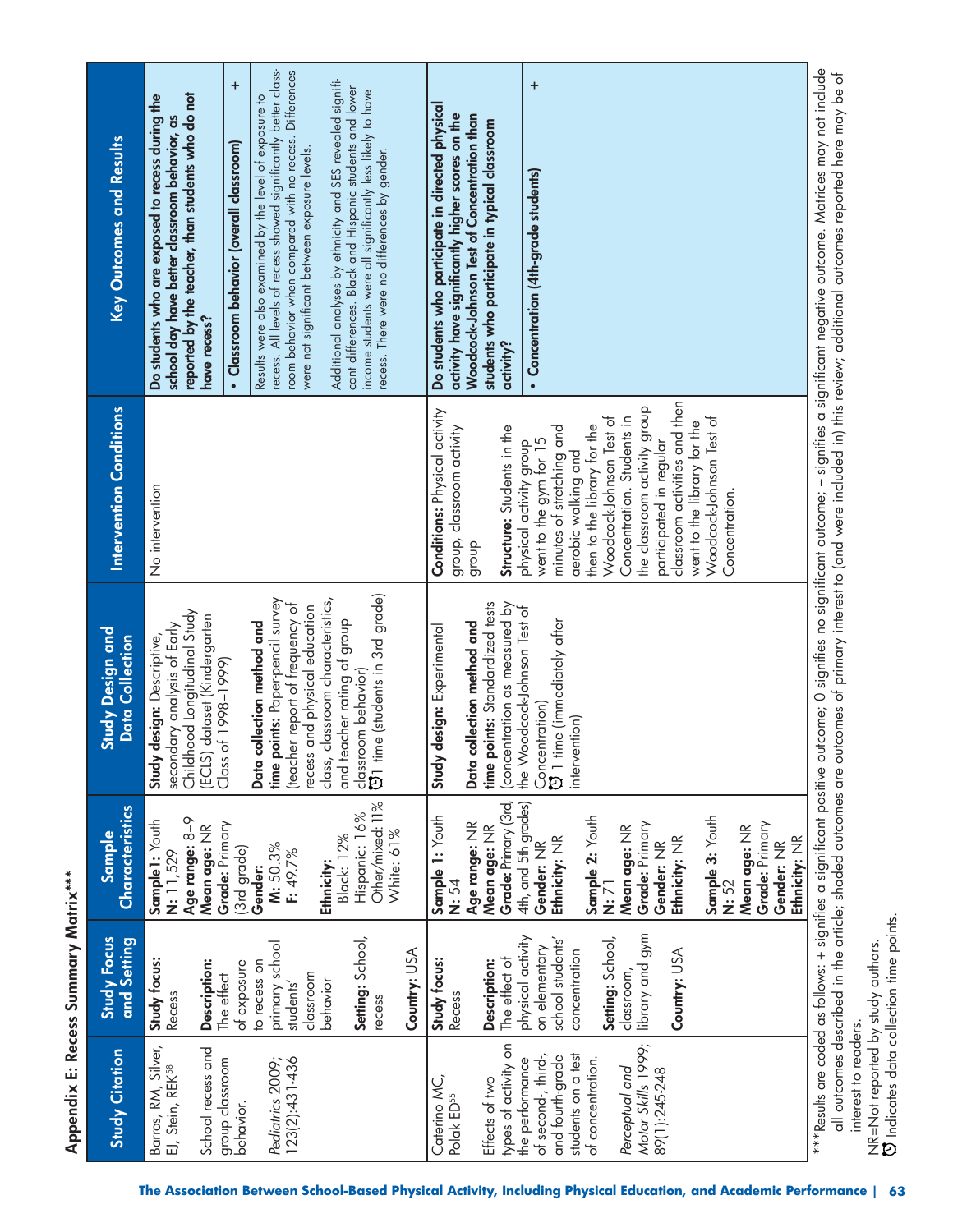## Appendix E: Recess Summary Matrix***

| Study Citation | Study Focus and Setting | Sample Characteristics | Study Design and Data Collection | Intervention Conditions | Key Outcomes and Results | |
|---|---|---|---|---|---|---|
| Barros, RM, Silver, EJ, Stein, REK[58]<br><br>School recess and group classroom behavior.<br><br>*Pediatrics* 2009; 123(2):431-436 | **Study focus:** Recess<br><br>**Description:** The effect of exposure to recess on primary school students' classroom behavior<br><br>**Setting:** School, recess<br><br>**Country:** USA | **Sample1:** Youth<br>**N:** 11,529<br>**Age range:** 8–9<br>**Mean age:** NR<br>**Grade:** Primary (3rd grade)<br>**Gender:**<br>**M:** 50.3%<br>**F:** 49.7%<br><br>**Ethnicity:**<br>Black: 12%<br>Hispanic: 16%<br>Other/mixed: 11%<br>White: 61% | **Study design:** Descriptive, secondary analysis of Early Childhood Longitudinal Study (ECLS) dataset (Kindergarten Class of 1998–1999)<br><br>**Data collection method and time points:** Paper-pencil survey (teacher report of frequency of recess and physical education class, classroom characteristics, and teacher rating of group classroom behavior)<br>⏱ 1 time (students in 3rd grade) | No intervention | **Do students who are exposed to recess during the school day have better classroom behavior, as reported by the teacher, than students who do not have recess?**<br><br>• **Classroom behavior (overall classroom)**<br><br>Results were also examined by the level of exposure to recess. All levels of recess showed significantly better classroom behavior when compared with no recess. Differences were not significant between exposure levels.<br><br>Additional analyses by ethnicity and SES revealed significant differences. Black and Hispanic students and lower income students were all significantly less likely to have recess. There were no differences by gender. | + |
| Caterino MC, Polak ED[55]<br><br>Effects of two types of activity on the performance of second-, third-, and fourth-grade students on a test of concentration.<br><br>*Perceptual and Motor Skills* 1999; 89(1):245-248 | **Study focus:** Recess<br><br>**Description:** The effect of physical activity on elementary school students' concentration<br><br>**Setting:** School, classroom, library and gym<br><br>**Country:** USA | **Sample 1:** Youth<br>**N:** 54<br>**Age range:** NR<br>**Mean age:** NR<br>**Grade:** Primary (3rd, 4th, and 5th grades)<br>**Gender:** NR<br>**Ethnicity:** NR<br><br>**Sample 2:** Youth<br>**N:** 71<br>**Mean age:** NR<br>**Grade:** Primary<br>**Gender:** NR<br>**Ethnicity:** NR<br><br>**Sample 3:** Youth<br>**N:** 52<br>**Mean age:** NR<br>**Grade:** Primary<br>**Gender:** NR<br>**Ethnicity:** NR | **Study design:** Experimental<br><br>**Data collection method and time points:** Standardized tests (concentration as measured by the Woodcock-Johnson Test of Concentration)<br>⏱ 1 time (immediately after intervention) | **Conditions:** Physical activity group, classroom activity group<br><br>**Structure:** Students in the physical activity group went to the gym for 15 minutes of stretching and aerobic walking and then to the library for the Woodcock-Johnson Test of Concentration. Students in the classroom activity group participated in regular classroom activities and then went to the library for the Woodcock-Johnson Test of Concentration. | **Do students who participate in directed physical activity have significantly higher scores on the Woodcock-Johnson Test of Concentration than students who participate in typical classroom activity?**<br><br>• **Concentration (4th-grade students)** | + |

***Results are coded as follows: + signifies a significant positive outcome; 0 signifies no significant outcome; – signifies a significant negative outcome. Matrices may not include all outcomes described in the article; shaded outcomes are outcomes of primary interest to (and were included in) this review; additional outcomes reported here may be of interest to readers.

NR=Not reported by study authors.

⏱ Indicates data collection time points.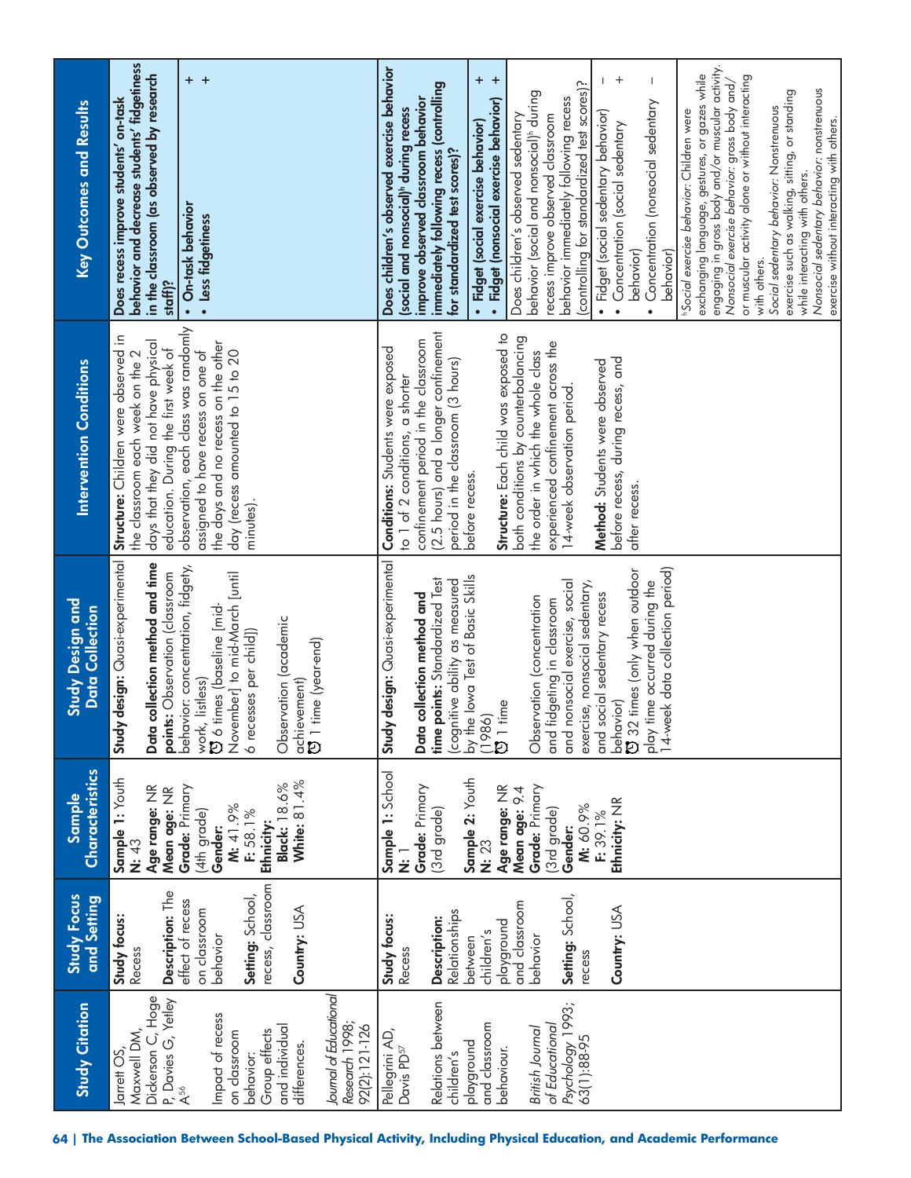| Study Citation | Study Focus and Setting | Sample Characteristics | Study Design and Data Collection | Intervention Conditions | Key Outcomes and Results |
|---|---|---|---|---|---|
| Jarrett OS, Maxwell DM, Dickerson C, Hoge P, Davies G, Yetley A[56]<br><br>Impact of recess on classroom behavior: Group effects and individual differences.<br><br>*Journal of Educational Research* 1998; 92(2):121-126 | **Study focus:** Recess<br><br>**Description:** The effect of recess on classroom behavior<br><br>**Setting:** School, recess, classroom<br><br>**Country:** USA | **Sample 1:** Youth<br>**N:** 43<br>**Age range:** NR<br>**Mean age:** NR<br>**Grade:** Primary (4th grade)<br>**Gender:**<br>**M:** 41.9%<br>**F:** 58.1%<br>**Ethnicity:**<br>**Black:** 18.6%<br>**White:** 81.4% | **Study design:** Quasi-experimental<br><br>**Data collection method and time points:** Observation (classroom behavior: concentration, fidgety, work, listless)<br>⏱ 6 times (baseline [mid-November] to mid-March [until 6 recesses per child])<br><br>Observation (academic achievement)<br>⏱ 1 time (year-end) | **Structure:** Children were observed in the classroom each week on the 2 days that they did not have physical education. During the first week of observation, each class was randomly assigned to have recess on one of the days and no recess on the other day (recess amounted to 15 to 20 minutes). | **Does recess improve students' on-task behavior and decrease students' fidgetiness in the classroom (as observed by research staff)?**<br><br>• **On-task behavior** +<br>• **Less fidgetiness** + |
| Pellegrini AD, Davis PD[57]<br><br>Relations between children's playground and classroom behaviour.<br><br>*British Journal of Educational Psychology* 1993; 63(1):88-95 | **Study focus:** Recess<br><br>**Description:** Relationships between children's playground and classroom behavior<br><br>**Setting:** School, recess<br><br>**Country:** USA | **Sample 1:** School<br>**N:** 1<br>**Grade:** Primary (3rd grade)<br><br>**Sample 2:** Youth<br>**N:** 23<br>**Age range:** NR<br>**Mean age:** 9.4<br>**Grade:** Primary (3rd grade)<br>**Gender:**<br>**M:** 60.9%<br>**F:** 39.1%<br>**Ethnicity:** NR | **Study design:** Quasi-experimental<br><br>**Data collection method and time points:** Standardized Test (cognitive ability as measured by the Iowa Test of Basic Skills (1986)<br>⏱ 1 time<br><br>Observation (concentration and fidgeting in classroom and nonsocial exercise, social exercise, nonsocial sedentary, and social sedentary recess behavior)<br>⏱ 32 times (only when outdoor play time occurred during the 14-week data collection period) | **Conditions:** Students were exposed to 1 of 2 conditions, a shorter confinement period in the classroom (2.5 hours) and a longer confinement period in the classroom (3 hours) before recess.<br><br>**Structure:** Each child was exposed to both conditions by counterbalancing the order in which the whole class experienced confinement across the 14-week observation period.<br><br>**Method:** Students were observed before recess, during recess, and after recess. | **Does children's observed exercise behavior (social and nonsocial)[h] during recess improve observed classroom behavior immediately following recess (controlling for standardized test scores)?**<br><br>• **Fidget (social exercise behavior)** +<br>• **Fidget (nonsocial exercise behavior)** +<br><br>Does children's observed sedentary behavior (social and nonsocial)[h] during recess improve observed classroom behavior immediately following recess (controlling for standardized test scores)?<br><br>• Fidget (social sedentary behavior) –<br>• Concentration (social sedentary behavior) +<br>• Concentration (nonsocial sedentary behavior) –<br><br>[h]*Social exercise behavior:* Children were exchanging language, gestures, or gazes while engaging in gross body and/or muscular activity.<br>*Nonsocial exercise behavior:* gross body and/or muscular activity alone or without interacting with others.<br>*Social sedentary behavior:* Nonstrenuous exercise such as walking, sitting, or standing while interacting with others.<br>*Nonsocial sedentary behavior:* nonstrenuous exercise without interacting with others. |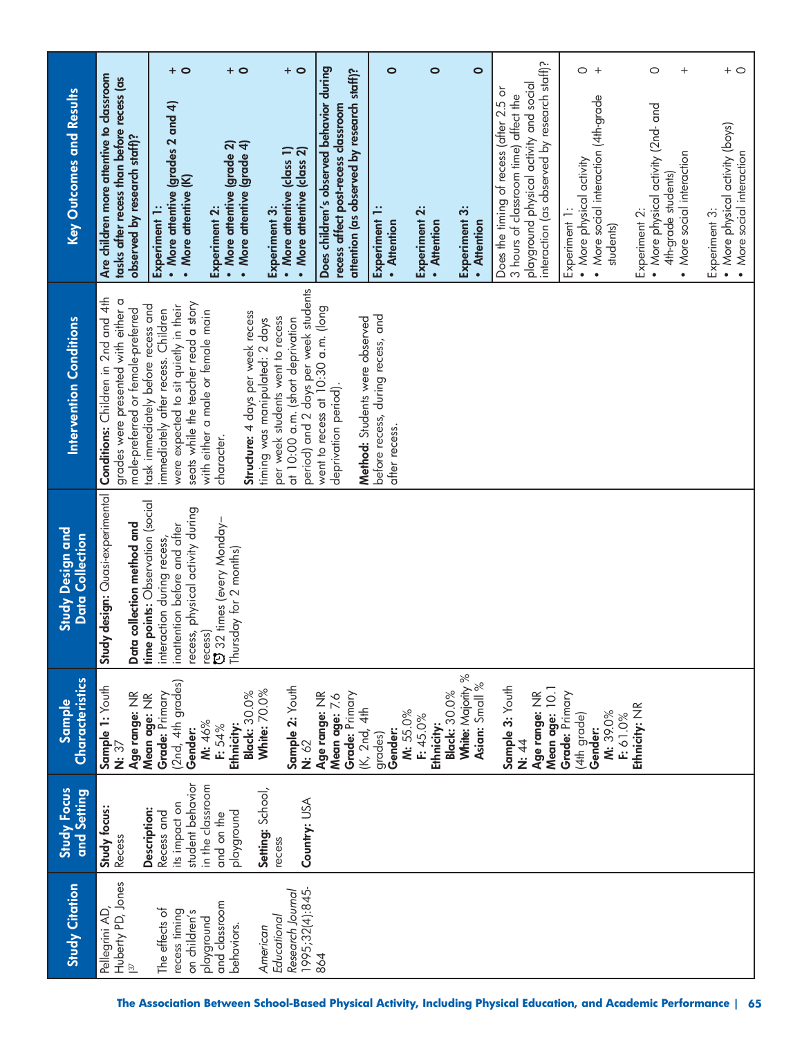| Study Citation | Study Focus and Setting | Sample Characteristics | Study Design and Data Collection | Intervention Conditions | Key Outcomes and Results | |
|---|---|---|---|---|---|---|
| Pellegrini AD, Huberty PD, Jones I[37]<br><br>The effects of recess timing on children's playground and classroom behaviors.<br><br>*American Educational Research Journal* 1995;32(4):845-864 | **Study focus:** Recess<br><br>**Description:** Recess and its impact on student behavior in the classroom and on the playground<br><br>**Setting:** School, recess<br><br>**Country:** USA | **Sample 1:** Youth<br>**N:** 37<br>**Age range:** NR<br>**Mean age:** NR<br>**Grade:** Primary (2nd, 4th grades)<br>**Gender:**<br>**M:** 46%<br>**F:** 54%<br>**Ethnicity:**<br>**Black:** 30.0%<br>**White:** 70.0%<br><br>**Sample 2:** Youth<br>**N:** 62<br>**Age range:** NR<br>**Mean age:** 7.6<br>**Grade:** Primary (K, 2nd, 4th grades)<br>**Gender:**<br>**M:** 55.0%<br>**F:** 45.0%<br>**Ethnicity:**<br>**Black:** 30.0%<br>**White:** Majority %<br>**Asian:** Small %<br><br>**Sample 3:** Youth<br>**N:** 44<br>**Age range:** NR<br>**Mean age:** 10.1<br>**Grade:** Primary (4th grade)<br>**Gender:**<br>**M:** 39.0%<br>**F:** 61.0%<br>**Ethnicity:** NR | **Study design:** Quasi-experimental<br><br>**Data collection method and time points:** Observation (social interaction during recess, inattention before and after recess, physical activity during recess)<br>32 times (every Monday–Thursday for 2 months) | **Conditions:** Children in 2nd and 4th grades were presented with either a male-preferred or female-preferred task immediately before recess and immediately after recess. Children were expected to sit quietly in their seats while the teacher read a story with either a male or female main character.<br><br>**Structure:** 4 days per week recess timing was manipulated: 2 days per week students went to recess at 10:00 a.m. (short deprivation period) and 2 days per week students went to recess at 10:30 a.m. (long deprivation period).<br><br>**Method:** Students were observed before recess, during recess, and after recess. | **Are children more attentive to classroom tasks after recess than before recess (as observed by research staff)?** | |
| | | | | | Experiment 1:<br>• More attentive (grades 2 and 4)<br>• More attentive (K) | +<br>0 |
| | | | | | Experiment 2:<br>• More attentive (grade 2)<br>• More attentive (grade 4) | +<br>0 |
| | | | | | Experiment 3:<br>• More attentive (class 1)<br>• More attentive (class 2) | +<br>0 |
| | | | | | **Does children's observed behavior during recess affect post-recess classroom attention (as observed by research staff)?** | |
| | | | | | Experiment 1:<br>• Attention | 0 |
| | | | | | Experiment 2:<br>• Attention | 0 |
| | | | | | Experiment 3:<br>• Attention | 0 |
| | | | | | Does the timing of recess (after 2.5 or 3 hours of classroom time) affect the playground physical activity and social interaction (as observed by research staff)? | |
| | | | | | Experiment 1:<br>• More physical activity<br>• More social interaction (4th-grade students) | 0<br>+ |
| | | | | | Experiment 2:<br>• More physical activity (2nd- and 4th-grade students)<br>• More social interaction | 0<br>+ |
| | | | | | Experiment 3:<br>• More physical activity (boys)<br>• More social interaction | +<br>0 |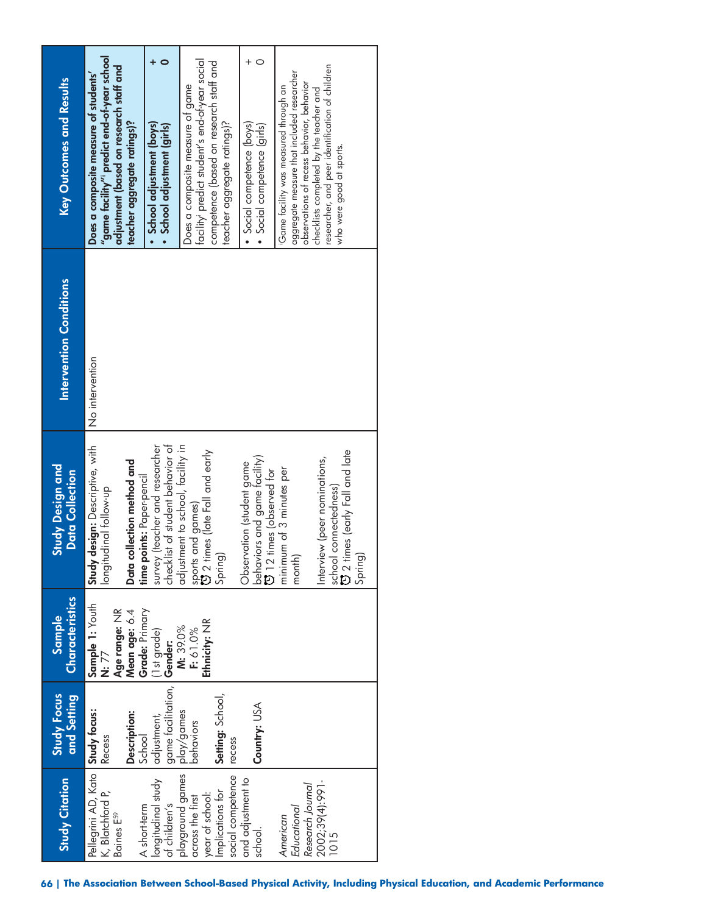| Study Citation | Study Focus and Setting | Sample Characteristics | Study Design and Data Collection | Intervention Conditions | Key Outcomes and Results | |
|---|---|---|---|---|---|---|
| Pellegrini AD, Kato K, Blatchford P, Baines E[59]<br><br>A short-term longitudinal study of children's playground games across the first year of school: Implications for social competence and adjustment to school.<br><br>*American Educational Research Journal* 2002;39(4):991-1015 | **Study focus:** Recess<br><br>**Description:** School adjustment, game facilitation, play/games behaviors<br><br>**Setting:** School, recess<br><br>**Country:** USA | **Sample 1:** Youth<br>**N:** 77<br>**Age range:** NR<br>**Mean age:** 6.4<br>**Grade:** Primary (1st grade)<br>**Gender:**<br>**M:** 39.0%<br>**F:** 61.0%<br>**Ethnicity:** NR | **Study design:** Descriptive, with longitudinal follow-up<br><br>**Data collection method and time points:** Paper-pencil survey (teacher and researcher checklist of student behavior of adjustment to school, facility in sports and games)<br>2 times (late Fall and early Spring)<br><br>Observation (student game behaviors and game facility)<br>12 times (observed for minimum of 3 minutes per month)<br><br>Interview (peer nominations, school connectedness)<br>2 times (early Fall and late Spring) | No intervention | **Does a composite measure of students' "game facility"[i] predict end-of-year school adjustment (based on research staff and teacher aggregate ratings)?** | |
| | | | | | • **School adjustment (boys)**<br>• **School adjustment (girls)** | +<br>0 |
| | | | | | Does a composite measure of game facility[i] predict student's end-of-year social competence (based on research staff and teacher aggregate ratings)? | |
| | | | | | • Social competence (boys)<br>• Social competence (girls) | +<br>0 |
| | | | | | [i]Game facility was measured through an aggregate measure that included researcher observations of recess behavior, behavior checklists completed by the teacher and researcher, and peer identification of children who were good at sports. | |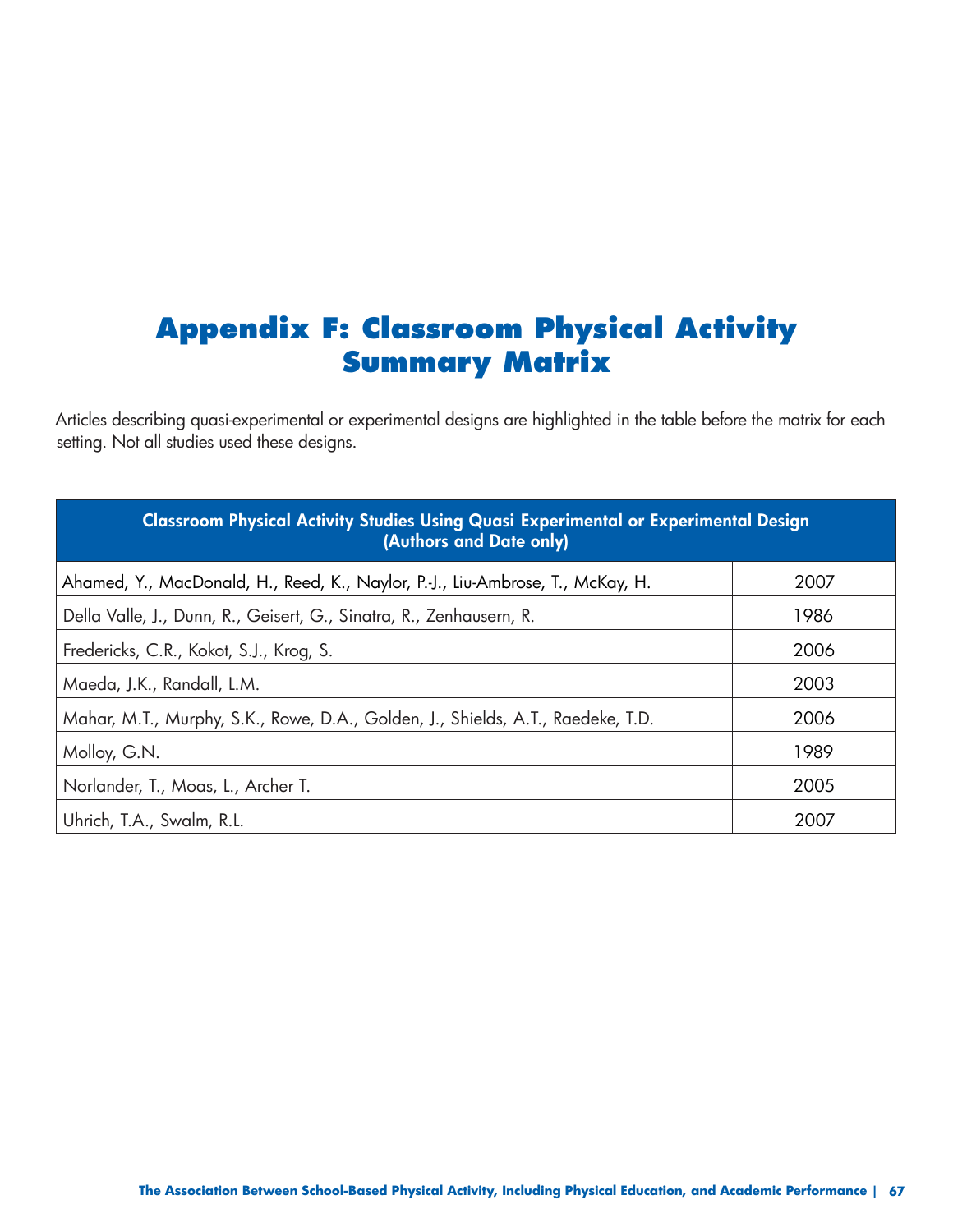# Appendix F: Classroom Physical Activity Summary Matrix

Articles describing quasi-experimental or experimental designs are highlighted in the table before the matrix for each setting. Not all studies used these designs.

| Classroom Physical Activity Studies Using Quasi Experimental or Experimental Design (Authors and Date only) | |
|---|---|
| Ahamed, Y., MacDonald, H., Reed, K., Naylor, P.-J., Liu-Ambrose, T., McKay, H. | 2007 |
| Della Valle, J., Dunn, R., Geisert, G., Sinatra, R., Zenhausern, R. | 1986 |
| Fredericks, C.R., Kokot, S.J., Krog, S. | 2006 |
| Maeda, J.K., Randall, L.M. | 2003 |
| Mahar, M.T., Murphy, S.K., Rowe, D.A., Golden, J., Shields, A.T., Raedeke, T.D. | 2006 |
| Molloy, G.N. | 1989 |
| Norlander, T., Moas, L., Archer T. | 2005 |
| Uhrich, T.A., Swalm, R.L. | 2007 |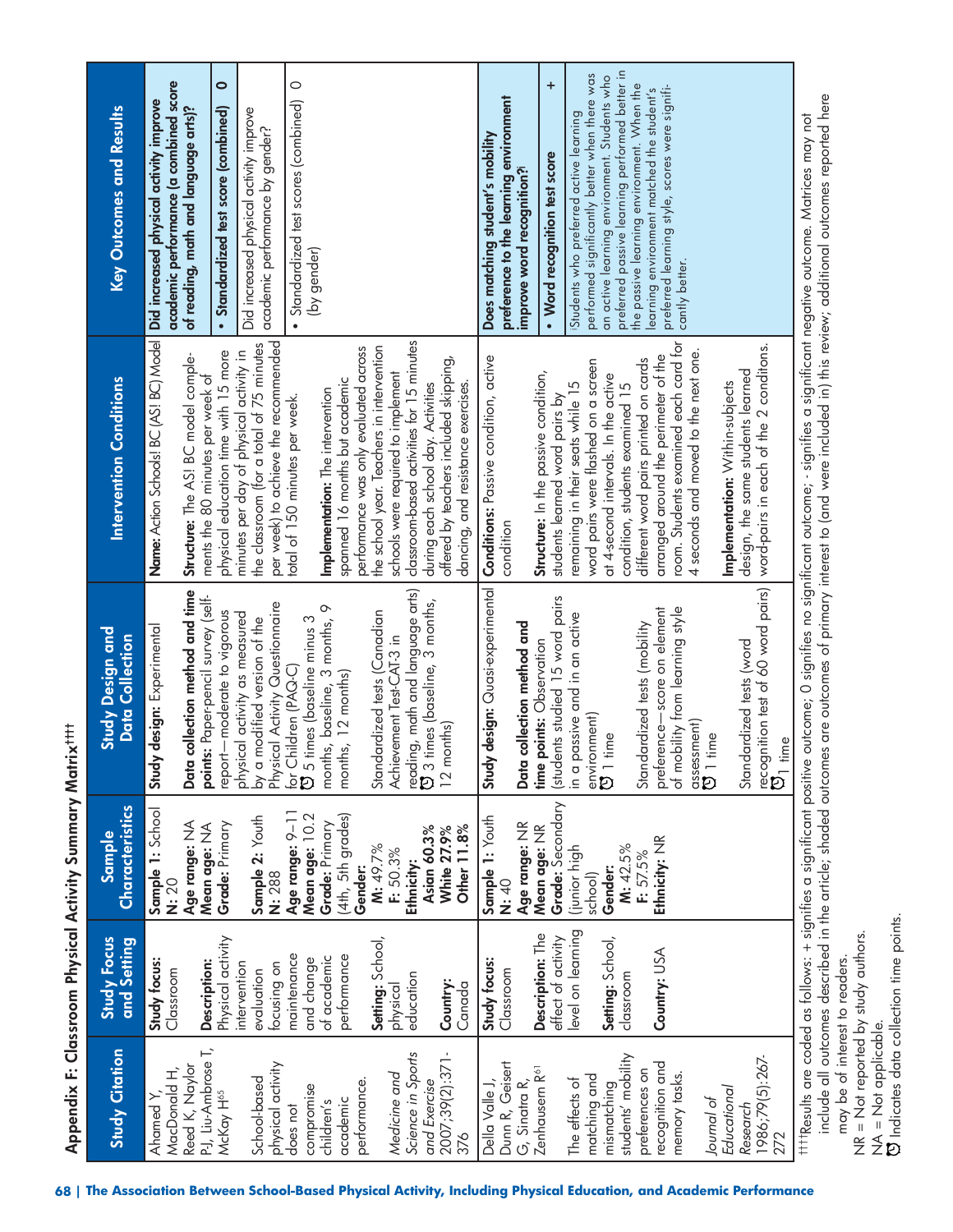## Appendix F: Classroom Physical Activity Summary Matrix†††

| Study Citation | Study Focus and Setting | Sample Characteristics | Study Design and Data Collection | Intervention Conditions | Key Outcomes and Results | |
|---|---|---|---|---|---|---|
| Ahamed Y, MacDonald H, Reed K, Naylor PJ, Liu-Ambrose T, McKay H[65]<br><br>School-based physical activity does not compromise children's academic performance.<br><br>*Medicine and Science in Sports and Exercise* 2007;39(2):371-376 | **Study focus:** Classroom<br><br>**Description:** Physical activity intervention evaluation focusing on maintenance and change of academic performance<br><br>**Setting:** School, physical education<br><br>**Country:** Canada | **Sample 1:** School<br>**N:** 20<br>**Age range:** NA<br>**Mean age:** NA<br>**Grade:** Primary<br><br>**Sample 2:** Youth<br>**N:** 288<br>**Age range:** 9–11<br>**Mean age:** 10.2<br>**Grade:** Primary (4th, 5th grades)<br>**Gender:**<br>**M:** 49.7%<br>**F:** 50.3%<br>**Ethnicity:**<br>**Asian 60.3%**<br>**White 27.9%**<br>**Other 11.8%** | **Study design:** Experimental<br><br>**Data collection method and time points:** Paper-pencil survey (self-report—moderate to vigorous physical activity as measured by a modified version of the Physical Activity Questionnaire for Children (PAQ-C)<br>⏲ 5 times (baseline minus 3 months, baseline, 3 months, 9 months, 12 months)<br><br>Standardized tests (Canadian Achievement Test-CAT-3 in reading, math and language arts)<br>⏲ 3 times (baseline, 3 months, 12 months) | **Name:** Action Schools! BC (AS! BC) Model<br><br>**Structure:** The AS! BC model complements the 80 minutes per week of physical education time with 15 more minutes per day of physical activity in the classroom (for a total of 75 minutes per week) to achieve the recommended total of 150 minutes per week.<br><br>**Implementation:** The intervention spanned 16 months but academic performance was only evaluated across the school year. Teachers in intervention schools were required to implement classroom-based activities for 15 minutes during each school day. Activities offered by teachers included skipping, dancing, and resistance exercises. | **Did increased physical activity improve academic performance (a combined score of reading, math and language arts)?** | |
| | | | | | • **Standardized test score (combined)** | **0** |
| | | | | | Did increased physical activity improve academic performance by gender? | |
| | | | | | • Standardized test scores (combined) (by gender) | 0 |
| Della Valle J, Dunn R, Geisert G, Sinatra R, Zenhausern R[61]<br><br>The effects of matching and mismatching students' mobility preferences on recognition and memory tasks.<br><br>*Journal of Educational Research* 1986;79(5):267-272 | **Study focus:** Classroom<br><br>**Description:** The effect of activity level on learning<br><br>**Setting:** School, classroom<br><br>**Country:** USA | **Sample 1:** Youth<br>**N:** 40<br>**Age range:** NR<br>**Mean age:** NR<br>**Grade:** Secondary (junior high school)<br>**Gender:**<br>**M:** 42.5%<br>**F:** 57.5%<br>**Ethnicity:** NR | **Study design:** Quasi-experimental<br><br>**Data collection method and time points:** Observation (students studied 15 word pairs in a passive and in an active environment)<br>⏲ 1 time<br><br>Standardized tests (mobility preference—score on element of mobility from learning style assessment)<br>⏲ 1 time<br><br>Standardized tests (word recognition test of 60 word pairs)<br>⏲ 1 time | **Conditions:** Passive condition, active condition<br><br>**Structure:** In the passive condition, students learned word pairs by remaining in their seats while 15 word pairs were flashed on a screen at 4-second intervals. In the active condition, students examined 15 different word pairs printed on cards arranged around the perimeter of the room. Students examined each card for 4 seconds and moved to the next one.<br><br>**Implementation:** Within-subjects design, the same students learned word-pairs in each of the 2 conditions. | **Does matching student's mobility preference to the learning environment improve word recognition?**[i] | |
| | | | | | • **Word recognition test score** | **+** |
| | | | | | [i]Students who preferred active learning performed significantly better when there was an active learning environment. Students who preferred passive learning performed better in the passive learning environment. When the learning environment matched the student's preferred learning style, scores were significantly better. | |

†††Results are coded as follows: + signifies a significant positive outcome; 0 signifies no significant outcome; - signifies a significant negative outcome. Matrices may not include all outcomes described in the article; shaded outcomes are outcomes of primary interest to (and were included in) this review; additional outcomes reported here may be of interest to readers.

NR = Not reported by study authors.

NA = Not applicable.

⏲ Indicates data collection time points.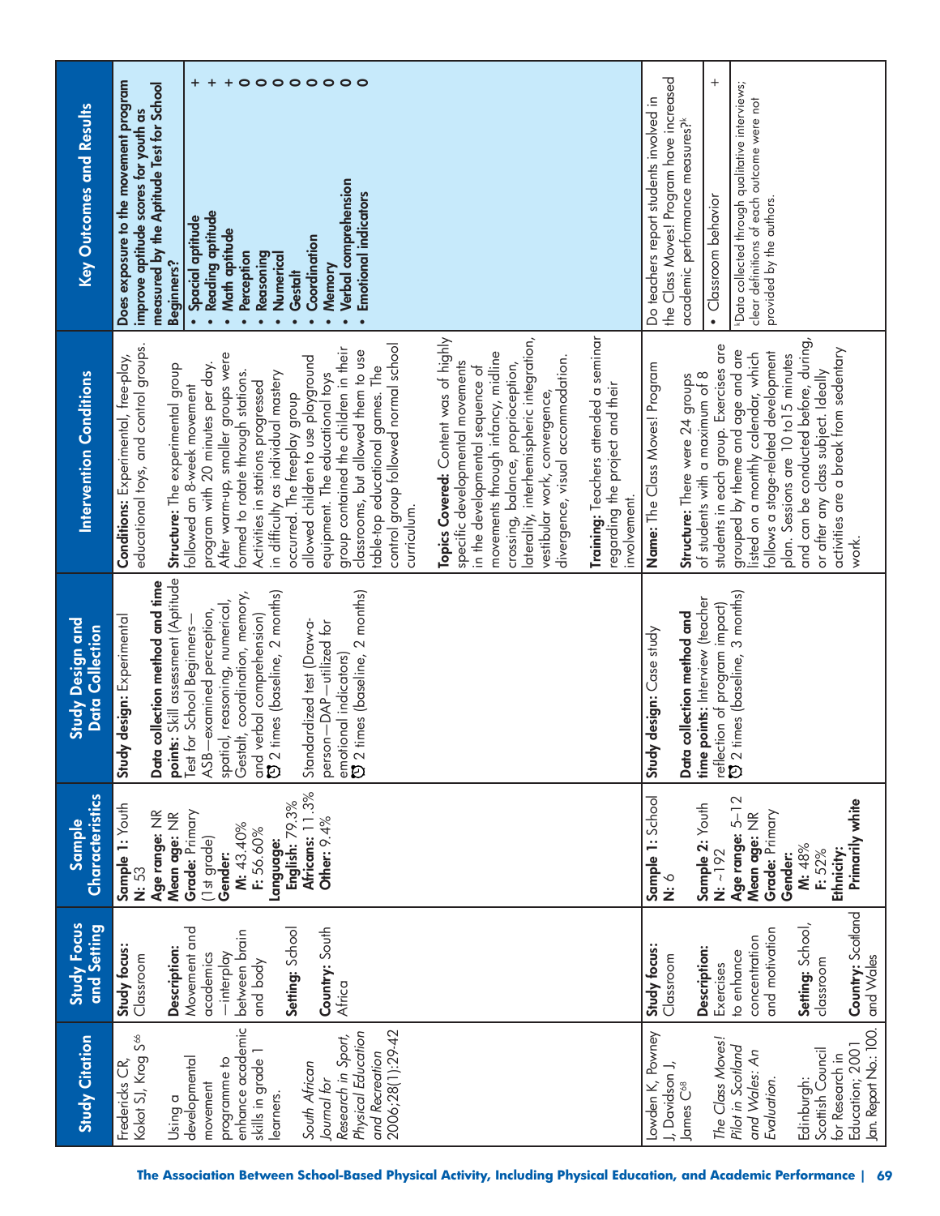| Study Citation | Study Focus and Setting | Sample Characteristics | Study Design and Data Collection | Intervention Conditions | Key Outcomes and Results | |
|---|---|---|---|---|---|---|
| Fredericks CR, Kokot SJ, Krog S[66]<br><br>Using a developmental movement programme to enhance academic skills in grade 1 learners.<br><br>*South African Journal for Research in Sport, Physical Education and Recreation* 2006;28(1):29-42 | **Study focus:** Classroom<br><br>**Description:** Movement and academics —interplay between brain and body<br><br>**Setting:** School<br><br>**Country:** South Africa | **Sample 1:** Youth<br>**N:** 53<br>**Age range:** NR<br>**Mean age:** NR<br>**Grade:** Primary (1st grade)<br>**Gender:**<br>**M:** 43.40%<br>**F:** 56.60%<br>**Language:**<br>**English:** 79.3%<br>**Africans:** 11.3%<br>**Other:** 9.4% | **Study design:** Experimental<br><br>**Data collection method and time points:** Skill assessment (Aptitude Test for School Beginners—ASB—examined perception, spatial, reasoning, numerical, Gestalt, coordination, memory, and verbal comprehension) 2 times (baseline, 2 months)<br><br>Standardized test (Draw-a-person—DAP—utilized for emotional indicators) 2 times (baseline, 2 months) | **Conditions:** Experimental, free-play, educational toys, and control groups.<br><br>**Structure:** The experimental group followed an 8-week movement program with 20 minutes per day. After warm-up, smaller groups were formed to rotate through stations. Activities in stations progressed in difficulty as individual mastery occurred. The freeplay group allowed children to use playground equipment. The educational toys group contained the children in their classrooms, but allowed them to use table-top educational games. The control group followed normal school curriculum.<br><br>**Topics Covered:** Content was of highly specific developmental movements in the developmental sequence of movements through infancy, midline crossing, balance, proprioception, laterality, interhemispheric integration, vestibular work, convergence, divergence, visual accommodation.<br><br>**Training:** Teachers attended a seminar regarding the project and their involvement. | **Does exposure to the movement program improve aptitude scores for youth as measured by the Aptitude Test for School Beginners?**<br>• Spacial aptitude<br>• Reading aptitude<br>• Math aptitude<br>• Perception<br>• Reasoning<br>• Numerical<br>• Gestalt<br>• Coordination<br>• Memory<br>• Verbal comprehension<br>• Emotional indicators | <br><br><br><br>+<br>+<br>+<br>0<br>0<br>0<br>0<br>0<br>0<br>0<br>0 |
| Lowden K, Powney J, Davidson J, James C[68]<br><br>*The Class Moves! Pilot in Scotland and Wales: An Evaluation.*<br><br>Edinburgh: Scottish Council for Research in Education; 2001 Jan. Report No.: 100. | **Study focus:** Classroom<br><br>**Description:** Exercises to enhance concentration and motivation<br><br>**Setting:** School, classroom<br><br>**Country:** Scotland and Wales | **Sample 1:** School<br>**N:** 6<br><br>**Sample 2:** Youth<br>**N:** ~192<br>**Age range:** 5–12<br>**Mean age:** NR<br>**Grade:** Primary<br>**Gender:**<br>**M:** 48%<br>**F:** 52%<br>**Ethnicity:**<br>**Primarily white** | **Study design:** Case study<br><br>**Data collection method and time points:** Interview (teacher reflection of program impact) 2 times (baseline, 3 months) | **Name:** The Class Moves! Program<br><br>**Structure:** There were 24 groups of students with a maximum of 8 students in each group. Exercises are grouped by theme and age and are listed on a monthly calendar, which follows a stage-related development plan. Sessions are 10 to15 minutes and can be conducted before, during, or after any class subject. Ideally activities are a break from sedentary work. | Do teachers report students involved in the Class Moves! Program have increased academic performance measures?[k]<br>• Classroom behavior<br><br>[k]Data collected through qualitative interviews; clear definitions of each outcome were not provided by the authors. | <br><br><br>+ |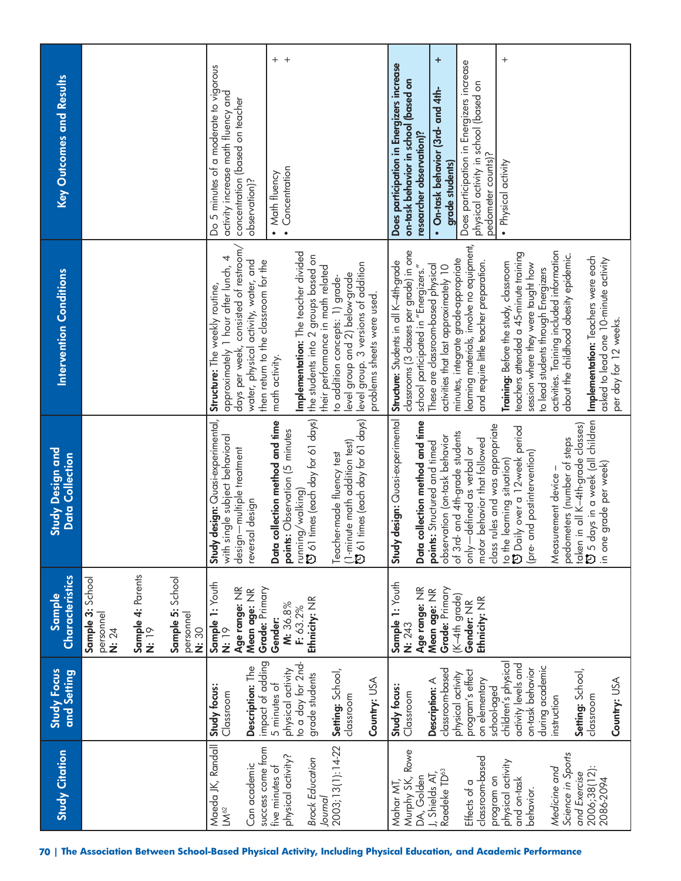| Study Citation | Study Focus and Setting | Sample Characteristics | Study Design and Data Collection | Intervention Conditions | Key Outcomes and Results | |
|---|---|---|---|---|---|---|
| | | **Sample 3:** School personnel<br>**N:** 24<br><br>**Sample 4:** Parents<br>**N:** 19<br><br>**Sample 5:** School personnel<br>**N:** 30 | | | | |
| Maeda JK, Randall LM[62]<br><br>Can academic success come from five minutes of physical activity?<br><br>*Brock Education Journal*<br>2003;13(1):14-22 | **Study focus:** Classroom<br><br>**Description:** The impact of adding 5 minutes of physical activity to a day for 2nd-grade students<br><br>**Setting:** School, classroom<br><br>**Country:** USA | **Sample 1:** Youth<br>**N:** 19<br>**Age range:** NR<br>**Mean age:** NR<br>**Grade:** Primary<br>**Gender:**<br>**M:** 36.8%<br>**F:** 63.2%<br>**Ethnicity:** NR | **Study design:** Quasi-experimental, with single subject behavioral design—multiple treatment reversal design<br><br>**Data collection method and time points:** Observation (5 minutes running/walking)<br>61 times (each day for 61 days)<br><br>Teacher-made fluency test (1-minute math addition test)<br>61 times (each day for 61 days) | **Structure:** The weekly routine, approximately 1 hour after lunch, 4 days per week, consisted of restroom/water, physical activity, water, and then return to the classroom for the math activity.<br><br>**Implementation:** The teacher divided the students into 2 groups based on their performance in math related to addition concepts: 1) grade-level group and 2) below-grade level group. 3 versions of addition problems sheets were used. | Do 5 minutes of a moderate to vigorous activity increase math fluency and concentration (based on teacher observation)?<br><br>• Math fluency<br>• Concentration | <br><br><br><br>+<br>+ |
| Mahar MT, Murphy SK, Rowe DA, Golden J, Shields AT, Raedeke TD[63]<br><br>Effects of a classroom-based program on physical activity and on-task behavior.<br><br>*Medicine and Science in Sports and Exercise*<br>2006;38(12):2086-2094 | **Study focus:** Classroom<br><br>**Description:** A classroom-based physical activity program's effect on elementary school-aged children's physical activity levels and on-task behavior during academic instruction<br><br>**Setting:** School, classroom<br><br>**Country:** USA | **Sample 1:** Youth<br>**N:** 243<br>**Age range:** NR<br>**Mean age:** NR<br>**Grade:** Primary (K–4th grade)<br>**Gender:** NR<br>**Ethnicity:** NR | **Study design:** Quasi-experimental<br><br>**Data collection method and time points:** Structured and timed observation (on-task behavior of 3rd- and 4th-grade students only—defined as verbal or motor behavior that followed class rules and was appropriate to the learning situation)<br>Daily over a 12-week period (pre- and postintervention)<br><br>Measurement device – pedometers (number of steps taken in all K–4th-grade classes)<br>5 days in a week (all children in one grade per week) | **Structure:** Students in all K–4th-grade classrooms (3 classes per grade) in one school participated in "Energizers." These are classroom-based physical activities that last approximately 10 minutes, integrate grade-appropriate learning materials, involve no equipment, and require little teacher preparation.<br><br>**Training:** Before the study, classroom teachers attended a 45-minute training session where they were taught how to lead students through Energizers activities. Training included information about the childhood obesity epidemic.<br><br>**Implementation:** Teachers were each asked to lead one 10-minute activity per day for 12 weeks. | **Does participation in Energizers increase on-task behavior in school (based on researcher observation)?**<br><br>• **On-task behavior (3rd- and 4th-grade students)**<br><br>Does participation in Energizers increase physical activity in school (based on pedometer counts)?<br><br>• Physical activity | <br><br><br><br>+<br><br><br><br><br>+ |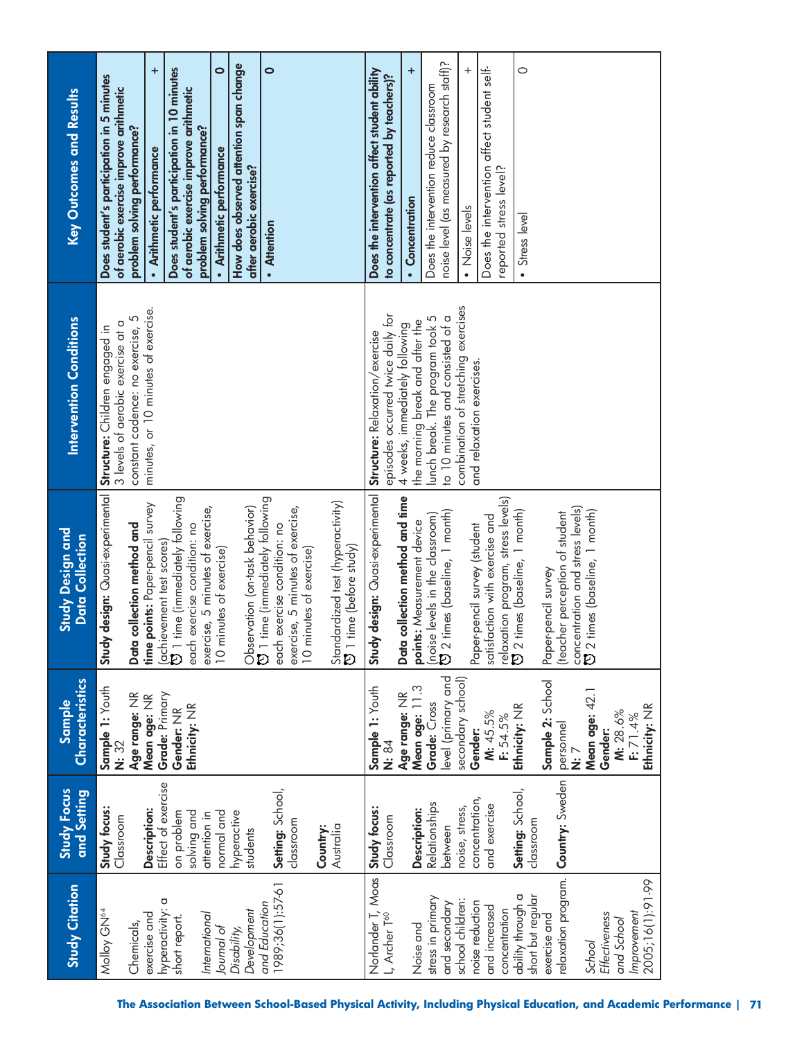| Study Citation | Study Focus and Setting | Sample Characteristics | Study Design and Data Collection | Intervention Conditions | Key Outcomes and Results | |
|---|---|---|---|---|---|---|
| Molloy GN[64]<br><br>Chemicals, exercise and hyperactivity: a short report.<br><br>*International Journal of Disability, Development and Education* 1989;36(1):57-61 | **Study focus:** Classroom<br><br>**Description:** Effect of exercise on problem solving and attention in normal and hyperactive students<br><br>**Setting:** School, classroom<br><br>**Country:** Australia | **Sample 1:** Youth<br>**N:** 32<br>**Age range:** NR<br>**Mean age:** NR<br>**Grade:** Primary<br>**Gender:** NR<br>**Ethnicity:** NR | **Study design:** Quasi-experimental<br><br>**Data collection method and time points:** Paper-pencil survey (achievement test scores)<br>1 time (immediately following each exercise condition: no exercise, 5 minutes of exercise, 10 minutes of exercise)<br><br>Observation (on-task behavior)<br>1 time (immediately following each exercise condition: no exercise, 5 minutes of exercise, 10 minutes of exercise)<br><br>Standardized test (hyperactivity)<br>1 time (before study) | **Structure:** Children engaged in 3 levels of aerobic exercise at a constant cadence: no exercise, 5 minutes, or 10 minutes of exercise. | **Does student's participation in 5 minutes of aerobic exercise improve arithmetic problem solving performance?** | |
| | | | | | • **Arithmetic performance** | **+** |
| | | | | | **Does student's participation in 10 minutes of aerobic exercise improve arithmetic problem solving performance?** | |
| | | | | | • **Arithmetic performance** | **0** |
| | | | | | **How does observed attention span change after aerobic exercise?** | |
| | | | | | • **Attention** | **0** |
| Norlander T, Moas L, Archer T[60]<br><br>Noise and stress in primary and secondary school children: noise reduction and increased concentration ability through a short but regular exercise and relaxation program.<br><br>*School Effectiveness and School Improvement* 2005;16(1):91-99 | **Study focus:** Classroom<br><br>**Description:** Relationships between noise, stress, concentration, and exercise<br><br>**Setting:** School, classroom<br><br>**Country:** Sweden | **Sample 1:** Youth<br>**N:** 84<br>**Age range:** NR<br>**Mean age:** 11.3<br>**Grade:** Cross level (primary and secondary school)<br>**Gender:**<br>**M:** 45.5%<br>**F:** 54.5%<br>**Ethnicity:** NR<br><br>**Sample 2:** School personnel<br>**N:** 7<br>**Mean age:** 42.1<br>**Gender:**<br>**M:** 28.6%<br>**F:** 71.4%<br>**Ethnicity:** NR | **Study design:** Quasi-experimental<br><br>**Data collection method and time points:** Measurement device (noise levels in the classroom)<br>2 times (baseline, 1 month)<br><br>Paper-pencil survey (student satisfaction with exercise and relaxation program, stress levels)<br>2 times (baseline, 1 month)<br><br>Paper-pencil survey (teacher perception of student concentration and stress levels)<br>2 times (baseline, 1 month) | **Structure:** Relaxation/exercise episodes occurred twice daily for 4 weeks, immediately following the morning break and after the lunch break. The program took 5 to 10 minutes and consisted of a combination of stretching exercises and relaxation exercises. | **Does the intervention affect student ability to concentrate (as reported by teachers)?** | |
| | | | | | • **Concentration** | **+** |
| | | | | | Does the intervention reduce classroom noise level (as measured by research staff)? | |
| | | | | | • Noise levels | + |
| | | | | | Does the intervention affect student self-reported stress level? | |
| | | | | | • Stress level | 0 |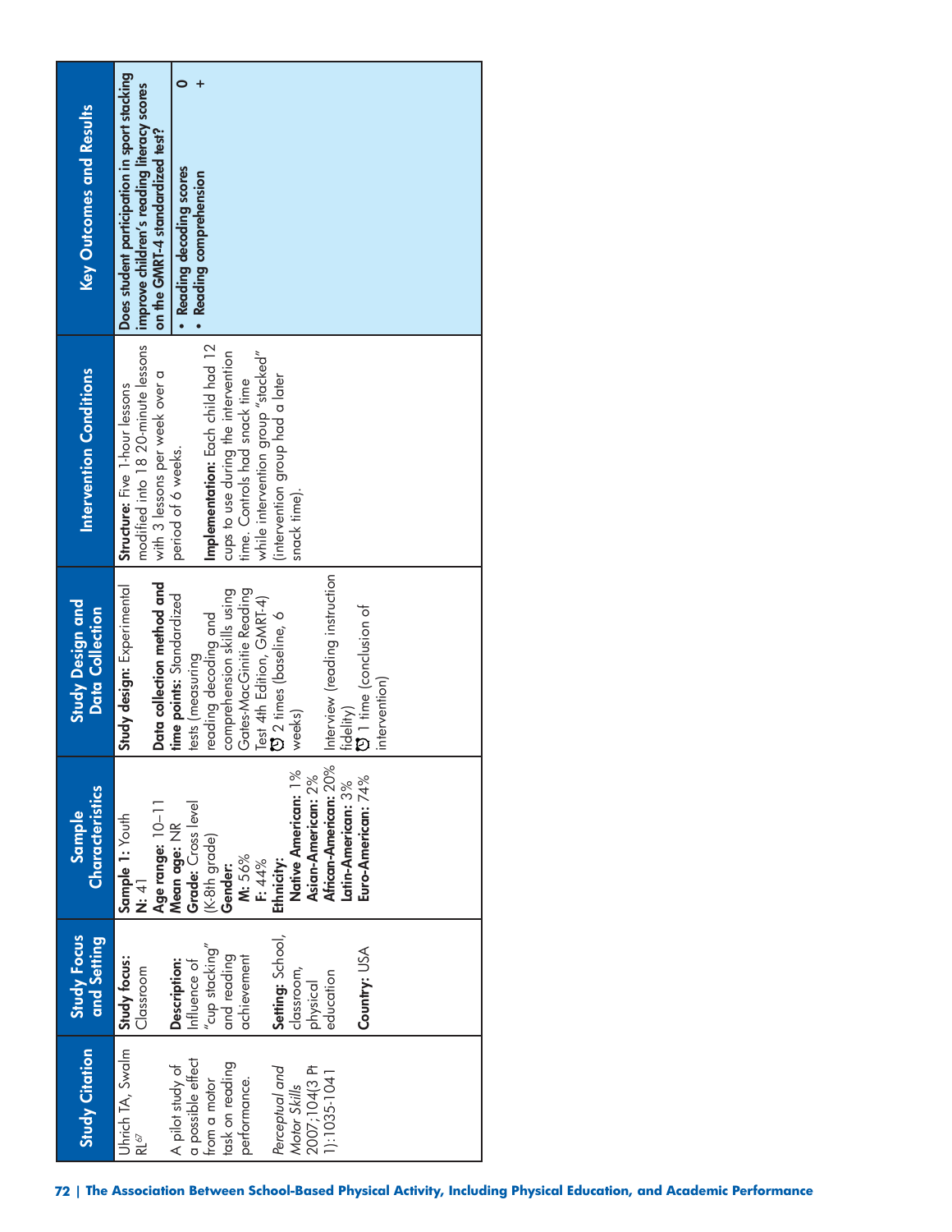| Study Citation | Study Focus and Setting | Sample Characteristics | Study Design and Data Collection | Intervention Conditions | Key Outcomes and Results | |
|---|---|---|---|---|---|---|
| Uhrich TA, Swalm RL[57]<br><br>A pilot study of a possible effect from a motor task on reading performance.<br><br>*Perceptual and Motor Skills* 2007;104(3 Pt 1):1035-1041 | **Study focus:** Classroom<br><br>**Description:** Influence of "cup stacking" and reading achievement<br><br>**Setting:** School, classroom, physical education<br><br>**Country:** USA | **Sample 1:** Youth<br>**N:** 41<br>**Age range:** 10–11<br>**Mean age:** NR<br>**Grade:** Cross level (K-8th grade)<br>**Gender:**<br>**M:** 56%<br>**F:** 44%<br>**Ethnicity:**<br>**Native American:** 1%<br>**Asian-American:** 2%<br>**African-American:** 20%<br>**Latin-American:** 3%<br>**Euro-American:** 74% | **Study design:** Experimental<br><br>**Data collection method and time points:** Standardized tests (measuring reading decoding and comprehension skills using Gates-MacGinitie Reading Test 4th Edition, GMRT-4)<br>2 times (baseline, 6 weeks)<br>Interview (reading instruction fidelity)<br>1 time (conclusion of intervention) | **Structure:** Five 1-hour lessons modified into 18 20-minute lessons with 3 lessons per week over a period of 6 weeks.<br><br>**Implementation:** Each child had 12 cups to use during the intervention time. Controls had snack time while intervention group "stacked" (intervention group had a later snack time). | **Does student participation in sport stacking improve children's reading literacy scores on the GMRT-4 standardized test?**<br>• **Reading decoding scores**<br>• **Reading comprehension** | <br>0<br>+ |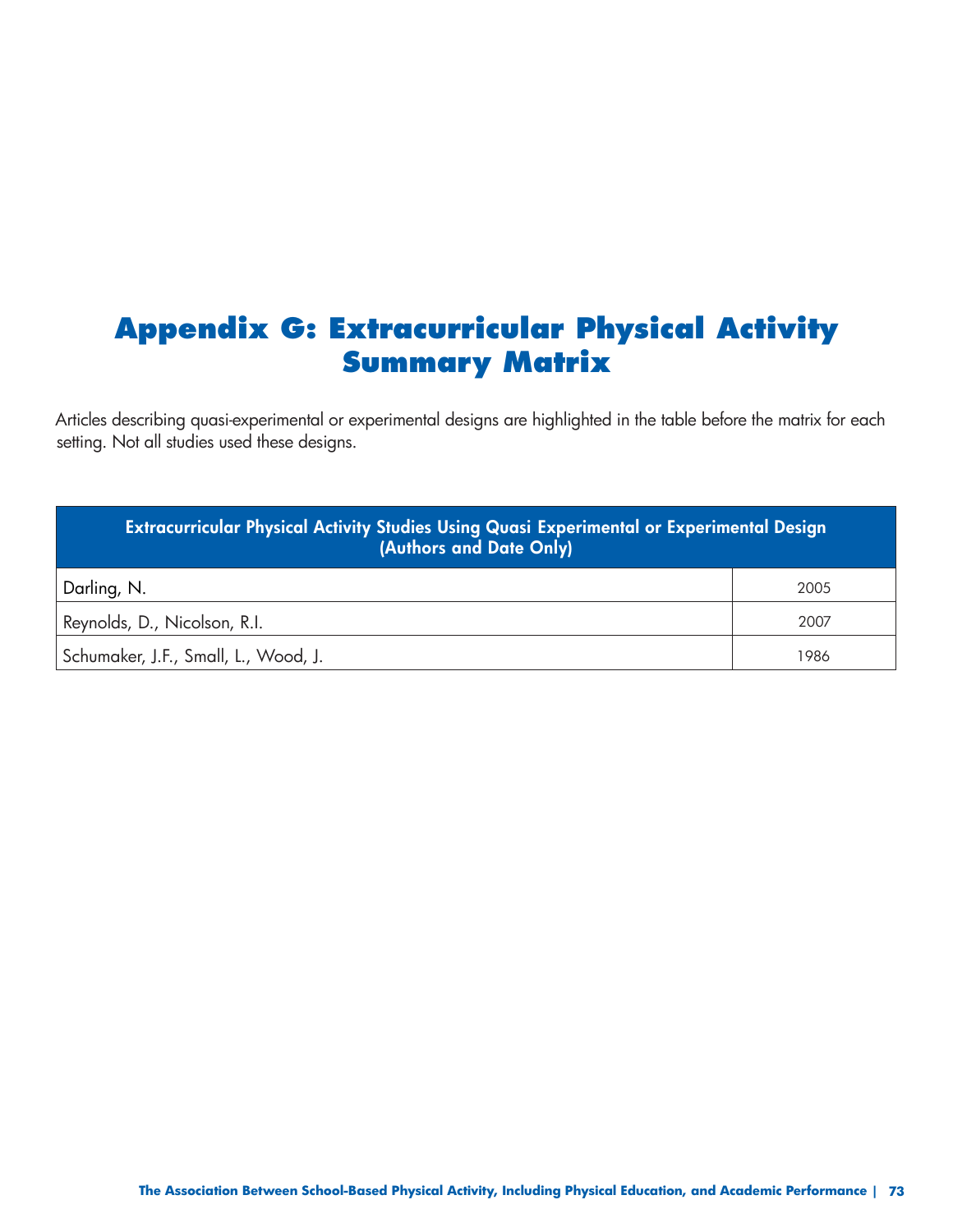# Appendix G: Extracurricular Physical Activity Summary Matrix

Articles describing quasi-experimental or experimental designs are highlighted in the table before the matrix for each setting. Not all studies used these designs.

| Extracurricular Physical Activity Studies Using Quasi Experimental or Experimental Design (Authors and Date Only) | |
|---|---|
| Darling, N. | 2005 |
| Reynolds, D., Nicolson, R.I. | 2007 |
| Schumaker, J.F., Small, L., Wood, J. | 1986 |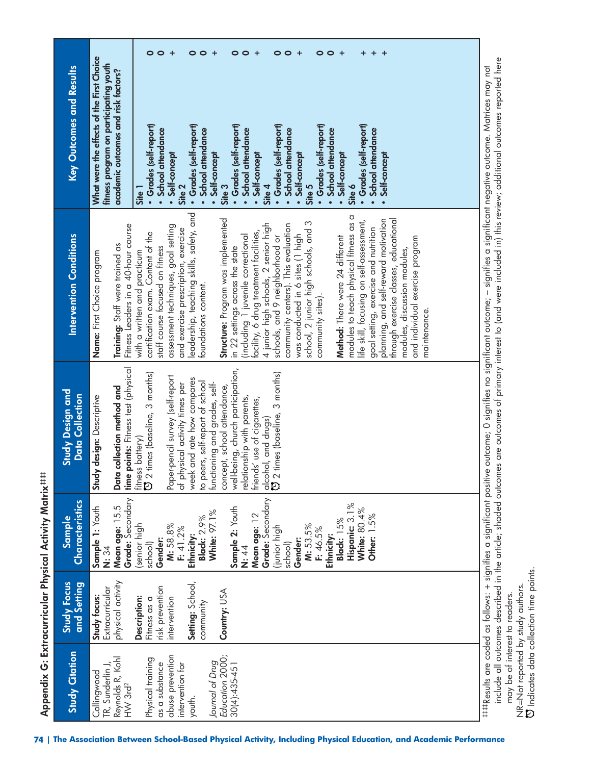## Appendix G: Extracurricular Physical Activity Matrix###

| Study Citation | Study Focus and Setting | Sample Characteristics | Study Design and Data Collection | Intervention Conditions | Key Outcomes and Results | |
|---|---|---|---|---|---|---|
| Collingwood TR, Sunderlin J, Reynolds R, Kohl HW 3rd[2]<br><br>Physical training as a substance abuse prevention intervention for youth.<br><br>*Journal of Drug Education* 2000; 30(4):435-451 | **Study focus:** Extracurricular physical activity<br><br>**Description:** Fitness as a risk prevention intervention<br><br>**Setting:** School, community<br><br>**Country:** USA | **Sample 1:** Youth<br>**N:** 34<br>**Mean age:** 15.5<br>**Grade:** Secondary (senior high school)<br>**Gender:**<br>**M:** 58.8%<br>**F:** 41.2%<br>**Ethnicity:**<br>**Black:** 2.9%<br>**White:** 97.1%<br><br>**Sample 2:** Youth<br>**N:** 44<br>**Mean age:** 12<br>**Grade:** Secondary (junior high school)<br>**Gender:**<br>**M:** 53.5%<br>**F:** 46.5%<br>**Ethnicity:**<br>**Black:** 15%<br>**Hispanic:** 3.1%<br>**White:** 80.4%<br>**Other:** 1.5% | **Study design:** Descriptive<br><br>**Data collection method and time points:** Fitness test (physical fitness battery)<br>⏱ 2 times (baseline, 3 months)<br><br>Paper-pencil survey (self-report of physical activity times per week and rate how compares to peers, self-report of school functioning and grades, self-concept, school attendance, well-being, church participation, relationship with parents, friends' use of cigarettes, alcohol, and drugs)<br>⏱ 2 times (baseline, 3 months) | **Name:** First Choice program<br><br>**Training:** Staff were trained as Fitness Leaders in a 40-hour course with a written and practicum certification exam. Content of the staff course focused on fitness assessment techniques, goal setting and exercise prescription, exercise leadership, teaching skills, safety, and foundations content.<br><br>**Structure:** Program was implemented in 22 settings across the state (including 1 juvenile correctional facility, 6 drug treatment facilities, 4 junior high schools, 2 senior high schools, and 9 neighborhood or community centers). This evaluation was conducted in 6 sites (1 high school, 2 junior high schools, and 3 community sites).<br><br>**Method:** There were 24 different modules to teach physical fitness as a life skill, focusing on self-assessment, goal setting, exercise and nutrition planning, and self-reward motivation through exercise classes, educational modules, discussion modules, and individual exercise program maintenance. | What were the effects of the First Choice fitness program on participating youth academic outcomes and risk factors? | |
| | | | | | **Site 1** | |
| | | | | | • Grades (self-report) | 0 |
| | | | | | • School attendance | 0 |
| | | | | | • Self-concept | + |
| | | | | | **Site 2** | |
| | | | | | • Grades (self-report) | 0 |
| | | | | | • School attendance | 0 |
| | | | | | • Self-concept | + |
| | | | | | **Site 3** | |
| | | | | | • Grades (self-report) | 0 |
| | | | | | • School attendance | 0 |
| | | | | | • Self-concept | + |
| | | | | | **Site 4** | |
| | | | | | • Grades (self-report) | 0 |
| | | | | | • School attendance | 0 |
| | | | | | • Self-concept | + |
| | | | | | **Site 5** | |
| | | | | | • Grades (self-report) | 0 |
| | | | | | • School attendance | 0 |
| | | | | | • Self-concept | + |
| | | | | | **Site 6** | |
| | | | | | • Grades (self-report) | + |
| | | | | | • School attendance | + |
| | | | | | • Self-concept | + |

###Results are coded as follows: + signifies a significant positive outcome; 0 signifies no significant outcome; – signifies a significant negative outcome. Matrices may not include all outcomes described in the article; shaded outcomes are outcomes of primary interest to (and were included in) this review; additional outcomes reported here may be of interest to readers.

NR=Not reported by study authors.

⏱ Indicates data collection time points.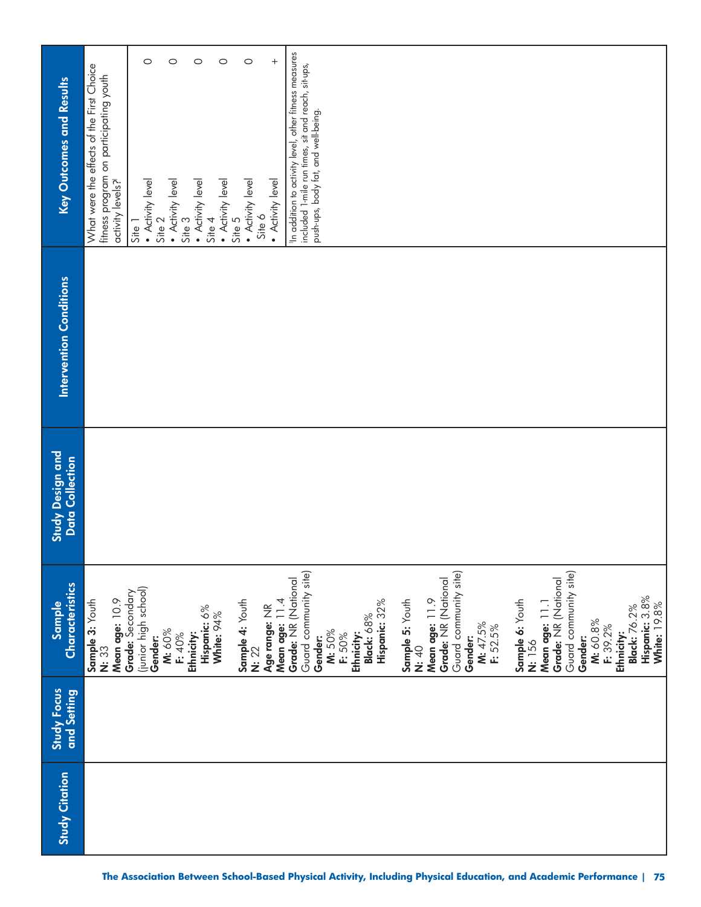| Study Citation | Study Focus and Setting | Sample Characteristics | Study Design and Data Collection | Intervention Conditions | Key Outcomes and Results | |
|---|---|---|---|---|---|---|
| | | **Sample 3:** Youth<br>**N:** 33<br>**Mean age:** 10.9<br>**Grade:** Secondary (junior high school)<br>**Gender:**<br>**M:** 60%<br>**F:** 40%<br>**Ethnicity:**<br>**Hispanic:** 6%<br>**White:** 94%<br><br>**Sample 4:** Youth<br>**N:** 22<br>**Age range:** NR<br>**Mean age:** 11.4<br>**Grade:** NR (National Guard community site)<br>**Gender:**<br>**M:** 50%<br>**F:** 50%<br>**Ethnicity:**<br>**Black:** 68%<br>**Hispanic:** 32%<br><br>**Sample 5:** Youth<br>**N:** 40<br>**Mean age:** 11.9<br>**Grade:** NR (National Guard community site)<br>**Gender:**<br>**M:** 47.5%<br>**F:** 52.5%<br><br>**Sample 6:** Youth<br>**N:** 156<br>**Mean age:** 11.1<br>**Grade:** NR (National Guard community site)<br>**Gender:**<br>**M:** 60.8%<br>**F:** 39.2%<br>**Ethnicity:**<br>**Black:** 76.2%<br>**Hispanic:** 3.8%<br>**White:** 19.8% | | | What were the effects of the First Choice fitness program on participating youth activity levels?[1] | |
| | | | | | Site 1<br>• Activity level | 0 |
| | | | | | Site 2<br>• Activity level | 0 |
| | | | | | Site 3<br>• Activity level | 0 |
| | | | | | Site 4<br>• Activity level | 0 |
| | | | | | Site 5<br>• Activity level | 0 |
| | | | | | Site 6<br>• Activity level | + |
| | | | | | [1]In addition to activity level, other fitness measures included 1-mile run times, sit and reach, sit-ups, push-ups, body fat, and well-being. | |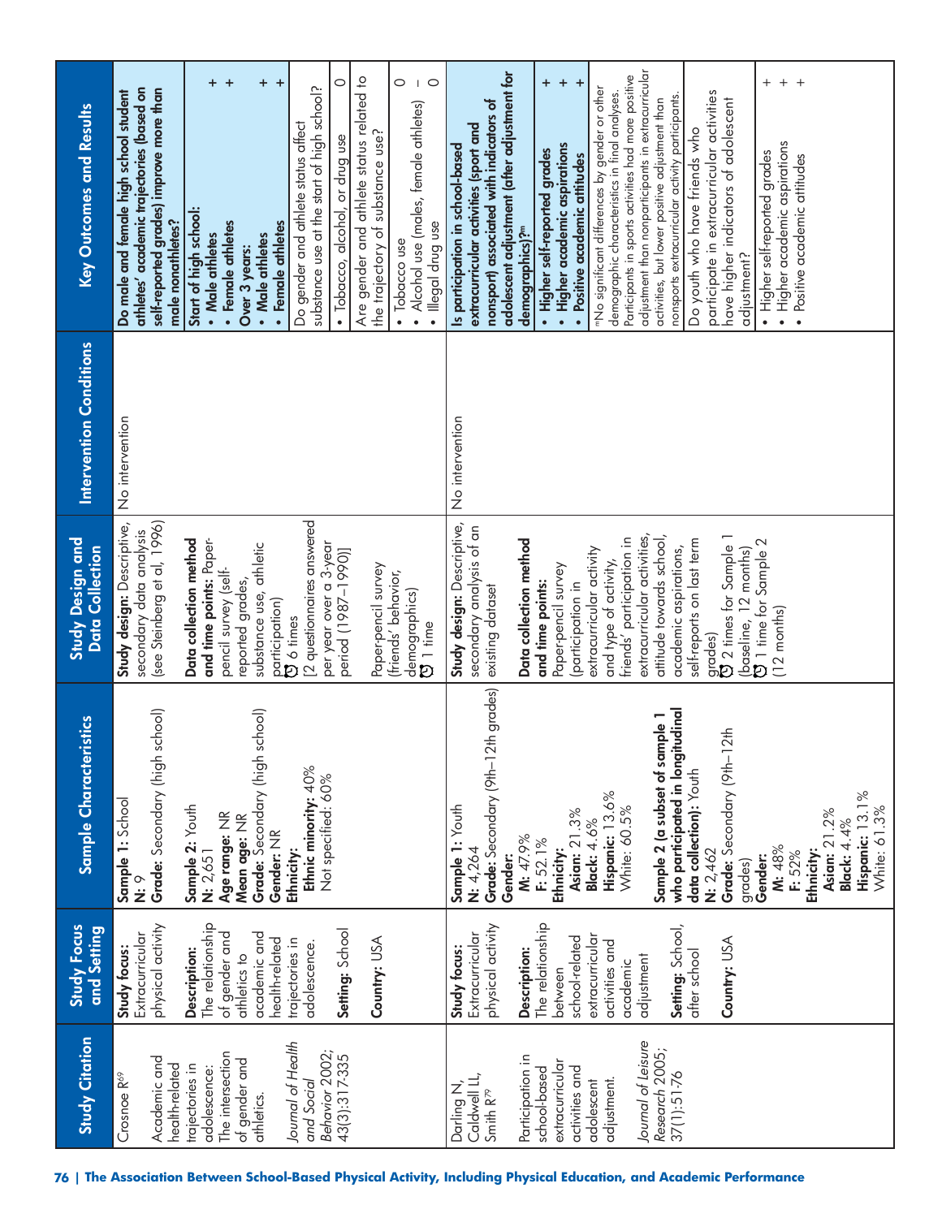| Study Citation | Study Focus and Setting | Sample Characteristics | Study Design and Data Collection | Intervention Conditions | Key Outcomes and Results |
|---|---|---|---|---|---|
| Crosnoe R[69]<br><br>Academic and health-related trajectories in adolescence: The intersection of gender and athletics.<br><br>*Journal of Health and Social Behavior* 2002; 43(3):317-335 | **Study focus:** Extracurricular physical activity<br><br>**Description:** The relationship of gender and athletics to academic and health-related trajectories in adolescence.<br><br>**Setting:** School<br><br>**Country:** USA | **Sample 1:** School<br>**N:** 9<br>**Grade:** Secondary (high school)<br><br>**Sample 2:** Youth<br>**N:** 2,651<br>**Age range:** NR<br>**Mean age:** NR<br>**Grade:** Secondary (high school)<br>**Gender:** NR<br>**Ethnicity:**<br>**Ethnic minority:** 40%<br>Not specified: 60% | **Study design:** Descriptive, secondary data analysis (see Steinberg et al, 1996)<br><br>**Data collection method and time points:** Paper-pencil survey (self-reported grades, substance use, athletic participation)<br>6 times<br>[2 questionnaires answered per year over a 3-year period (1987–1990)]<br><br>Paper-pencil survey (friends' behavior, demographics)<br>1 time | No intervention | **Do male and female high school student athletes' academic trajectories (based on self-reported grades) improve more than male nonathletes?**<br><br>**Start of high school:**<br>• **Male athletes** +<br>• **Female athletes** +<br>**Over 3 years:**<br>• **Male athletes** +<br>• **Female athletes** +<br><br>Do gender and athlete status affect substance use at the start of high school?<br>• Tobacco, alcohol, or drug use 0<br><br>Are gender and athlete status related to the trajectory of substance use?<br>• Tobacco use 0<br>• Alcohol use (males, female athletes) –<br>• Illegal drug use 0 |
| Darling N, Caldwell LL, Smith R[79]<br><br>Participation in school-based extracurricular activities and adolescent adjustment.<br><br>*Journal of Leisure Research* 2005; 37(1):51-76 | **Study focus:** Extracurricular physical activity<br><br>**Description:** The relationship between school-related extracurricular activities and academic adjustment<br><br>**Setting:** School, after school<br><br>**Country:** USA | **Sample 1:** Youth<br>**N:** 4,264<br>**Grade:** Secondary (9th–12th grades)<br>**Gender:**<br>**M:** 47.9%<br>**F:** 52.1%<br>**Ethnicity:**<br>**Asian:** 21.3%<br>**Black:** 4.6%<br>**Hispanic:** 13.6%<br>White: 60.5%<br><br>**Sample 2 (a subset of sample 1 who participated in longitudinal data collection):** Youth<br>**N:** 2,462<br>**Grade:** Secondary (9th–12th grades)<br>**Gender:**<br>**M:** 48%<br>**F:** 52%<br>**Ethnicity:**<br>**Asian:** 21.2%<br>**Black:** 4.4%<br>**Hispanic:** 13.1%<br>White: 61.3% | **Study design:** Descriptive, secondary analysis of an existing dataset<br><br>**Data collection method and time points:**<br>Paper-pencil survey (participation in extracurricular activity and type of activity, friends' participation in extracurricular activities, attitude towards school, academic aspirations, self-reports on last term grades)<br>2 times for Sample 1 (baseline, 12 months)<br>1 time for Sample 2 (12 months) | No intervention | **Is participation in school-based extracurricular activities (sport and nonsport) associated with indicators of adolescent adjustment (after adjustment for demographics)?[m]**<br>• **Higher self-reported grades** +<br>• **Higher academic aspirations** +<br>• **Positive academic attitudes** +<br><br>[m]No significant differences by gender or other demographic characteristics in final analyses. Participants in sports activities had more positive adjustment than nonparticipants in extracurricular activities, but lower positive adjustment than nonsports extracurricular activity participants.<br><br>Do youth who have friends who participate in extracurricular activities have higher indicators of adolescent adjustment?<br>• Higher self-reported grades +<br>• Higher academic aspirations +<br>• Positive academic attitudes + |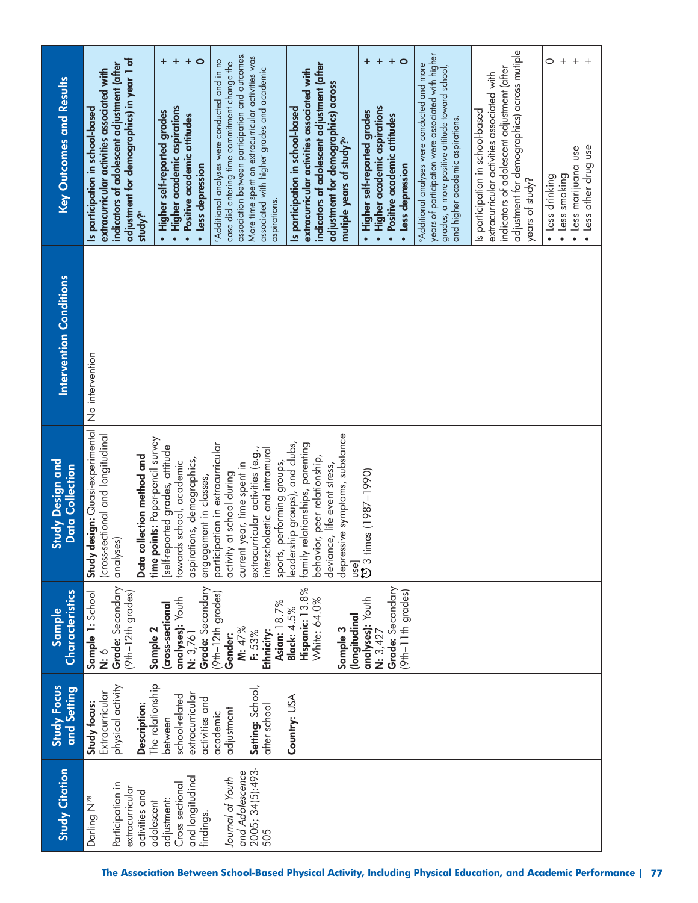| Study Citation | Study Focus and Setting | Sample Characteristics | Study Design and Data Collection | Intervention Conditions | Key Outcomes and Results |
| --- | --- | --- | --- | --- | --- |
| Darling N[78]<br><br>Participation in extracurricular activities and adolescent adjustment: Cross sectional and longitudinal findings.<br><br>*Journal of Youth and Adolescence* 2005; 34(5):493-505 | **Study focus:** Extracurricular physical activity<br><br>**Description:** The relationship between school-related extracurricular activities and academic adjustment<br><br>**Setting:** School, after school<br><br>**Country:** USA | **Sample 1:** School<br>**N:** 6<br>**Grade:** Secondary (9th–12th grades)<br><br>**Sample 2 (cross-sectional analyses):** Youth<br>**N:** 3,761<br>**Grade:** Secondary (9th–12th grades)<br>**Gender:**<br>**M:** 47%<br>**F:** 53%<br>**Ethnicity:**<br>**Asian:** 18.7%<br>**Black:** 4.5%<br>**Hispanic:** 13.8%<br>White: 64.0%<br><br>**Sample 3 (longitudinal analyses):** Youth<br>**N:** 3,427<br>**Grade:** Secondary (9th–11th grades) | **Study design:** Quasi-experimental (cross-sectional and longitudinal analyses)<br><br>**Data collection method and time points:** Paper-pencil survey [self-reported grades, attitude towards school, academic aspirations, demographics, engagement in classes, participation in extracurricular activity at school during current year, time spent in extracurricular activities (e.g., interscholastic and intramural sports, performing groups, leadership groups), and clubs, family relationships, parenting behavior, peer relationship, deviance, life event stress, depressive symptoms, substance use]<br>3 times (1987–1990) | No intervention | **Is participation in school-based extracurricular activities associated with indicators of adolescent adjustment (after adjustment for demographics) in year 1 of study?[a]**<br><br>• **Higher self-reported grades** +<br>• **Higher academic aspirations** +<br>• **Positive academic attitudes** +<br>• **Less depression** 0<br><br>[a]Additional analyses were conducted and in no case did entering time commitment change the association between participation and outcomes. More time spent on extracurricular activities was associated with higher grades and academic aspirations.<br><br>**Is participation in school-based extracurricular activities associated with indicators of adolescent adjustment (after adjustment for demographics) across mutiple years of study?[b]**<br><br>• **Higher self-reported grades** +<br>• **Higher academic aspirations** +<br>• **Positive academic attitudes** +<br>• **Less depression** 0<br><br>[b]Additional analyses were conducted and more years of participation were associated with higher grades, a more positive attitude toward school, and higher academic aspirations.<br><br>Is participation in school-based extracurricular activities associated with indicators of adolescent adjustment (after adjustment for demographics) across mutiple years of study?<br><br>• Less drinking 0<br>• Less smoking +<br>• Less marijuana use +<br>• Less other drug use + |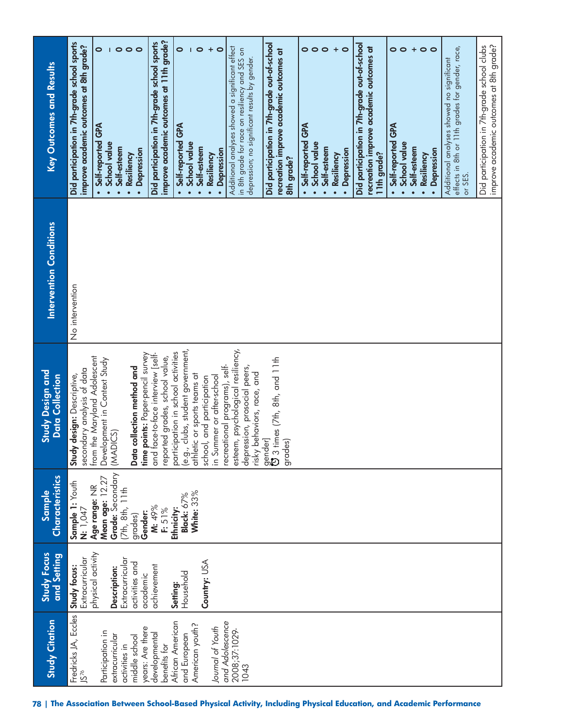| Study Citation | Study Focus and Setting | Sample Characteristics | Study Design and Data Collection | Intervention Conditions | Key Outcomes and Results | |
|---|---|---|---|---|---|---|
| Fredricks JA, Eccles JS[76]<br><br>Participation in extracurricular activities in middle school years: Are there developmental benefits for African American and European American youth?<br><br>*Journal of Youth and Adolescence* 2008;37:1029-1043 | **Study focus:** Extracurricular physical activity<br><br>**Description:** Extracurricular activities and academic achievement<br><br>**Setting:** Household<br><br>**Country:** USA | **Sample 1:** Youth<br>**N:** 1,047<br>**Age range:** NR<br>**Mean age:** 12.27<br>**Grade:** Secondary (7th, 8th, 11th grades)<br>**Gender:**<br>**M:** 49%<br>**F:** 51%<br>**Ethnicity:**<br>**Black:** 67%<br>**White:** 33% | **Study design:** Descriptive, secondary analysis of data from the Maryland Adolescent Development in Context Study (MADICS)<br><br>**Data collection method and time points:** Paper-pencil survey and face-to-face interview [self-reported grades, school value, participation in school activities (e.g., clubs, student government, athletic or sports teams at school, and participation in Summer or after-school recreational programs), self-esteem, psychological resiliency, depression, prosocial peers, risky behaviors, race, and gender]<br>3 times (7th, 8th, and 11th grades) | No intervention | **Did participation in 7th-grade school sports improve academic outcomes at 8th grade?** | |
| | | | | | • **Self-reported GPA** | 0 |
| | | | | | • **School value** | – |
| | | | | | • **Self-esteem** | 0 |
| | | | | | • **Resiliency** | 0 |
| | | | | | • **Depression** | 0 |
| | | | | | **Did participation in 7th-grade school sports improve academic outcomes at 11th grade?** | |
| | | | | | • **Self-reported GPA** | 0 |
| | | | | | • **School value** | – |
| | | | | | • **Self-esteem** | 0 |
| | | | | | • **Resiliency** | + |
| | | | | | • **Depression** | 0 |
| | | | | | Additional analyses showed a significant effect in 8th grade for race on resiliency and SES on depression; no significant results by gender. | |
| | | | | | **Did participation in 7th-grade out-of-school recreation improve academic outcomes at 8th grade?** | |
| | | | | | • **Self-reported GPA** | 0 |
| | | | | | • **School value** | 0 |
| | | | | | • **Self-esteem** | 0 |
| | | | | | • **Resiliency** | + |
| | | | | | • **Depression** | 0 |
| | | | | | **Did participation in 7th-grade out-of-school recreation improve academic outcomes at 11th grade?** | |
| | | | | | • **Self-reported GPA** | 0 |
| | | | | | • **School value** | 0 |
| | | | | | • **Self-esteem** | + |
| | | | | | • **Resiliency** | 0 |
| | | | | | • **Depression** | 0 |
| | | | | | Additional analyses showed no significant effects in 8th or 11th grades for gender, race, or SES. | |
| | | | | | Did participation in 7th-grade school clubs improve academic outcomes at 8th grade? | |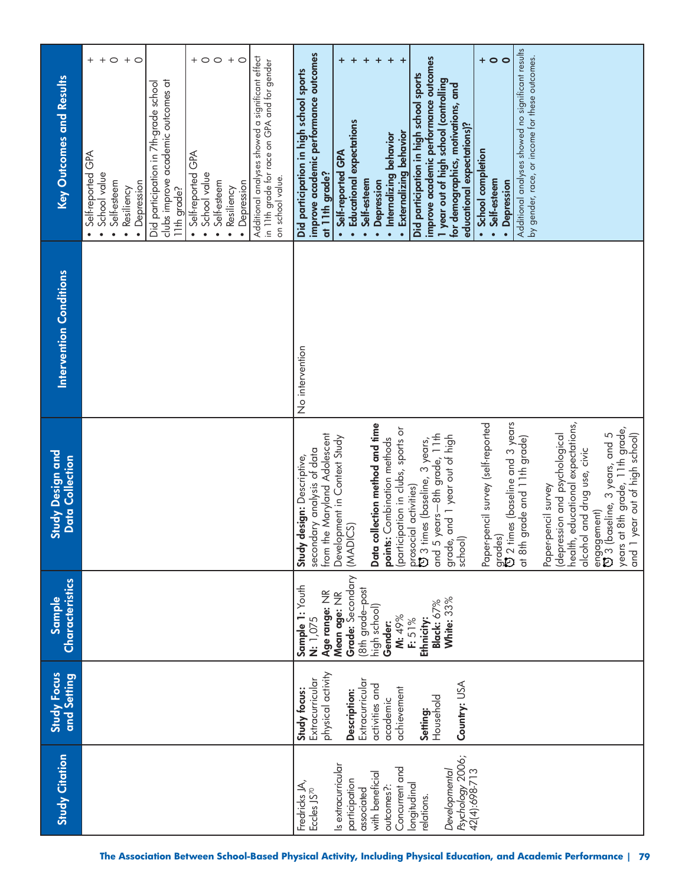| Study Citation | Study Focus and Setting | Sample Characteristics | Study Design and Data Collection | Intervention Conditions | Key Outcomes and Results |
|---|---|---|---|---|---|
| | | | | | • Self-reported GPA +<br>• School value +<br>• Self-esteem 0<br>• Resiliency +<br>• Depression 0<br><br>Did participation in 7th-grade school clubs improve academic outcomes at 11th grade?<br><br>• Self-reported GPA +<br>• School value 0<br>• Self-esteem 0<br>• Resiliency +<br>• Depression 0<br><br>Additional analyses showed a significant effect in 11th grade for race on GPA and for gender on school value. |
| Fredricks JA, Eccles JS[70]<br><br>Is extracurricular participation associated with beneficial outcomes?: Concurrent and longitudinal relations.<br><br>*Developmental Psychology* 2006; 42(4):698-713 | **Study focus:** Extracurricular physical activity<br><br>**Description:** Extracurricular activities and academic achievement<br><br>**Setting:** Household<br><br>**Country:** USA | **Sample 1:** Youth<br>**N:** 1,075<br>**Age range:** NR<br>**Mean age:** NR<br>**Grade:** Secondary (8th grade–post high school)<br>**Gender:**<br>**M:** 49%<br>**F:** 51%<br>**Ethnicity:**<br>**Black:** 67%<br>**White:** 33% | **Study design:** Descriptive, secondary analysis of data from the Maryland Adolescent Development in Context Study (MADICS)<br><br>**Data collection method and time points:** Combination methods (participation in clubs, sports or prosocial activities)<br>3 times (baseline, 3 years, and 5 years—8th grade, 11th grade, and 1 year out of high school)<br><br>Paper-pencil survey (self-reported grades)<br>2 times (baseline and 3 years at 8th grade and 11th grade)<br><br>Paper-pencil survey (depression and psychological health, educational expectations, alcohol and drug use, civic engagement)<br>3 (baseline, 3 years, and 5 years at 8th grade, 11th grade, and 1 year out of high school) | No intervention | **Did participation in high school sports improve academic performance outcomes at 11th grade?**<br><br>• **Self-reported GPA +**<br>• **Educational expectations +**<br>• **Self-esteem +**<br>• **Depression +**<br>• **Internalizing behavior +**<br>• **Externalizing behavior +**<br><br>**Did participation in high school sports improve academic performance outcomes 1 year out of high school (controlling for demographics, motivations, and educational expectations)?**<br><br>• **School completion +**<br>• **Self-esteem 0**<br>• **Depression 0**<br><br>Additional analyses showed no significant results by gender, race, or income for these outcomes. |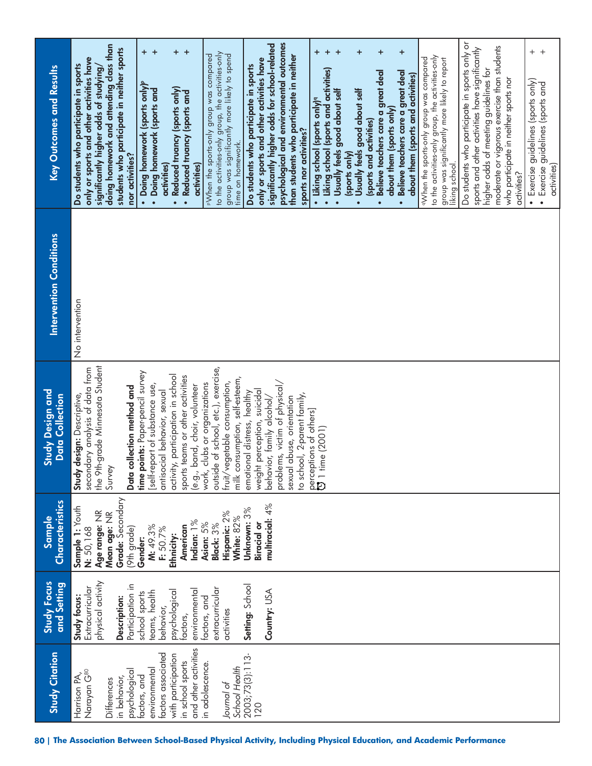| Study Citation | Study Focus and Setting | Sample Characteristics | Study Design and Data Collection | Intervention Conditions | Key Outcomes and Results |
|---|---|---|---|---|---|
| Harrison PA, Narayan G[80]<br><br>Differences in behavior, psychological factors, and environmental factors associated with participation in school sports and other activities in adolescence.<br><br>*Journal of School Health* 2003;73(3):113-120 | **Study focus:** Extracurricular physical activity<br><br>**Description:** Participation in school sports teams, health behavior, psychological factors, environmental factors, and extracurricular activities<br><br>**Setting:** School<br><br>**Country:** USA | **Sample 1:** Youth<br>**N:** 50,168<br>**Age range:** NR<br>**Mean age:** NR<br>**Grade:** Secondary (9th grade)<br>**Gender:**<br>**M:** 49.3%<br>**F:** 50.7%<br>**Ethnicity:**<br>**American Indian:** 1%<br>**Asian:** 5%<br>**Black:** 3%<br>**Hispanic:** 2%<br>**White:** 82%<br>**Unknown:** 3%<br>**Biracial or multiracial:** 4% | **Study design:** Descriptive, secondary analysis of data from the 9th-grade Minnesota Student Survey<br><br>**Data collection method and time points:** Paper-pencil survey [self-report of substance use, antisocial behavior, sexual activity, participation in school sports teams or other activities (e.g., band, choir, volunteer work, clubs or organizations outside of school, etc.), exercise, fruit/vegetable consumption, milk consumption, self-esteem, emotional distress, healthy weight perception, suicidal behavior, family alcohol/problems, victim of physical/sexual abuse, orientation to school, 2-parent family, perceptions of others]<br>1 time (2001) | No intervention | **Do students who participate in sports only or sports and other activities have significantly higher odds of studying/doing homework and attending class than students who participate in neither sports nor activities?**<br>• **Doing homework (sports only)[p]** +<br>• **Doing homework (sports and activities)** +<br>• **Reduced truancy (sports only)** +<br>• **Reduced truancy (sports and activities)** +<br><br>[p]When the sports-only group was compared to the activities-only group, the activities-only group was significantly more likely to spend time on homework.<br><br>**Do students who participate in sports only or sports and other activities have significantly higher odds for school-related psychological and environmental outcomes than students who participate in neither sports nor activities?**<br>• **Liking school (sports only)[q]** +<br>• **Liking school (sports and activities)** +<br>• **Usually feels good about self (sports only)** +<br>• **Usually feels good about self (sports and activities)** +<br>• **Believe teachers care a great deal about them (sports only)** +<br>• **Believe teachers care a great deal about them (sports and activities)** +<br><br>[q]When the sports-only group was compared to the activities-only group, the activities-only group was significantly more likely to report liking school.<br><br>Do students who participate in sports only or sports and other activities have significantly higher odds of meeting guidelines for moderate or vigorous exercise than students who participate in neither sports nor activities?<br>• Exercise guidelines (sports only) +<br>• Exercise guidelines (sports and activities) + |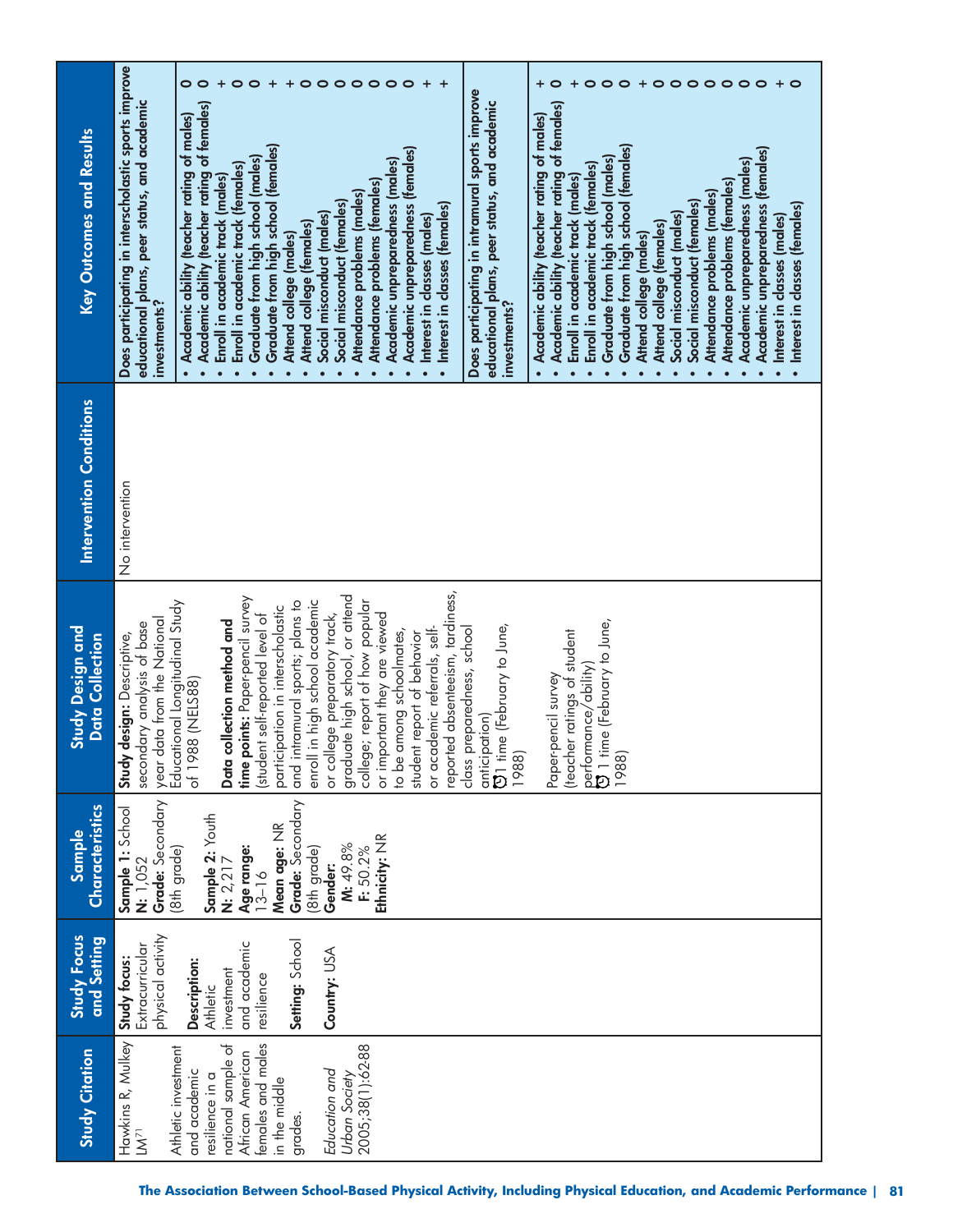| Study Citation | Study Focus and Setting | Sample Characteristics | Study Design and Data Collection | Intervention Conditions | Key Outcomes and Results | |
|---|---|---|---|---|---|---|
| Hawkins R, Mulkey LM[71]<br><br>Athletic investment and academic resilience in a national sample of African American females and males in the middle grades.<br><br>*Education and Urban Society* 2005;38(1):62-88 | **Study focus:** Extracurricular physical activity<br><br>**Description:** Athletic investment and academic resilience<br><br>**Setting:** School<br><br>**Country:** USA | **Sample 1:** School<br>**N:** 1,052<br>**Grade:** Secondary (8th grade)<br><br>**Sample 2:** Youth<br>**N:** 2,217<br>**Age range:** 13–16<br>**Mean age:** NR<br>**Grade:** Secondary (8th grade)<br>**Gender:**<br>**M:** 49.8%<br>**F:** 50.2%<br>**Ethnicity:** NR | **Study design:** Descriptive, secondary analysis of base year data from the National Educational Longitudinal Study of 1988 (NELS88)<br><br>**Data collection method and time points:** Paper-pencil survey (student self-reported level of participation in interscholastic and intramural sports; plans to enroll in high school academic or college preparatory track, graduate high school, or attend college; report of how popular or important they are viewed to be among schoolmates, student report of behavior or academic referrals, self-reported absenteeism, tardiness, class preparedness, school anticipation)<br>1 time (February to June, 1988)<br><br>Paper-pencil survey (teacher ratings of student performance/ability)<br>1 time (February to June, 1988) | No intervention | Does participating in interscholastic sports improve educational plans, peer status, and academic investments? | |
| | | | | | • Academic ability (teacher rating of males) | 0 |
| | | | | | • Academic ability (teacher rating of females) | 0 |
| | | | | | • Enroll in academic track (males) | + |
| | | | | | • Enroll in academic track (females) | 0 |
| | | | | | • Graduate from high school (males) | 0 |
| | | | | | • Graduate from high school (females) | + |
| | | | | | • Attend college (males) | + |
| | | | | | • Attend college (females) | 0 |
| | | | | | • Social misconduct (males) | 0 |
| | | | | | • Social misconduct (females) | 0 |
| | | | | | • Attendance problems (males) | 0 |
| | | | | | • Attendance problems (females) | 0 |
| | | | | | • Academic unpreparedness (males) | 0 |
| | | | | | • Academic unpreparedness (females) | 0 |
| | | | | | • Interest in classes (males) | + |
| | | | | | • Interest in classes (females) | + |
| | | | | | Does participating in intramural sports improve educational plans, peer status, and academic investments? | |
| | | | | | • Academic ability (teacher rating of males) | + |
| | | | | | • Academic ability (teacher rating of females) | 0 |
| | | | | | • Enroll in academic track (males) | + |
| | | | | | • Enroll in academic track (females) | 0 |
| | | | | | • Graduate from high school (males) | 0 |
| | | | | | • Graduate from high school (females) | 0 |
| | | | | | • Attend college (males) | + |
| | | | | | • Attend college (females) | 0 |
| | | | | | • Social misconduct (males) | 0 |
| | | | | | • Social misconduct (females) | 0 |
| | | | | | • Attendance problems (males) | 0 |
| | | | | | • Attendance problems (females) | 0 |
| | | | | | • Academic unpreparedness (males) | 0 |
| | | | | | • Academic unpreparedness (females) | 0 |
| | | | | | • Interest in classes (males) | + |
| | | | | | • Interest in classes (females) | 0 |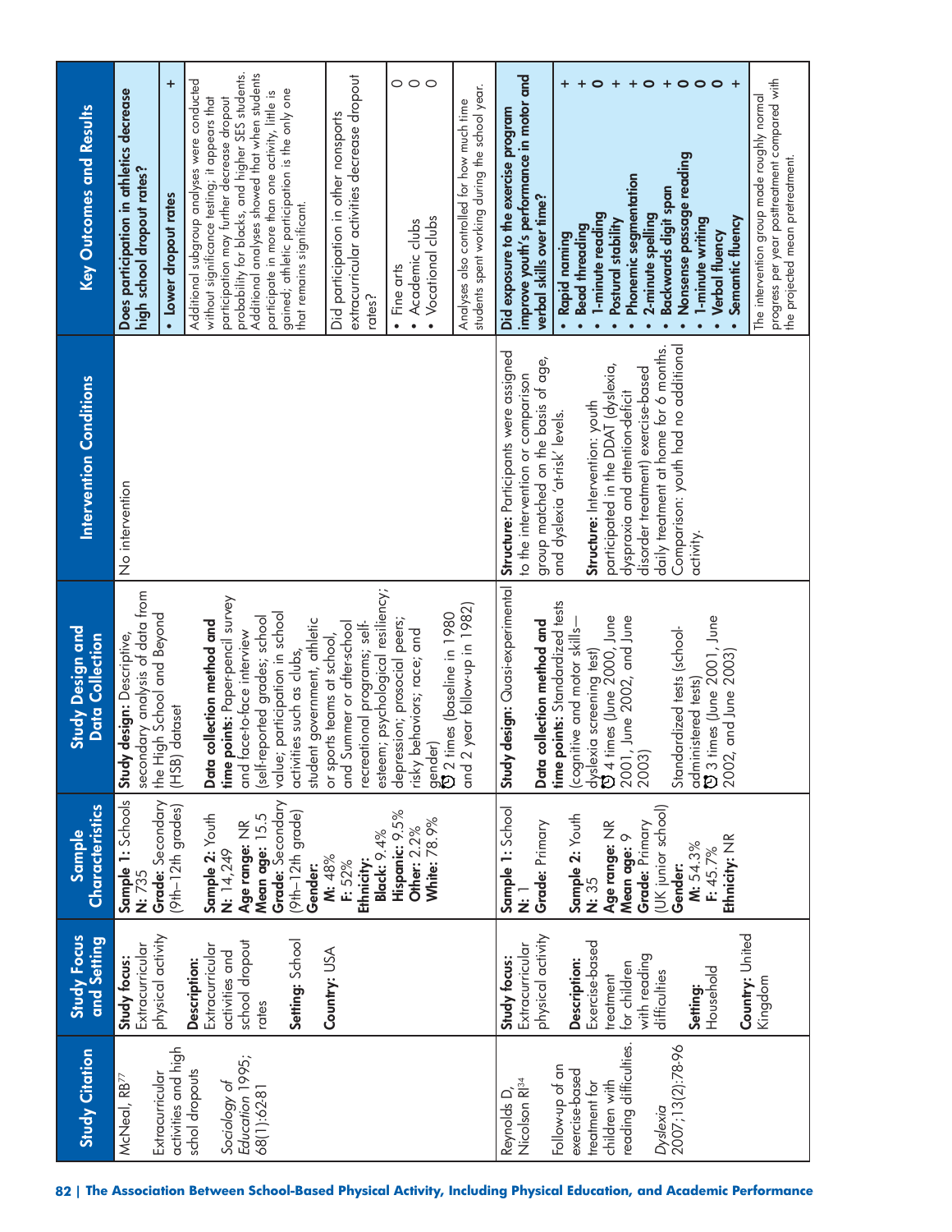| Study Citation | Study Focus and Setting | Sample Characteristics | Study Design and Data Collection | Intervention Conditions | Key Outcomes and Results | |
|---|---|---|---|---|---|---|
| McNeal, RB[77]<br><br>Extracurricular activities and high schol dropouts<br><br>*Sociology of Education* 1995; 68(1):62-81 | **Study focus:** Extracurricular physical activity<br><br>**Description:** Extracurricular activities and school dropout rates<br><br>**Setting:** School<br><br>**Country:** USA | **Sample 1:** Schools<br>**N:** 735<br>**Grade:** Secondary (9th–12th grades)<br><br>**Sample 2:** Youth<br>**N:** 14,249<br>**Age range:** NR<br>**Mean age:** 15.5<br>**Grade:** Secondary (9th–12th grade)<br>**Gender:**<br>**M:** 48%<br>**F:** 52%<br>**Ethnicity:**<br>**Black:** 9.4%<br>**Hispanic:** 9.5%<br>**Other:** 2.2%<br>**White:** 78.9% | **Study design:** Descriptive, secondary analysis of data from the High School and Beyond (HSB) dataset<br><br>**Data collection method and time points:** Paper-pencil survey and face-to-face interview (self-reported grades; school value; participation in school activities such as clubs, student government, athletic or sports teams at school, and Summer or after-school recreational programs; self-esteem; psychological resiliency; depression; prosocial peers; risky behaviors; race; and gender)<br>2 times (baseline in 1980 and 2 year follow-up in 1982) | No intervention | **Does participation in athletics decrease high school dropout rates?** | |
| | | | | | • Lower dropout rates | + |
| | | | | | Additional subgroup analyses were conducted without significance testing; it appears that participation may further decrease dropout probability for blacks, and higher SES students. Additional analyses showed that when students participate in more than one activity, little is gained; athletic participation is the only one that remains significant. | |
| | | | | | Did participation in other nonsports extracurricular activities decrease dropout rates? | |
| | | | | | • Fine arts<br>• Academic clubs<br>• Vocational clubs | O<br>O<br>O |
| | | | | | Analyses also controlled for how much time students spent working during the school year. | |
| Reynolds D, Nicolson RI[34]<br><br>Follow-up of an exercise-based treatment for children with reading difficulties.<br><br>*Dyslexia* 2007;13(2):78-96 | **Study focus:** Extracurricular physical activity<br><br>**Description:** Exercise-based treatment for children with reading difficulties<br><br>**Setting:** Household<br><br>**Country:** United Kingdom | **Sample 1:** School<br>**N:** 1<br>**Grade:** Primary<br><br>**Sample 2:** Youth<br>**N:** 35<br>**Age range:** NR<br>**Mean age:** 9<br>**Grade:** Primary (UK junior school)<br>**Gender:**<br>**M:** 54.3%<br>**F:** 45.7%<br>**Ethnicity:** NR | **Study design:** Quasi-experimental<br><br>**Data collection method and time points:** Standardized tests (cognitive and motor skills—dyslexia screening test)<br>4 times (June 2000, June 2001, June 2002, and June 2003)<br><br>Standardized tests (school-administered tests)<br>3 times (June 2001, June 2002, and June 2003) | **Structure:** Participants were assigned to the intervention or comparison group matched on the basis of age, and dyslexia 'at-risk' levels.<br><br>**Structure:** Intervention: youth participated in the DDAT (dyslexia, dyspraxia and attention-deficit disorder treatment) exercise-based daily treatment at home for 6 months. Comparison: youth had no additional activity. | **Did exposure to the exercise program improve youth's performance in motor and verbal skills over time?** | |
| | | | | | • **Rapid naming**<br>• **Bead threading**<br>• **1-minute reading**<br>• **Postural stability**<br>• **Phonemic segmentation**<br>• **2-minute spelling**<br>• **Backwards digit span**<br>• **Nonsense passage reading**<br>• **1-minute writing**<br>• **Verbal fluency**<br>• **Semantic fluency** | +<br>+<br>O<br>+<br>+<br>O<br>+<br>O<br>O<br>O<br>+ |
| | | | | | The intervention group made roughly normal progress per year posttreatment compared with the projected mean pretreatment. | |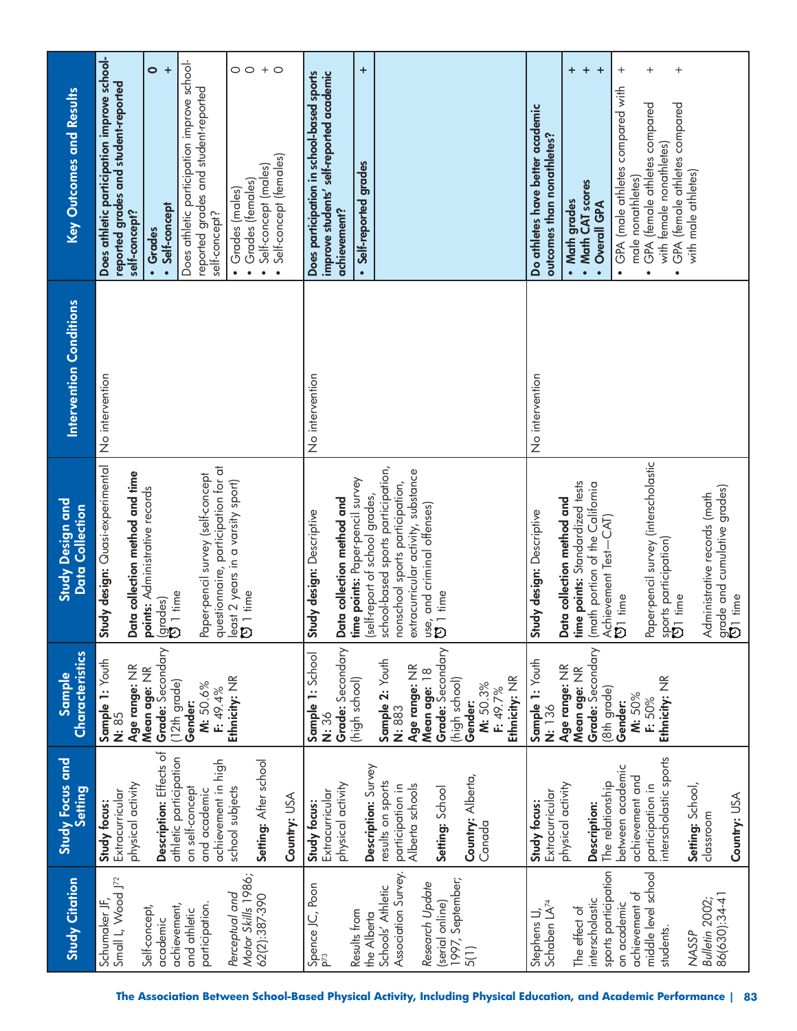| Study Citation | Study Focus and Setting | Sample Characteristics | Study Design and Data Collection | Intervention Conditions | Key Outcomes and Results | |
|---|---|---|---|---|---|---|
| Schumaker JF, Small L, Wood J[72]<br><br>Self-concept, academic achievement, and athletic participation.<br><br>*Perceptual and Motor Skills* 1986; 62(2):387-390 | **Study focus:** Extracurricular physical activity<br><br>**Description:** Effects of athletic participation on self-concept and academic achievement in high school subjects<br><br>**Setting:** After school<br><br>**Country:** USA | **Sample 1:** Youth<br>**N:** 85<br>**Age range:** NR<br>**Mean age:** NR<br>**Grade:** Secondary (12th grade)<br>**Gender:**<br>**M:** 50.6%<br>**F:** 49.4%<br>**Ethnicity:** NR | **Study design:** Quasi-experimental<br><br>**Data collection method and time points:** Administrative records (grades)<br>1 time<br><br>Paper-pencil survey (self-concept questionnaire, participation for at least 2 years in a varsity sport)<br>1 time | No intervention | **Does athletic participation improve school-reported grades and student-reported self-concept?** | |
| | | | | | • **Grades** | **0** |
| | | | | | • **Self-concept** | **+** |
| | | | | | Does athletic participation improve school-reported grades and student-reported self-concept? | |
| | | | | | • Grades (males) | 0 |
| | | | | | • Grades (females) | 0 |
| | | | | | • Self-concept (males) | + |
| | | | | | • Self-concept (females) | 0 |
| Spence JC, Poon P[73]<br><br>Results from the Alberta Schools' Athletic Association Survey.<br><br>*Research Update* (serial online) 1997, September; 5(1) | **Study focus:** Extracurricular physical activity<br><br>**Description:** Survey results on sports participation in Alberta schools<br><br>**Setting:** School<br><br>**Country:** Alberta, Canada | **Sample 1:** School<br>**N:** 36<br>**Grade:** Secondary (high school)<br><br>**Sample 2:** Youth<br>**N:** 883<br>**Age range:** NR<br>**Mean age:** 18<br>**Grade:** Secondary (high school)<br>**Gender:**<br>**M:** 50.3%<br>**F:** 49.7%<br>**Ethnicity:** NR | **Study design:** Descriptive<br><br>**Data collection method and time points:** Paper-pencil survey (self-report of school grades, school-based sports participation, nonschool sports participation, extracurricular activity, substance use, and criminal offenses)<br>1 time | No intervention | **Does participation in school-based sports improve students' self-reported academic achievement?** | |
| | | | | | • **Self-reported grades** | **+** |
| Stephens LJ, Schaben LA[74]<br><br>The effect of interscholastic sports participation on academic achievement of middle level school students.<br><br>*NASSP Bulletin* 2002; 86(630):34-41 | **Study focus:** Extracurricular physical activity<br><br>**Description:** The relationship between academic achievement and participation in interscholastic sports<br><br>**Setting:** School, classroom<br><br>**Country:** USA | **Sample 1:** Youth<br>**N:** 136<br>**Age range:** NR<br>**Mean age:** NR<br>**Grade:** Secondary (8th grade)<br>**Gender:**<br>**M:** 50%<br>**F:** 50%<br>**Ethnicity:** NR | **Study design:** Descriptive<br><br>**Data collection method and time points:** Standardized tests (math portion of the California Achievement Test—CAT)<br>1 time<br><br>Paper-pencil survey (interscholastic sports participation)<br>1 time<br><br>Administrative records (math grade and cumulative grades)<br>1 time | No intervention | **Do athletes have better academic outcomes than nonathletes?** | |
| | | | | | • **Math grades** | **+** |
| | | | | | • **Math CAT scores** | **+** |
| | | | | | • **Overall GPA** | **+** |
| | | | | | • GPA (male athletes compared with male nonathletes) | + |
| | | | | | • GPA (female athletes compared with female nonathletes) | + |
| | | | | | • GPA (female athletes compared with male athletes) | + |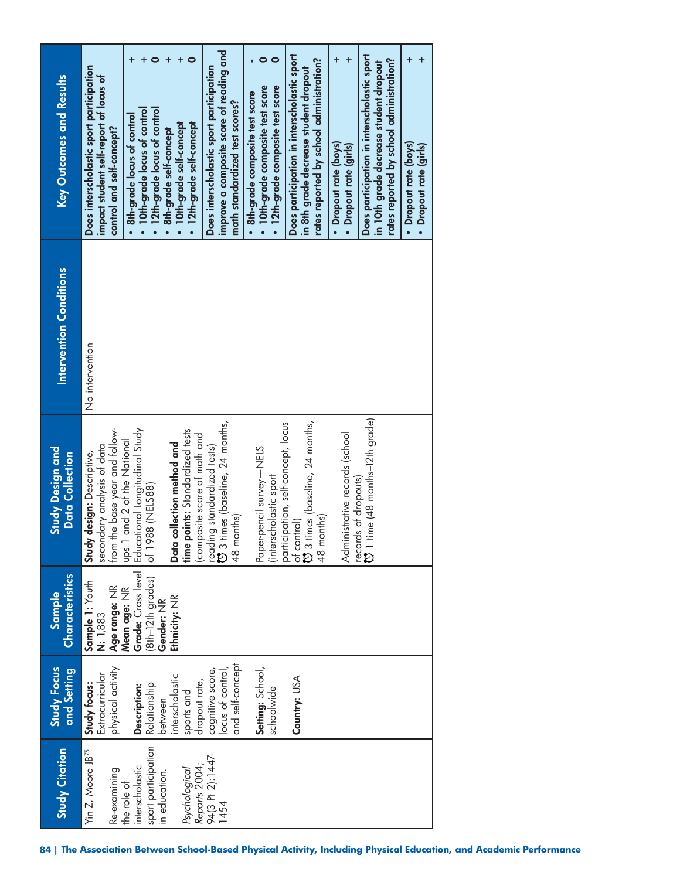| Study Citation | Study Focus and Setting | Sample Characteristics | Study Design and Data Collection | Intervention Conditions | Key Outcomes and Results | |
|---|---|---|---|---|---|---|
| Yin Z, Moore JB[75]<br><br>Re-examining the role of interscholastic sport participation in education.<br><br>*Psychological Reports* 2004; 94(3 Pt 2):1447-1454 | **Study focus:** Extracurricular physical activity<br><br>**Description:** Relationship between interscholastic sports and dropout rate, cognitive score, locus of control, and self-concept<br><br>**Setting:** School, schoolwide<br><br>**Country:** USA | **Sample 1:** Youth<br>**N:** 1,883<br>**Age range:** NR<br>**Mean age:** NR<br>**Grade:** Cross level (8th–12th grades)<br>**Gender:** NR<br>**Ethnicity:** NR | **Study design:** Descriptive, secondary analysis of data from the base year and follow-ups 1 and 2 of the National Educational Longitudinal Study of 1988 (NELS88)<br><br>**Data collection method and time points:** Standardized tests (composite score of math and reading standardized tests)<br>3 times (baseline, 24 months, 48 months)<br><br>Paper-pencil survey—NELS (interscholastic sport participation, self-concept, locus of control)<br>3 times (baseline, 24 months, 48 months)<br><br>Administrative records (school records of dropouts)<br>1 time (48 months–12th grade) | No intervention | **Does interscholastic sport participation impact student self-report of locus of control and self-concept?** | |
| | | | | | • 8th-grade locus of control | + |
| | | | | | • 10th-grade locus of control | + |
| | | | | | • 12th-grade locus of control | 0 |
| | | | | | • 8th-grade self-concept | + |
| | | | | | • 10th-grade self-concept | + |
| | | | | | • 12th-grade self-concept | 0 |
| | | | | | **Does interscholastic sport participation improve a composite score of reading and math standardized test scores?** | |
| | | | | | • 8th-grade composite test score | - |
| | | | | | • 10th-grade composite test score | 0 |
| | | | | | • 12th-grade composite test score | 0 |
| | | | | | **Does participation in interscholastic sport in 8th grade decrease student dropout rates reported by school administration?** | |
| | | | | | • Dropout rate (boys) | + |
| | | | | | • Dropout rate (girls) | + |
| | | | | | **Does participation in interscholastic sport in 10th grade decrease student dropout rates reported by school administration?** | |
| | | | | | • Dropout rate (boys) | + |
| | | | | | • Dropout rate (girls) | + |